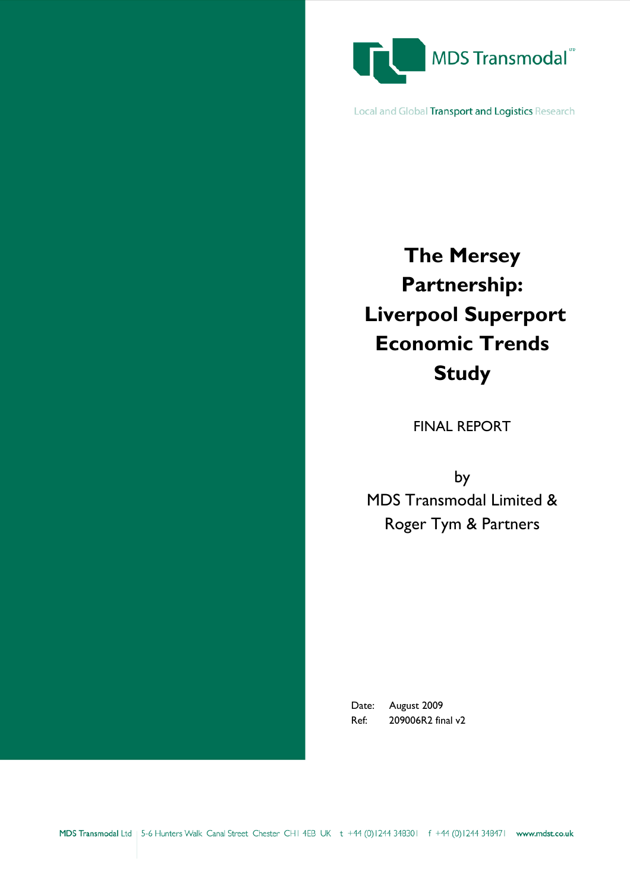MDS Transmodal

Local and Global Transport and Logistics Research

# The Mersey Partnership: Liverpool Superport Economic Trends Study

FINAL REPORT

by
MDS Transmodal Limited &
Roger Tym & Partners

Date: August 2009
Ref: 209006R2 final v2

MDS Transmodal Ltd | 5-6 Hunters Walk Canal Street Chester CH1 4EB UK t +44 (0)1244 348301 f +44 (0)1244 348471 www.mdst.co.uk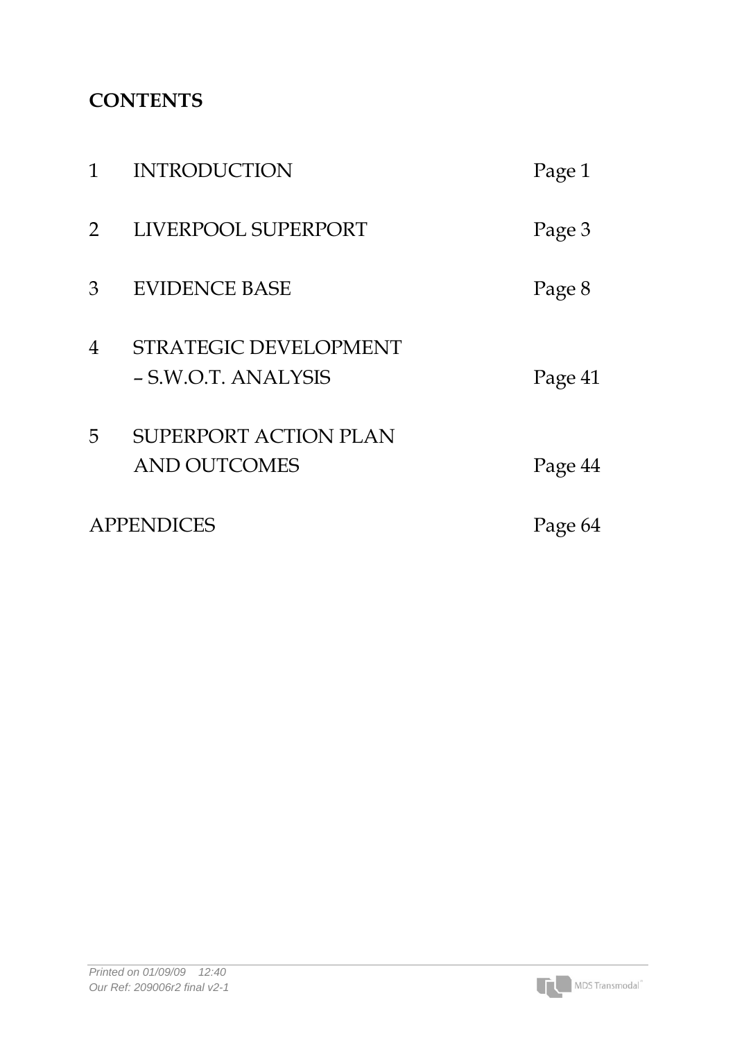## CONTENTS

| | | |
|---|---|---|
| 1 | INTRODUCTION | Page 1 |
| 2 | LIVERPOOL SUPERPORT | Page 3 |
| 3 | EVIDENCE BASE | Page 8 |
| 4 | STRATEGIC DEVELOPMENT – S.W.O.T. ANALYSIS | Page 41 |
| 5 | SUPERPORT ACTION PLAN AND OUTCOMES | Page 44 |
| | APPENDICES | Page 64 |

*Printed on 01/09/09 12:40*
*Our Ref: 209006r2 final v2-1*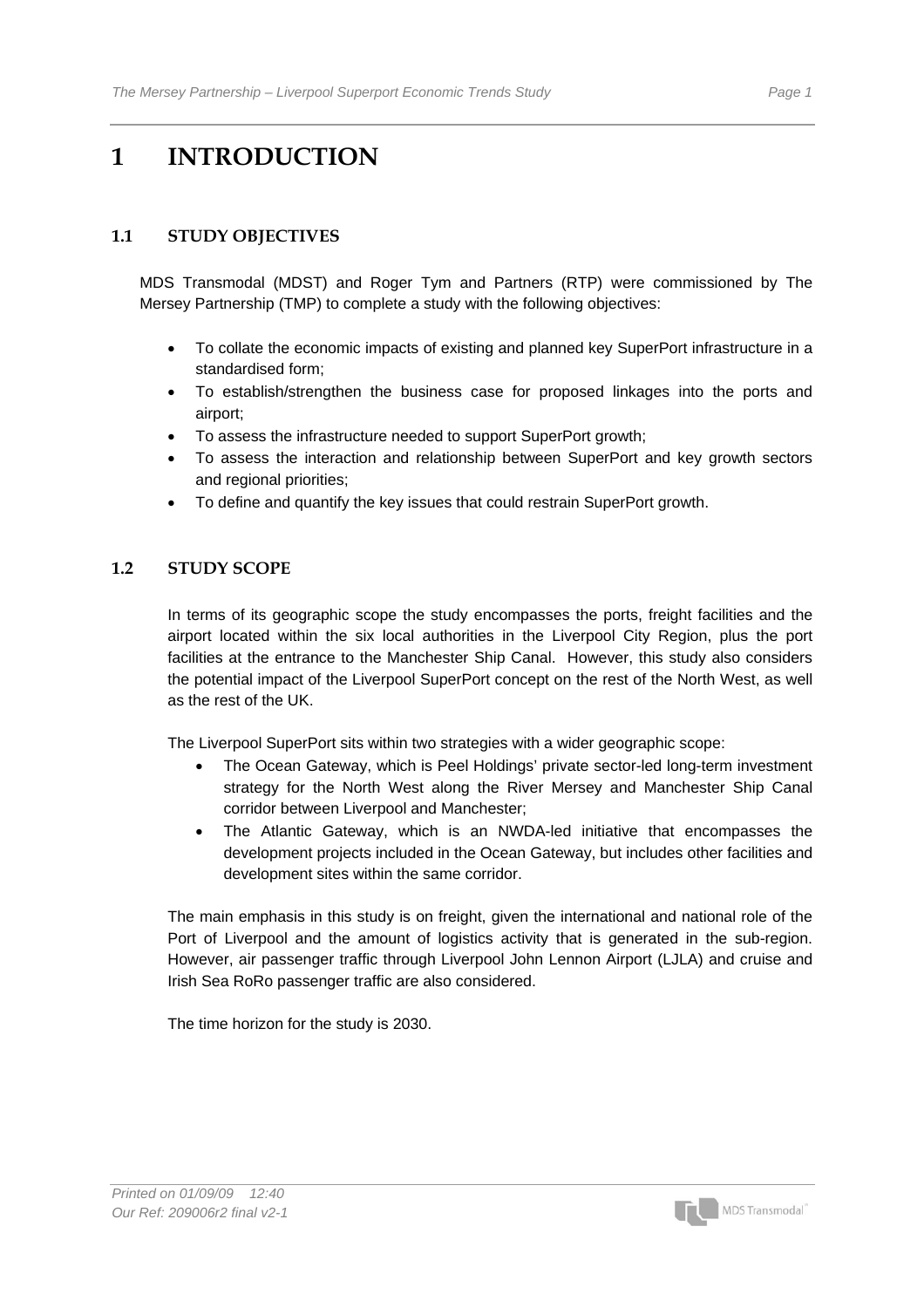# 1 INTRODUCTION

## 1.1 STUDY OBJECTIVES

MDS Transmodal (MDST) and Roger Tym and Partners (RTP) were commissioned by The Mersey Partnership (TMP) to complete a study with the following objectives:

- To collate the economic impacts of existing and planned key SuperPort infrastructure in a standardised form;
- To establish/strengthen the business case for proposed linkages into the ports and airport;
- To assess the infrastructure needed to support SuperPort growth;
- To assess the interaction and relationship between SuperPort and key growth sectors and regional priorities;
- To define and quantify the key issues that could restrain SuperPort growth.

## 1.2 STUDY SCOPE

In terms of its geographic scope the study encompasses the ports, freight facilities and the airport located within the six local authorities in the Liverpool City Region, plus the port facilities at the entrance to the Manchester Ship Canal. However, this study also considers the potential impact of the Liverpool SuperPort concept on the rest of the North West, as well as the rest of the UK.

The Liverpool SuperPort sits within two strategies with a wider geographic scope:

- The Ocean Gateway, which is Peel Holdings' private sector-led long-term investment strategy for the North West along the River Mersey and Manchester Ship Canal corridor between Liverpool and Manchester;
- The Atlantic Gateway, which is an NWDA-led initiative that encompasses the development projects included in the Ocean Gateway, but includes other facilities and development sites within the same corridor.

The main emphasis in this study is on freight, given the international and national role of the Port of Liverpool and the amount of logistics activity that is generated in the sub-region. However, air passenger traffic through Liverpool John Lennon Airport (LJLA) and cruise and Irish Sea RoRo passenger traffic are also considered.

The time horizon for the study is 2030.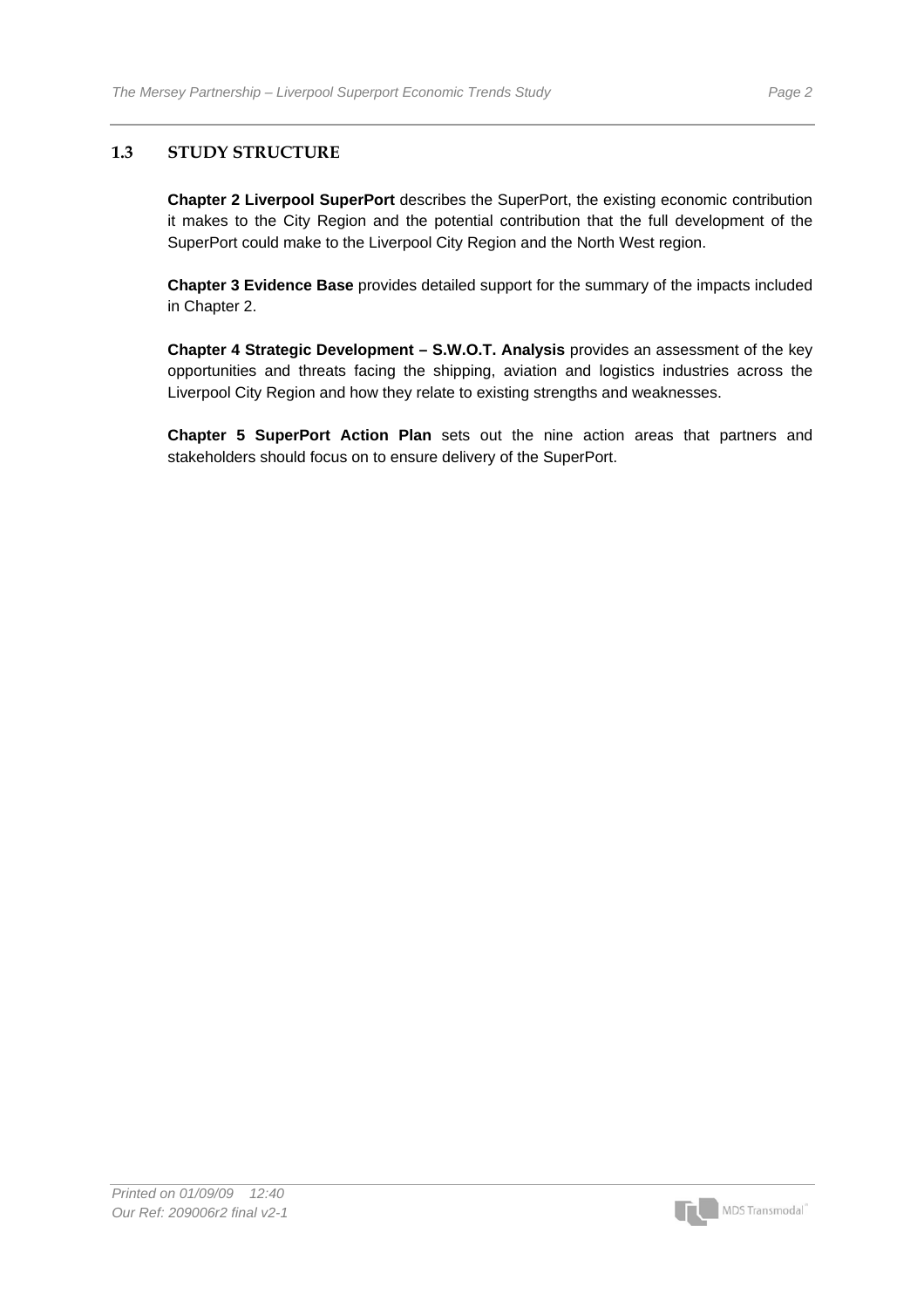### 1.3 STUDY STRUCTURE

**Chapter 2 Liverpool SuperPort** describes the SuperPort, the existing economic contribution it makes to the City Region and the potential contribution that the full development of the SuperPort could make to the Liverpool City Region and the North West region.

**Chapter 3 Evidence Base** provides detailed support for the summary of the impacts included in Chapter 2.

**Chapter 4 Strategic Development – S.W.O.T. Analysis** provides an assessment of the key opportunities and threats facing the shipping, aviation and logistics industries across the Liverpool City Region and how they relate to existing strengths and weaknesses.

**Chapter 5 SuperPort Action Plan** sets out the nine action areas that partners and stakeholders should focus on to ensure delivery of the SuperPort.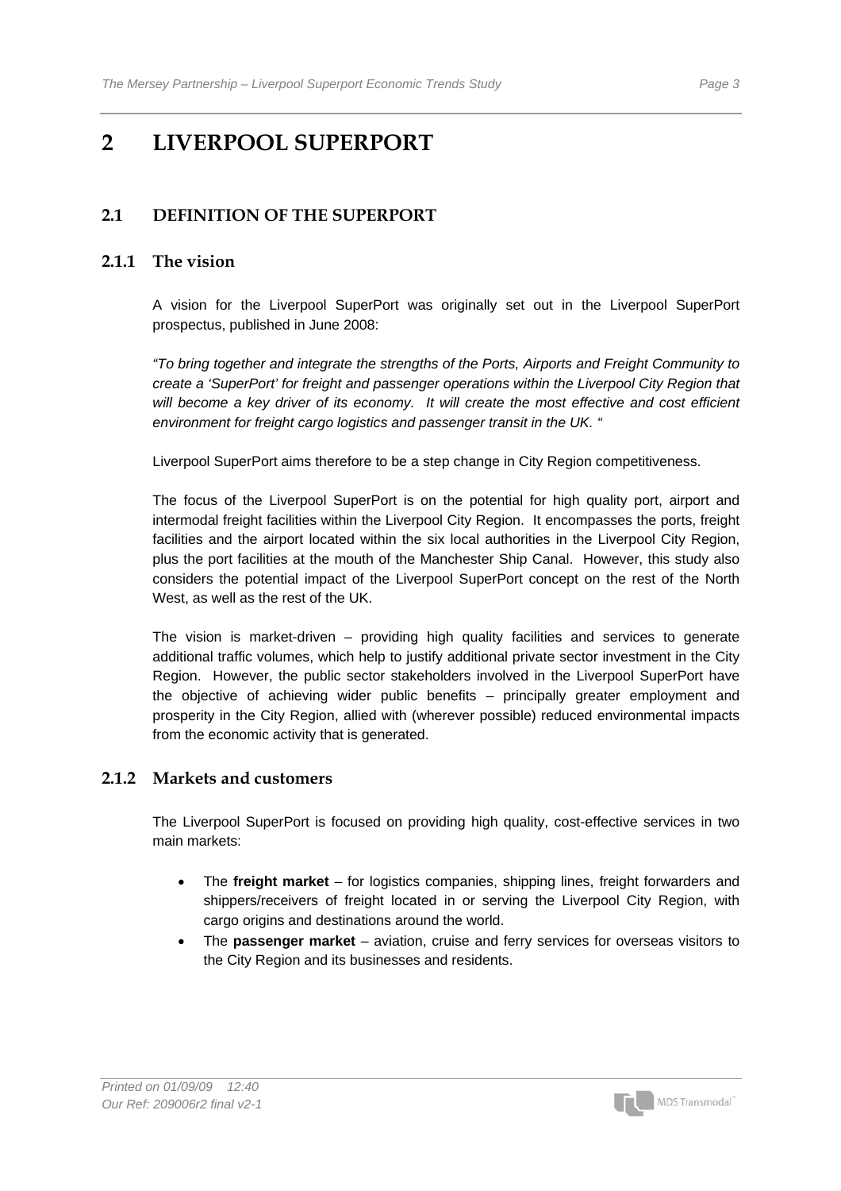# 2 LIVERPOOL SUPERPORT

## 2.1 DEFINITION OF THE SUPERPORT

### 2.1.1 The vision

A vision for the Liverpool SuperPort was originally set out in the Liverpool SuperPort prospectus, published in June 2008:

*"To bring together and integrate the strengths of the Ports, Airports and Freight Community to create a 'SuperPort' for freight and passenger operations within the Liverpool City Region that will become a key driver of its economy. It will create the most effective and cost efficient environment for freight cargo logistics and passenger transit in the UK. "*

Liverpool SuperPort aims therefore to be a step change in City Region competitiveness.

The focus of the Liverpool SuperPort is on the potential for high quality port, airport and intermodal freight facilities within the Liverpool City Region. It encompasses the ports, freight facilities and the airport located within the six local authorities in the Liverpool City Region, plus the port facilities at the mouth of the Manchester Ship Canal. However, this study also considers the potential impact of the Liverpool SuperPort concept on the rest of the North West, as well as the rest of the UK.

The vision is market-driven – providing high quality facilities and services to generate additional traffic volumes, which help to justify additional private sector investment in the City Region. However, the public sector stakeholders involved in the Liverpool SuperPort have the objective of achieving wider public benefits – principally greater employment and prosperity in the City Region, allied with (wherever possible) reduced environmental impacts from the economic activity that is generated.

### 2.1.2 Markets and customers

The Liverpool SuperPort is focused on providing high quality, cost-effective services in two main markets:

- The **freight market** – for logistics companies, shipping lines, freight forwarders and shippers/receivers of freight located in or serving the Liverpool City Region, with cargo origins and destinations around the world.
- The **passenger market** – aviation, cruise and ferry services for overseas visitors to the City Region and its businesses and residents.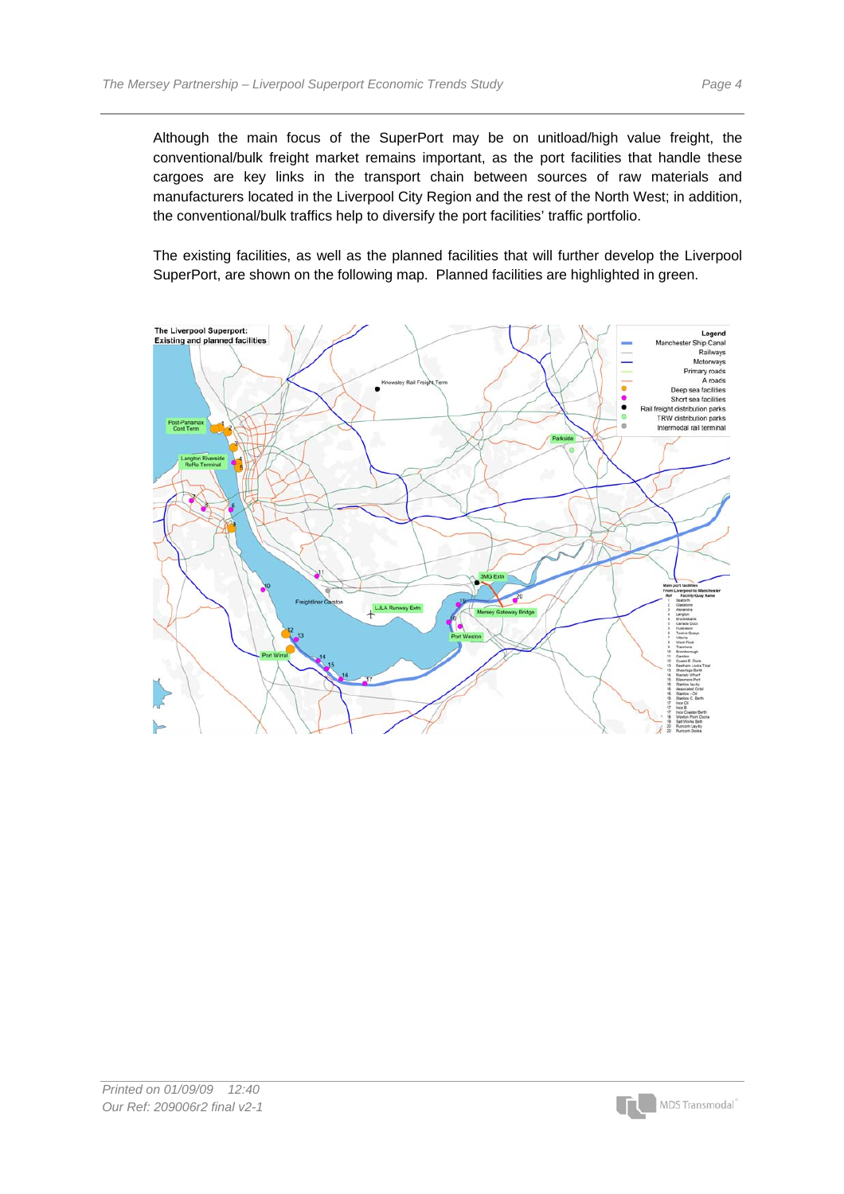Although the main focus of the SuperPort may be on unitload/high value freight, the conventional/bulk freight market remains important, as the port facilities that handle these cargoes are key links in the transport chain between sources of raw materials and manufacturers located in the Liverpool City Region and the rest of the North West; in addition, the conventional/bulk traffics help to diversify the port facilities' traffic portfolio.

The existing facilities, as well as the planned facilities that will further develop the Liverpool SuperPort, are shown on the following map. Planned facilities are highlighted in green.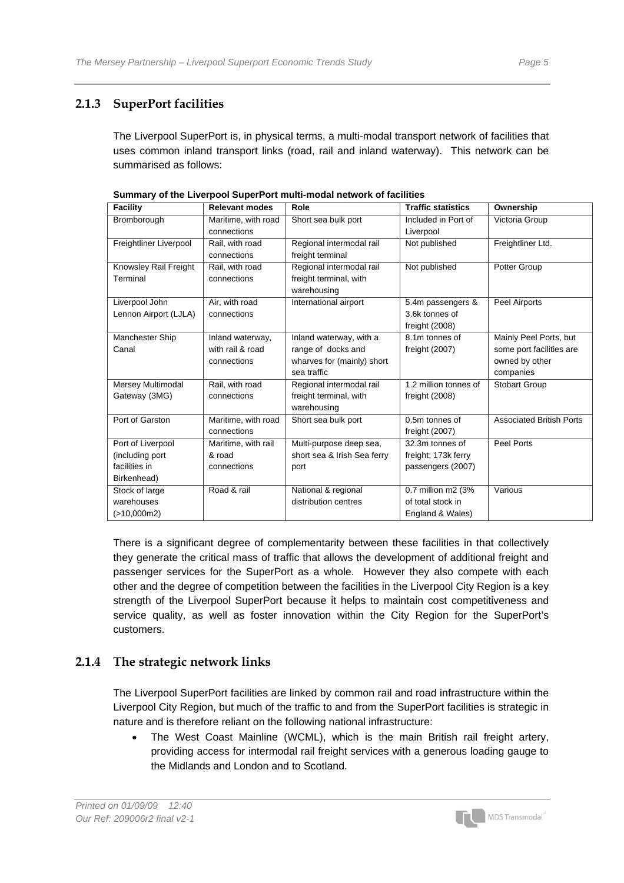### 2.1.3 SuperPort facilities

The Liverpool SuperPort is, in physical terms, a multi-modal transport network of facilities that uses common inland transport links (road, rail and inland waterway). This network can be summarised as follows:

**Summary of the Liverpool SuperPort multi-modal network of facilities**

| Facility | Relevant modes | Role | Traffic statistics | Ownership |
|---|---|---|---|---|
| Bromborough | Maritime, with road connections | Short sea bulk port | Included in Port of Liverpool | Victoria Group |
| Freightliner Liverpool | Rail, with road connections | Regional intermodal rail freight terminal | Not published | Freightliner Ltd. |
| Knowsley Rail Freight Terminal | Rail, with road connections | Regional intermodal rail freight terminal, with warehousing | Not published | Potter Group |
| Liverpool John Lennon Airport (LJLA) | Air, with road connections | International airport | 5.4m passengers & 3.6k tonnes of freight (2008) | Peel Airports |
| Manchester Ship Canal | Inland waterway, with rail & road connections | Inland waterway, with a range of docks and wharves for (mainly) short sea traffic | 8.1m tonnes of freight (2007) | Mainly Peel Ports, but some port facilities are owned by other companies |
| Mersey Multimodal Gateway (3MG) | Rail, with road connections | Regional intermodal rail freight terminal, with warehousing | 1.2 million tonnes of freight (2008) | Stobart Group |
| Port of Garston | Maritime, with road connections | Short sea bulk port | 0.5m tonnes of freight (2007) | Associated British Ports |
| Port of Liverpool (including port facilities in Birkenhead) | Maritime, with rail & road connections | Multi-purpose deep sea, short sea & Irish Sea ferry port | 32.3m tonnes of freight; 173k ferry passengers (2007) | Peel Ports |
| Stock of large warehouses (>10,000m2) | Road & rail | National & regional distribution centres | 0.7 million m2 (3% of total stock in England & Wales) | Various |

There is a significant degree of complementarity between these facilities in that collectively they generate the critical mass of traffic that allows the development of additional freight and passenger services for the SuperPort as a whole. However they also compete with each other and the degree of competition between the facilities in the Liverpool City Region is a key strength of the Liverpool SuperPort because it helps to maintain cost competitiveness and service quality, as well as foster innovation within the City Region for the SuperPort's customers.

### 2.1.4 The strategic network links

The Liverpool SuperPort facilities are linked by common rail and road infrastructure within the Liverpool City Region, but much of the traffic to and from the SuperPort facilities is strategic in nature and is therefore reliant on the following national infrastructure:

- The West Coast Mainline (WCML), which is the main British rail freight artery, providing access for intermodal rail freight services with a generous loading gauge to the Midlands and London and to Scotland.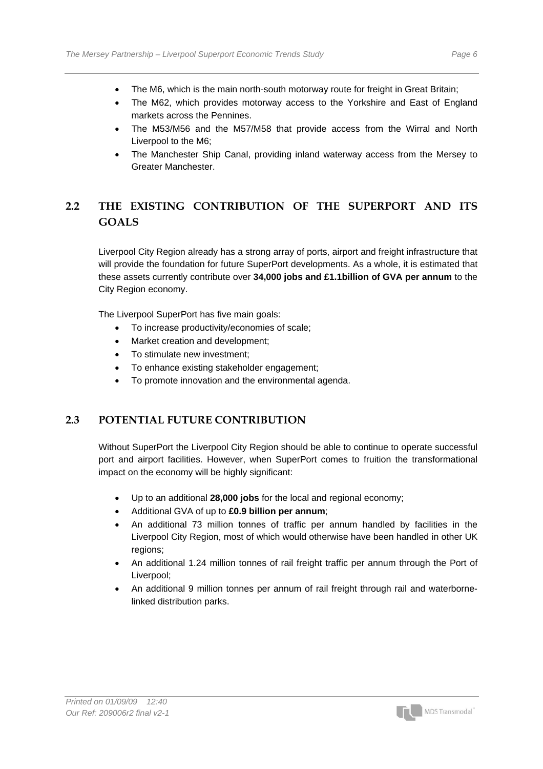- The M6, which is the main north-south motorway route for freight in Great Britain;
- The M62, which provides motorway access to the Yorkshire and East of England markets across the Pennines.
- The M53/M56 and the M57/M58 that provide access from the Wirral and North Liverpool to the M6;
- The Manchester Ship Canal, providing inland waterway access from the Mersey to Greater Manchester.

## 2.2 THE EXISTING CONTRIBUTION OF THE SUPERPORT AND ITS GOALS

Liverpool City Region already has a strong array of ports, airport and freight infrastructure that will provide the foundation for future SuperPort developments. As a whole, it is estimated that these assets currently contribute over **34,000 jobs and £1.1billion of GVA per annum** to the City Region economy.

The Liverpool SuperPort has five main goals:

- To increase productivity/economies of scale;
- Market creation and development;
- To stimulate new investment;
- To enhance existing stakeholder engagement;
- To promote innovation and the environmental agenda.

## 2.3 POTENTIAL FUTURE CONTRIBUTION

Without SuperPort the Liverpool City Region should be able to continue to operate successful port and airport facilities. However, when SuperPort comes to fruition the transformational impact on the economy will be highly significant:

- Up to an additional **28,000 jobs** for the local and regional economy;
- Additional GVA of up to **£0.9 billion per annum**;
- An additional 73 million tonnes of traffic per annum handled by facilities in the Liverpool City Region, most of which would otherwise have been handled in other UK regions;
- An additional 1.24 million tonnes of rail freight traffic per annum through the Port of Liverpool;
- An additional 9 million tonnes per annum of rail freight through rail and waterborne-linked distribution parks.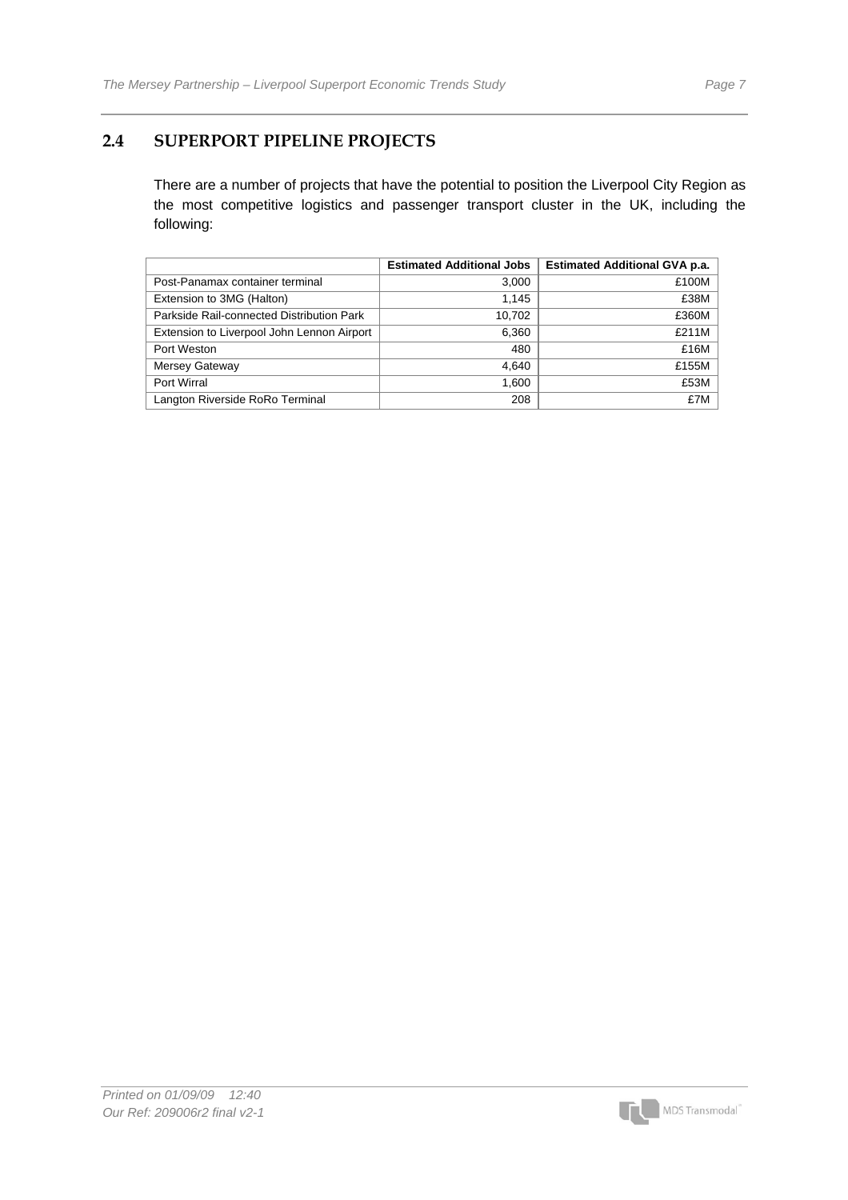## 2.4 SUPERPORT PIPELINE PROJECTS

There are a number of projects that have the potential to position the Liverpool City Region as the most competitive logistics and passenger transport cluster in the UK, including the following:

| | Estimated Additional Jobs | Estimated Additional GVA p.a. |
|---|---|---|
| Post-Panamax container terminal | 3,000 | £100M |
| Extension to 3MG (Halton) | 1,145 | £38M |
| Parkside Rail-connected Distribution Park | 10,702 | £360M |
| Extension to Liverpool John Lennon Airport | 6,360 | £211M |
| Port Weston | 480 | £16M |
| Mersey Gateway | 4,640 | £155M |
| Port Wirral | 1,600 | £53M |
| Langton Riverside RoRo Terminal | 208 | £7M |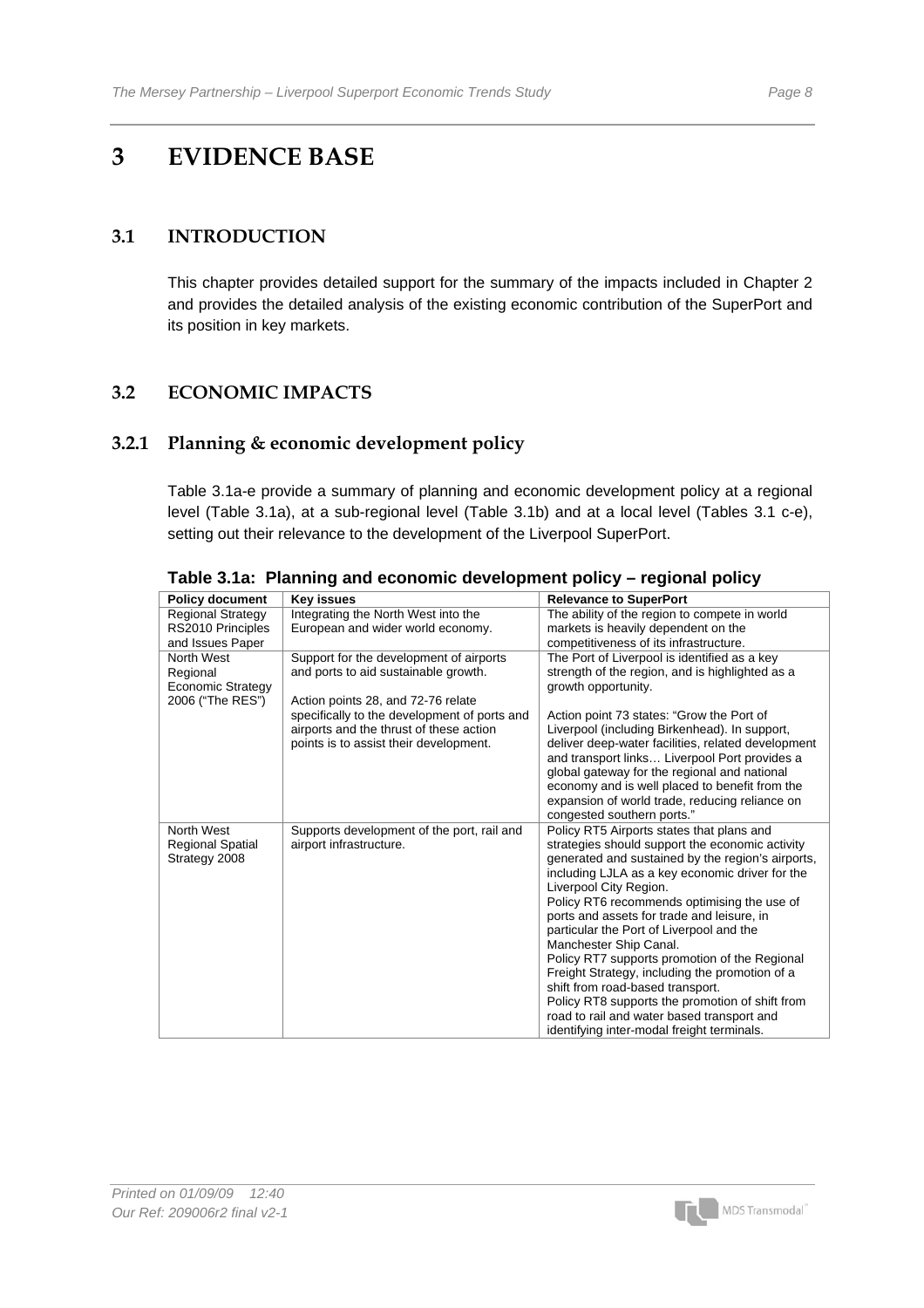# 3 EVIDENCE BASE

## 3.1 INTRODUCTION

This chapter provides detailed support for the summary of the impacts included in Chapter 2 and provides the detailed analysis of the existing economic contribution of the SuperPort and its position in key markets.

## 3.2 ECONOMIC IMPACTS

### 3.2.1 Planning & economic development policy

Table 3.1a-e provide a summary of planning and economic development policy at a regional level (Table 3.1a), at a sub-regional level (Table 3.1b) and at a local level (Tables 3.1 c-e), setting out their relevance to the development of the Liverpool SuperPort.

**Table 3.1a: Planning and economic development policy – regional policy**

| Policy document | Key issues | Relevance to SuperPort |
|---|---|---|
| Regional Strategy RS2010 Principles and Issues Paper | Integrating the North West into the European and wider world economy. | The ability of the region to compete in world markets is heavily dependent on the competitiveness of its infrastructure. |
| North West Regional Economic Strategy 2006 ("The RES") | Support for the development of airports and ports to aid sustainable growth.<br><br>Action points 28, and 72-76 relate specifically to the development of ports and airports and the thrust of these action points is to assist their development. | The Port of Liverpool is identified as a key strength of the region, and is highlighted as a growth opportunity.<br><br>Action point 73 states: "Grow the Port of Liverpool (including Birkenhead). In support, deliver deep-water facilities, related development and transport links… Liverpool Port provides a global gateway for the regional and national economy and is well placed to benefit from the expansion of world trade, reducing reliance on congested southern ports." |
| North West Regional Spatial Strategy 2008 | Supports development of the port, rail and airport infrastructure. | Policy RT5 Airports states that plans and strategies should support the economic activity generated and sustained by the region's airports, including LJLA as a key economic driver for the Liverpool City Region.<br>Policy RT6 recommends optimising the use of ports and assets for trade and leisure, in particular the Port of Liverpool and the Manchester Ship Canal.<br>Policy RT7 supports promotion of the Regional Freight Strategy, including the promotion of a shift from road-based transport.<br>Policy RT8 supports the promotion of shift from road to rail and water based transport and identifying inter-modal freight terminals. |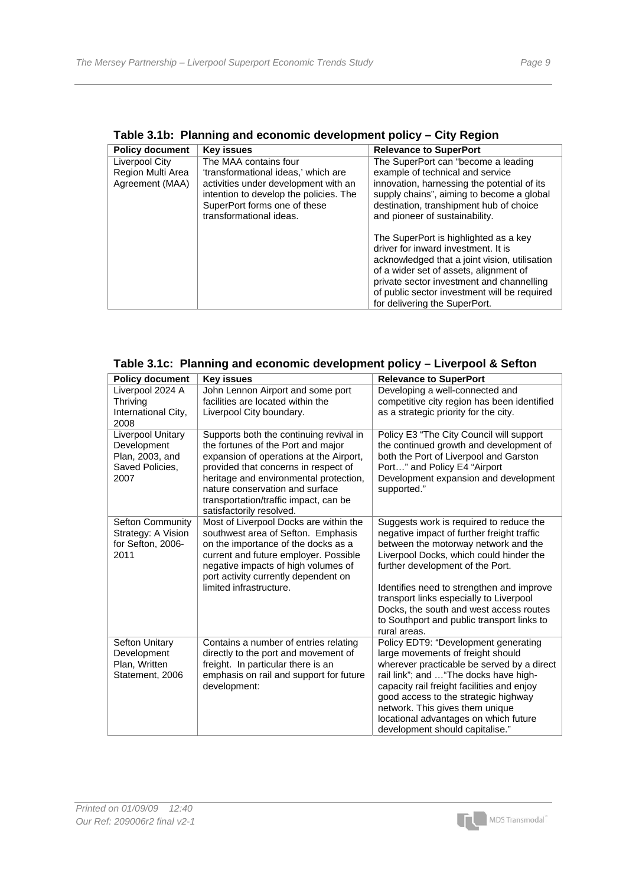**Table 3.1b: Planning and economic development policy – City Region**

| Policy document | Key issues | Relevance to SuperPort |
|---|---|---|
| Liverpool City Region Multi Area Agreement (MAA) | The MAA contains four 'transformational ideas,' which are activities under development with an intention to develop the policies. The SuperPort forms one of these transformational ideas. | The SuperPort can "become a leading example of technical and service innovation, harnessing the potential of its supply chains", aiming to become a global destination, transhipment hub of choice and pioneer of sustainability.<br><br>The SuperPort is highlighted as a key driver for inward investment. It is acknowledged that a joint vision, utilisation of a wider set of assets, alignment of private sector investment and channelling of public sector investment will be required for delivering the SuperPort. |

**Table 3.1c: Planning and economic development policy – Liverpool & Sefton**

| Policy document | Key issues | Relevance to SuperPort |
|---|---|---|
| Liverpool 2024 A Thriving International City, 2008 | John Lennon Airport and some port facilities are located within the Liverpool City boundary. | Developing a well-connected and competitive city region has been identified as a strategic priority for the city. |
| Liverpool Unitary Development Plan, 2003, and Saved Policies, 2007 | Supports both the continuing revival in the fortunes of the Port and major expansion of operations at the Airport, provided that concerns in respect of heritage and environmental protection, nature conservation and surface transportation/traffic impact, can be satisfactorily resolved. | Policy E3 "The City Council will support the continued growth and development of both the Port of Liverpool and Garston Port…" and Policy E4 "Airport Development expansion and development supported." |
| Sefton Community Strategy: A Vision for Sefton, 2006-2011 | Most of Liverpool Docks are within the southwest area of Sefton. Emphasis on the importance of the docks as a current and future employer. Possible negative impacts of high volumes of port activity currently dependent on limited infrastructure. | Suggests work is required to reduce the negative impact of further freight traffic between the motorway network and the Liverpool Docks, which could hinder the further development of the Port.<br><br>Identifies need to strengthen and improve transport links especially to Liverpool Docks, the south and west access routes to Southport and public transport links to rural areas. |
| Sefton Unitary Development Plan, Written Statement, 2006 | Contains a number of entries relating directly to the port and movement of freight. In particular there is an emphasis on rail and support for future development: | Policy EDT9: "Development generating large movements of freight should wherever practicable be served by a direct rail link"; and …"The docks have high-capacity rail freight facilities and enjoy good access to the strategic highway network. This gives them unique locational advantages on which future development should capitalise." |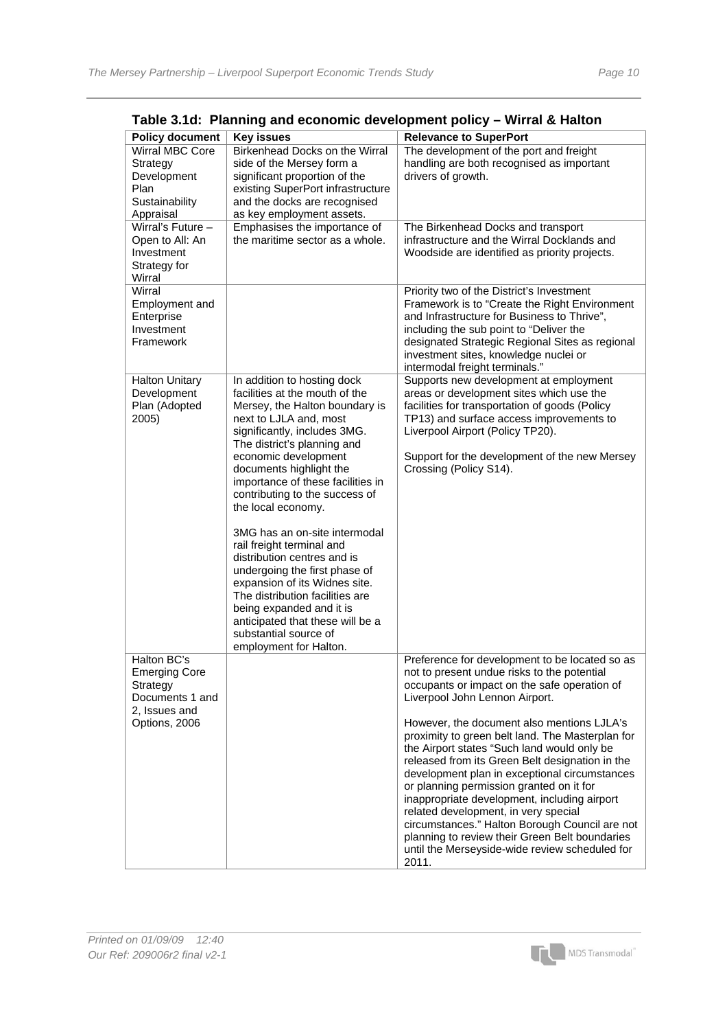**Table 3.1d: Planning and economic development policy – Wirral & Halton**

| Policy document | Key issues | Relevance to SuperPort |
|---|---|---|
| Wirral MBC Core Strategy Development Plan Sustainability Appraisal | Birkenhead Docks on the Wirral side of the Mersey form a significant proportion of the existing SuperPort infrastructure and the docks are recognised as key employment assets. | The development of the port and freight handling are both recognised as important drivers of growth. |
| Wirral's Future – Open to All: An Investment Strategy for Wirral | Emphasises the importance of the maritime sector as a whole. | The Birkenhead Docks and transport infrastructure and the Wirral Docklands and Woodside are identified as priority projects. |
| Wirral Employment and Enterprise Investment Framework | | Priority two of the District's Investment Framework is to "Create the Right Environment and Infrastructure for Business to Thrive", including the sub point to "Deliver the designated Strategic Regional Sites as regional investment sites, knowledge nuclei or intermodal freight terminals." |
| Halton Unitary Development Plan (Adopted 2005) | In addition to hosting dock facilities at the mouth of the Mersey, the Halton boundary is next to LJLA and, most significantly, includes 3MG. The district's planning and economic development documents highlight the importance of these facilities in contributing to the success of the local economy.<br><br>3MG has an on-site intermodal rail freight terminal and distribution centres and is undergoing the first phase of expansion of its Widnes site. The distribution facilities are being expanded and it is anticipated that these will be a substantial source of employment for Halton. | Supports new development at employment areas or development sites which use the facilities for transportation of goods (Policy TP13) and surface access improvements to Liverpool Airport (Policy TP20).<br><br>Support for the development of the new Mersey Crossing (Policy S14). |
| Halton BC's Emerging Core Strategy Documents 1 and 2, Issues and Options, 2006 | | Preference for development to be located so as not to present undue risks to the potential occupants or impact on the safe operation of Liverpool John Lennon Airport.<br><br>However, the document also mentions LJLA's proximity to green belt land. The Masterplan for the Airport states "Such land would only be released from its Green Belt designation in the development plan in exceptional circumstances or planning permission granted on it for inappropriate development, including airport related development, in very special circumstances." Halton Borough Council are not planning to review their Green Belt boundaries until the Merseyside-wide review scheduled for 2011. |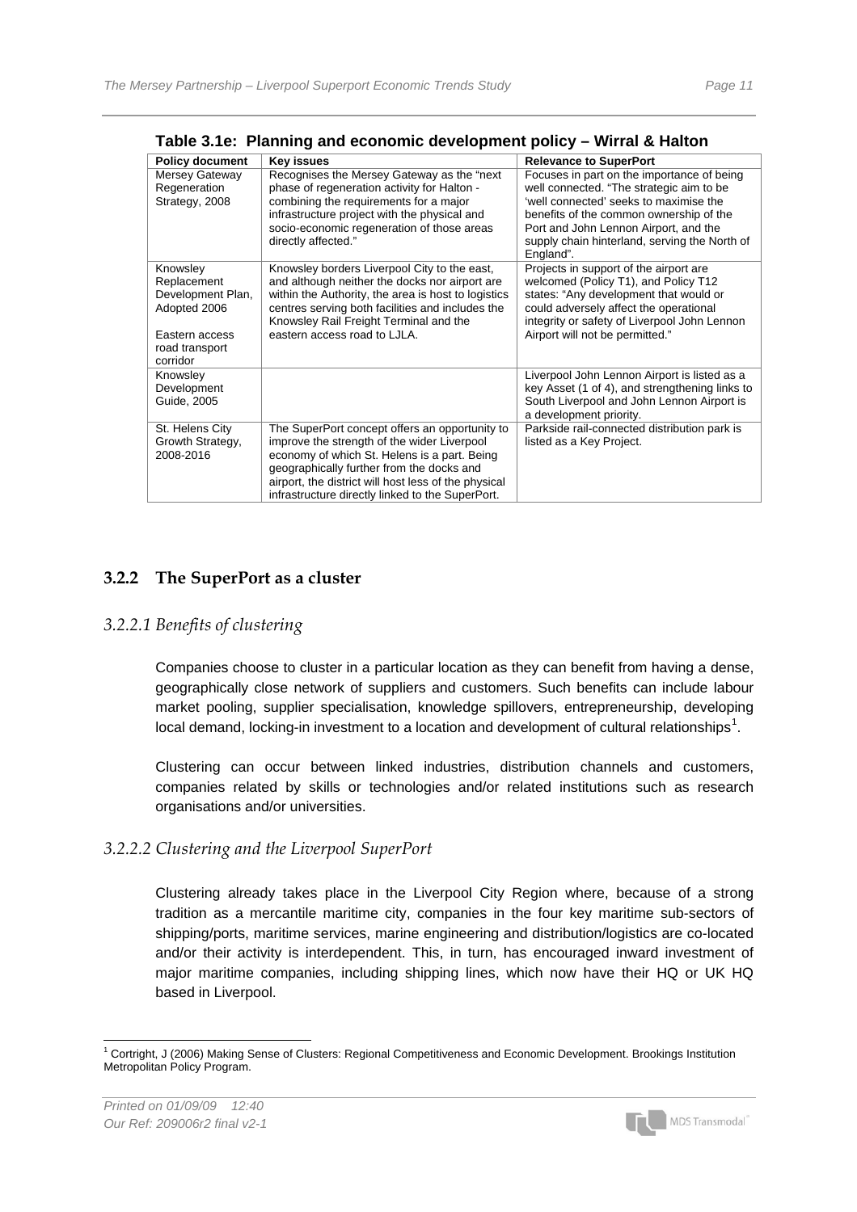**Table 3.1e: Planning and economic development policy – Wirral & Halton**

| Policy document | Key issues | Relevance to SuperPort |
|---|---|---|
| Mersey Gateway Regeneration Strategy, 2008 | Recognises the Mersey Gateway as the "next phase of regeneration activity for Halton - combining the requirements for a major infrastructure project with the physical and socio-economic regeneration of those areas directly affected." | Focuses in part on the importance of being well connected. "The strategic aim to be 'well connected' seeks to maximise the benefits of the common ownership of the Port and John Lennon Airport, and the supply chain hinterland, serving the North of England". |
| Knowsley Replacement Development Plan, Adopted 2006<br><br>Eastern access road transport corridor | Knowsley borders Liverpool City to the east, and although neither the docks nor airport are within the Authority, the area is host to logistics centres serving both facilities and includes the Knowsley Rail Freight Terminal and the eastern access road to LJLA. | Projects in support of the airport are welcomed (Policy T1), and Policy T12 states: "Any development that would or could adversely affect the operational integrity or safety of Liverpool John Lennon Airport will not be permitted." |
| Knowsley Development Guide, 2005 | | Liverpool John Lennon Airport is listed as a key Asset (1 of 4), and strengthening links to South Liverpool and John Lennon Airport is a development priority. |
| St. Helens City Growth Strategy, 2008-2016 | The SuperPort concept offers an opportunity to improve the strength of the wider Liverpool economy of which St. Helens is a part. Being geographically further from the docks and airport, the district will host less of the physical infrastructure directly linked to the SuperPort. | Parkside rail-connected distribution park is listed as a Key Project. |

### 3.2.2 The SuperPort as a cluster

#### *3.2.2.1 Benefits of clustering*

Companies choose to cluster in a particular location as they can benefit from having a dense, geographically close network of suppliers and customers. Such benefits can include labour market pooling, supplier specialisation, knowledge spillovers, entrepreneurship, developing local demand, locking-in investment to a location and development of cultural relationships[1].

Clustering can occur between linked industries, distribution channels and customers, companies related by skills or technologies and/or related institutions such as research organisations and/or universities.

#### *3.2.2.2 Clustering and the Liverpool SuperPort*

Clustering already takes place in the Liverpool City Region where, because of a strong tradition as a mercantile maritime city, companies in the four key maritime sub-sectors of shipping/ports, maritime services, marine engineering and distribution/logistics are co-located and/or their activity is interdependent. This, in turn, has encouraged inward investment of major maritime companies, including shipping lines, which now have their HQ or UK HQ based in Liverpool.

---

[1] Cortright, J (2006) Making Sense of Clusters: Regional Competitiveness and Economic Development. Brookings Institution Metropolitan Policy Program.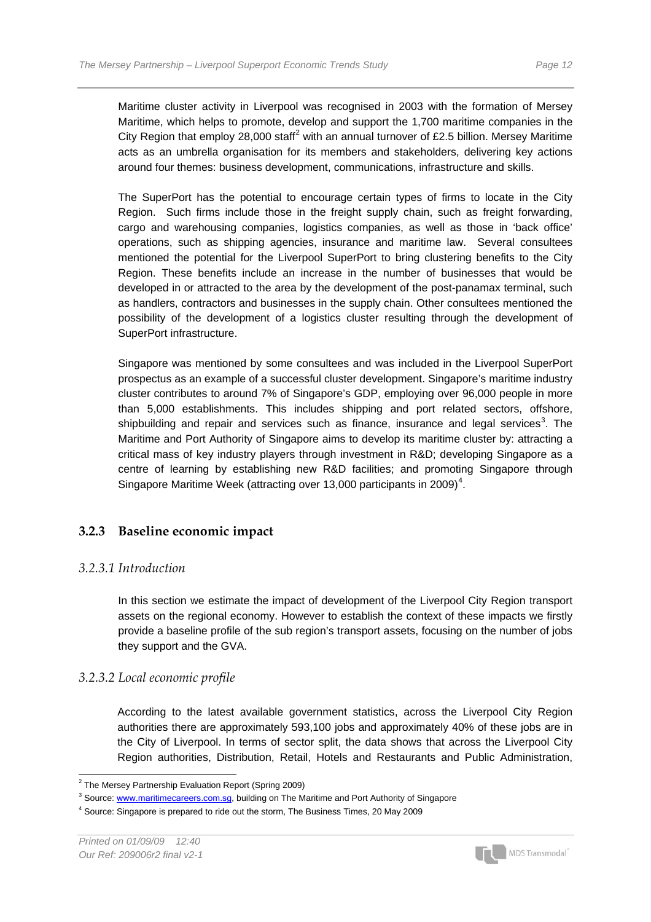Maritime cluster activity in Liverpool was recognised in 2003 with the formation of Mersey Maritime, which helps to promote, develop and support the 1,700 maritime companies in the City Region that employ 28,000 staff[2] with an annual turnover of £2.5 billion. Mersey Maritime acts as an umbrella organisation for its members and stakeholders, delivering key actions around four themes: business development, communications, infrastructure and skills.

The SuperPort has the potential to encourage certain types of firms to locate in the City Region. Such firms include those in the freight supply chain, such as freight forwarding, cargo and warehousing companies, logistics companies, as well as those in 'back office' operations, such as shipping agencies, insurance and maritime law. Several consultees mentioned the potential for the Liverpool SuperPort to bring clustering benefits to the City Region. These benefits include an increase in the number of businesses that would be developed in or attracted to the area by the development of the post-panamax terminal, such as handlers, contractors and businesses in the supply chain. Other consultees mentioned the possibility of the development of a logistics cluster resulting through the development of SuperPort infrastructure.

Singapore was mentioned by some consultees and was included in the Liverpool SuperPort prospectus as an example of a successful cluster development. Singapore's maritime industry cluster contributes to around 7% of Singapore's GDP, employing over 96,000 people in more than 5,000 establishments. This includes shipping and port related sectors, offshore, shipbuilding and repair and services such as finance, insurance and legal services[3]. The Maritime and Port Authority of Singapore aims to develop its maritime cluster by: attracting a critical mass of key industry players through investment in R&D; developing Singapore as a centre of learning by establishing new R&D facilities; and promoting Singapore through Singapore Maritime Week (attracting over 13,000 participants in 2009)[4].

### 3.2.3 Baseline economic impact

#### *3.2.3.1 Introduction*

In this section we estimate the impact of development of the Liverpool City Region transport assets on the regional economy. However to establish the context of these impacts we firstly provide a baseline profile of the sub region's transport assets, focusing on the number of jobs they support and the GVA.

#### *3.2.3.2 Local economic profile*

According to the latest available government statistics, across the Liverpool City Region authorities there are approximately 593,100 jobs and approximately 40% of these jobs are in the City of Liverpool. In terms of sector split, the data shows that across the Liverpool City Region authorities, Distribution, Retail, Hotels and Restaurants and Public Administration,

---

[2] The Mersey Partnership Evaluation Report (Spring 2009)

[3] Source: www.maritimecareers.com.sg, building on The Maritime and Port Authority of Singapore

[4] Source: Singapore is prepared to ride out the storm, The Business Times, 20 May 2009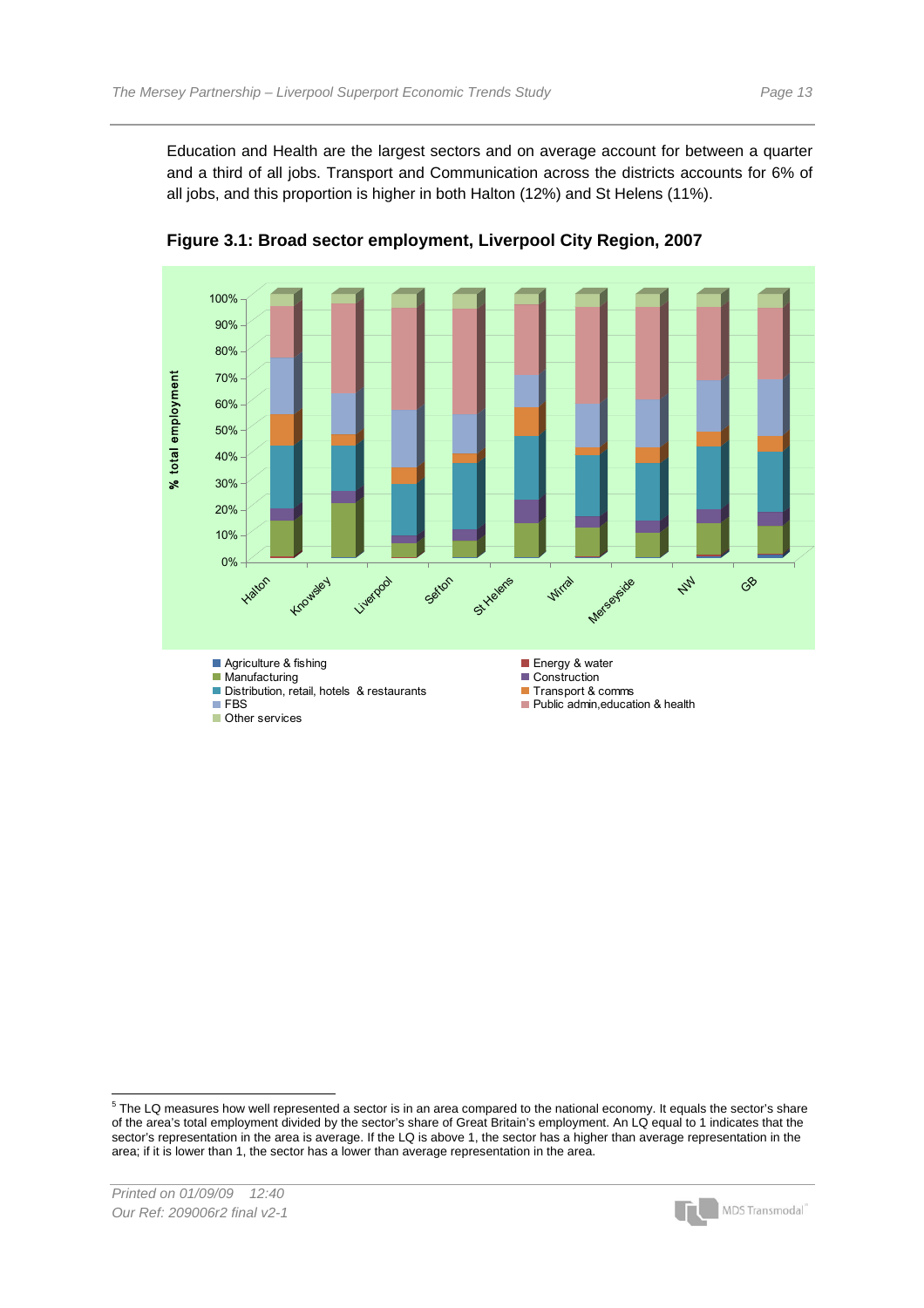Education and Health are the largest sectors and on average account for between a quarter and a third of all jobs. Transport and Communication across the districts accounts for 6% of all jobs, and this proportion is higher in both Halton (12%) and St Helens (11%).

**Figure 3.1: Broad sector employment, Liverpool City Region, 2007**

---

[5] The LQ measures how well represented a sector is in an area compared to the national economy. It equals the sector's share of the area's total employment divided by the sector's share of Great Britain's employment. An LQ equal to 1 indicates that the sector's representation in the area is average. If the LQ is above 1, the sector has a higher than average representation in the area; if it is lower than 1, the sector has a lower than average representation in the area.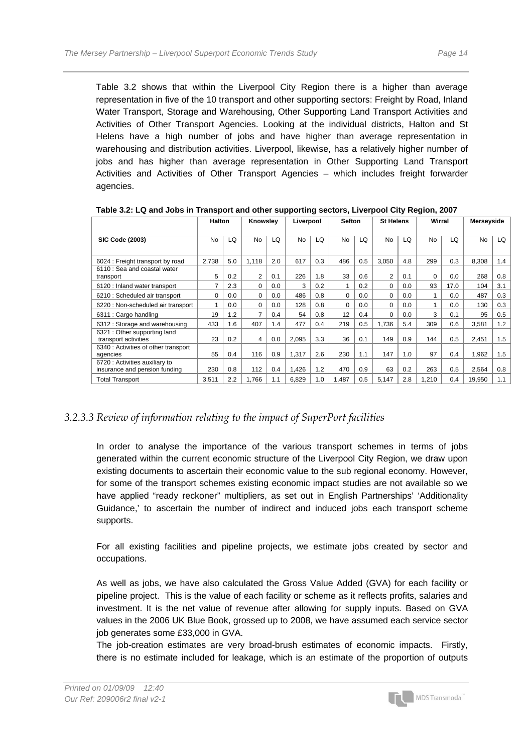Table 3.2 shows that within the Liverpool City Region there is a higher than average representation in five of the 10 transport and other supporting sectors: Freight by Road, Inland Water Transport, Storage and Warehousing, Other Supporting Land Transport Activities and Activities of Other Transport Agencies. Looking at the individual districts, Halton and St Helens have a high number of jobs and have higher than average representation in warehousing and distribution activities. Liverpool, likewise, has a relatively higher number of jobs and has higher than average representation in Other Supporting Land Transport Activities and Activities of Other Transport Agencies – which includes freight forwarder agencies.

**Table 3.2: LQ and Jobs in Transport and other supporting sectors, Liverpool City Region, 2007**

| | Halton | | Knowsley | | Liverpool | | Sefton | | St Helens | | Wirral | | Merseyside | |
|---|---|---|---|---|---|---|---|---|---|---|---|---|---|---|
| **SIC Code (2003)** | No | LQ | No | LQ | No | LQ | No | LQ | No | LQ | No | LQ | No | LQ |
| 6024 : Freight transport by road | 2,738 | 5.0 | 1,118 | 2.0 | 617 | 0.3 | 486 | 0.5 | 3,050 | 4.8 | 299 | 0.3 | 8,308 | 1.4 |
| 6110 : Sea and coastal water transport | 5 | 0.2 | 2 | 0.1 | 226 | 1.8 | 33 | 0.6 | 2 | 0.1 | 0 | 0.0 | 268 | 0.8 |
| 6120 : Inland water transport | 7 | 2.3 | 0 | 0.0 | 3 | 0.2 | 1 | 0.2 | 0 | 0.0 | 93 | 17.0 | 104 | 3.1 |
| 6210 : Scheduled air transport | 0 | 0.0 | 0 | 0.0 | 486 | 0.8 | 0 | 0.0 | 0 | 0.0 | 1 | 0.0 | 487 | 0.3 |
| 6220 : Non-scheduled air transport | 1 | 0.0 | 0 | 0.0 | 128 | 0.8 | 0 | 0.0 | 0 | 0.0 | 1 | 0.0 | 130 | 0.3 |
| 6311 : Cargo handling | 19 | 1.2 | 7 | 0.4 | 54 | 0.8 | 12 | 0.4 | 0 | 0.0 | 3 | 0.1 | 95 | 0.5 |
| 6312 : Storage and warehousing | 433 | 1.6 | 407 | 1.4 | 477 | 0.4 | 219 | 0.5 | 1,736 | 5.4 | 309 | 0.6 | 3,581 | 1.2 |
| 6321 : Other supporting land transport activities | 23 | 0.2 | 4 | 0.0 | 2,095 | 3.3 | 36 | 0.1 | 149 | 0.9 | 144 | 0.5 | 2,451 | 1.5 |
| 6340 : Activities of other transport agencies | 55 | 0.4 | 116 | 0.9 | 1,317 | 2.6 | 230 | 1.1 | 147 | 1.0 | 97 | 0.4 | 1,962 | 1.5 |
| 6720 : Activities auxiliary to insurance and pension funding | 230 | 0.8 | 112 | 0.4 | 1,426 | 1.2 | 470 | 0.9 | 63 | 0.2 | 263 | 0.5 | 2,564 | 0.8 |
| Total Transport | 3,511 | 2.2 | 1,766 | 1.1 | 6,829 | 1.0 | 1,487 | 0.5 | 5,147 | 2.8 | 1,210 | 0.4 | 19,950 | 1.1 |

### *3.2.3.3 Review of information relating to the impact of SuperPort facilities*

In order to analyse the importance of the various transport schemes in terms of jobs generated within the current economic structure of the Liverpool City Region, we draw upon existing documents to ascertain their economic value to the sub regional economy. However, for some of the transport schemes existing economic impact studies are not available so we have applied "ready reckoner" multipliers, as set out in English Partnerships' 'Additionality Guidance,' to ascertain the number of indirect and induced jobs each transport scheme supports.

For all existing facilities and pipeline projects, we estimate jobs created by sector and occupations.

As well as jobs, we have also calculated the Gross Value Added (GVA) for each facility or pipeline project. This is the value of each facility or scheme as it reflects profits, salaries and investment. It is the net value of revenue after allowing for supply inputs. Based on GVA values in the 2006 UK Blue Book, grossed up to 2008, we have assumed each service sector job generates some £33,000 in GVA.

The job-creation estimates are very broad-brush estimates of economic impacts. Firstly, there is no estimate included for leakage, which is an estimate of the proportion of outputs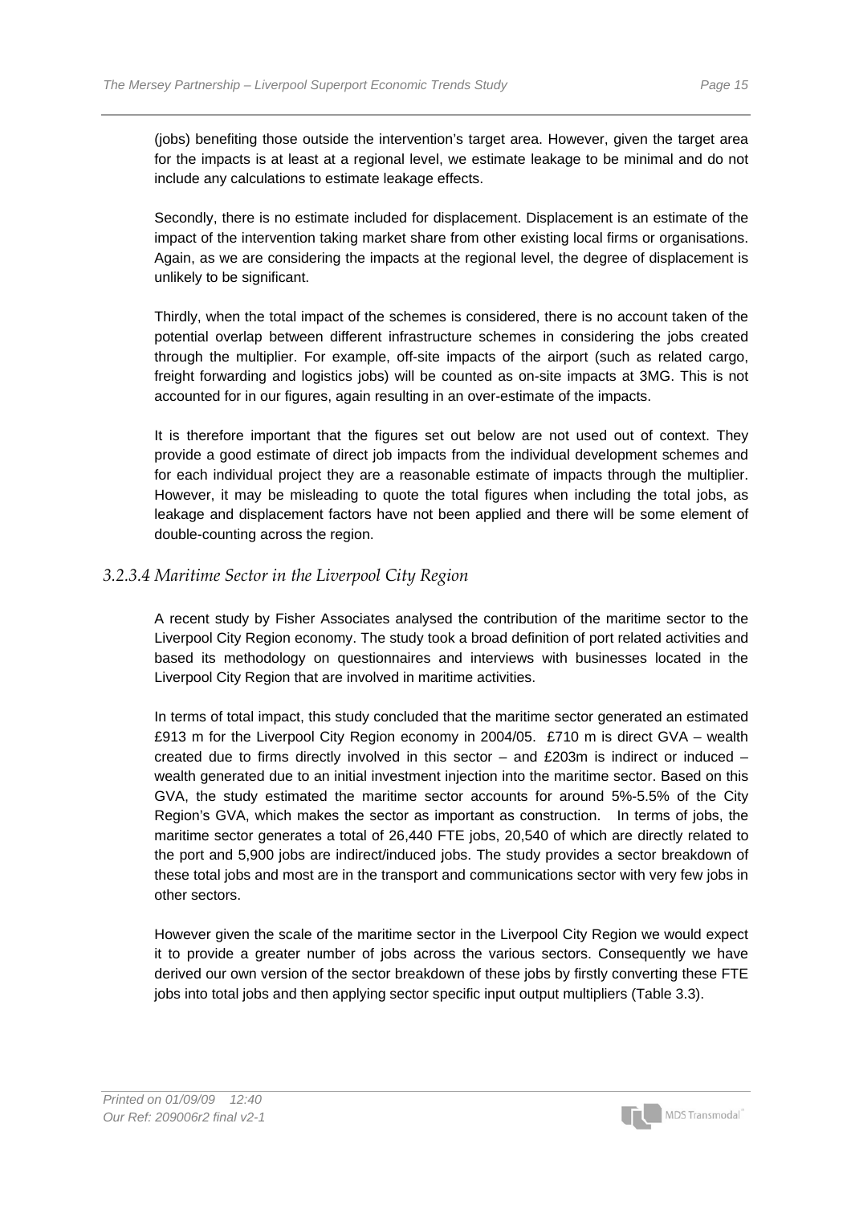(jobs) benefiting those outside the intervention's target area. However, given the target area for the impacts is at least at a regional level, we estimate leakage to be minimal and do not include any calculations to estimate leakage effects.

Secondly, there is no estimate included for displacement. Displacement is an estimate of the impact of the intervention taking market share from other existing local firms or organisations. Again, as we are considering the impacts at the regional level, the degree of displacement is unlikely to be significant.

Thirdly, when the total impact of the schemes is considered, there is no account taken of the potential overlap between different infrastructure schemes in considering the jobs created through the multiplier. For example, off-site impacts of the airport (such as related cargo, freight forwarding and logistics jobs) will be counted as on-site impacts at 3MG. This is not accounted for in our figures, again resulting in an over-estimate of the impacts.

It is therefore important that the figures set out below are not used out of context. They provide a good estimate of direct job impacts from the individual development schemes and for each individual project they are a reasonable estimate of impacts through the multiplier. However, it may be misleading to quote the total figures when including the total jobs, as leakage and displacement factors have not been applied and there will be some element of double-counting across the region.

### *3.2.3.4 Maritime Sector in the Liverpool City Region*

A recent study by Fisher Associates analysed the contribution of the maritime sector to the Liverpool City Region economy. The study took a broad definition of port related activities and based its methodology on questionnaires and interviews with businesses located in the Liverpool City Region that are involved in maritime activities.

In terms of total impact, this study concluded that the maritime sector generated an estimated £913 m for the Liverpool City Region economy in 2004/05. £710 m is direct GVA – wealth created due to firms directly involved in this sector – and £203m is indirect or induced – wealth generated due to an initial investment injection into the maritime sector. Based on this GVA, the study estimated the maritime sector accounts for around 5%-5.5% of the City Region's GVA, which makes the sector as important as construction. In terms of jobs, the maritime sector generates a total of 26,440 FTE jobs, 20,540 of which are directly related to the port and 5,900 jobs are indirect/induced jobs. The study provides a sector breakdown of these total jobs and most are in the transport and communications sector with very few jobs in other sectors.

However given the scale of the maritime sector in the Liverpool City Region we would expect it to provide a greater number of jobs across the various sectors. Consequently we have derived our own version of the sector breakdown of these jobs by firstly converting these FTE jobs into total jobs and then applying sector specific input output multipliers (Table 3.3).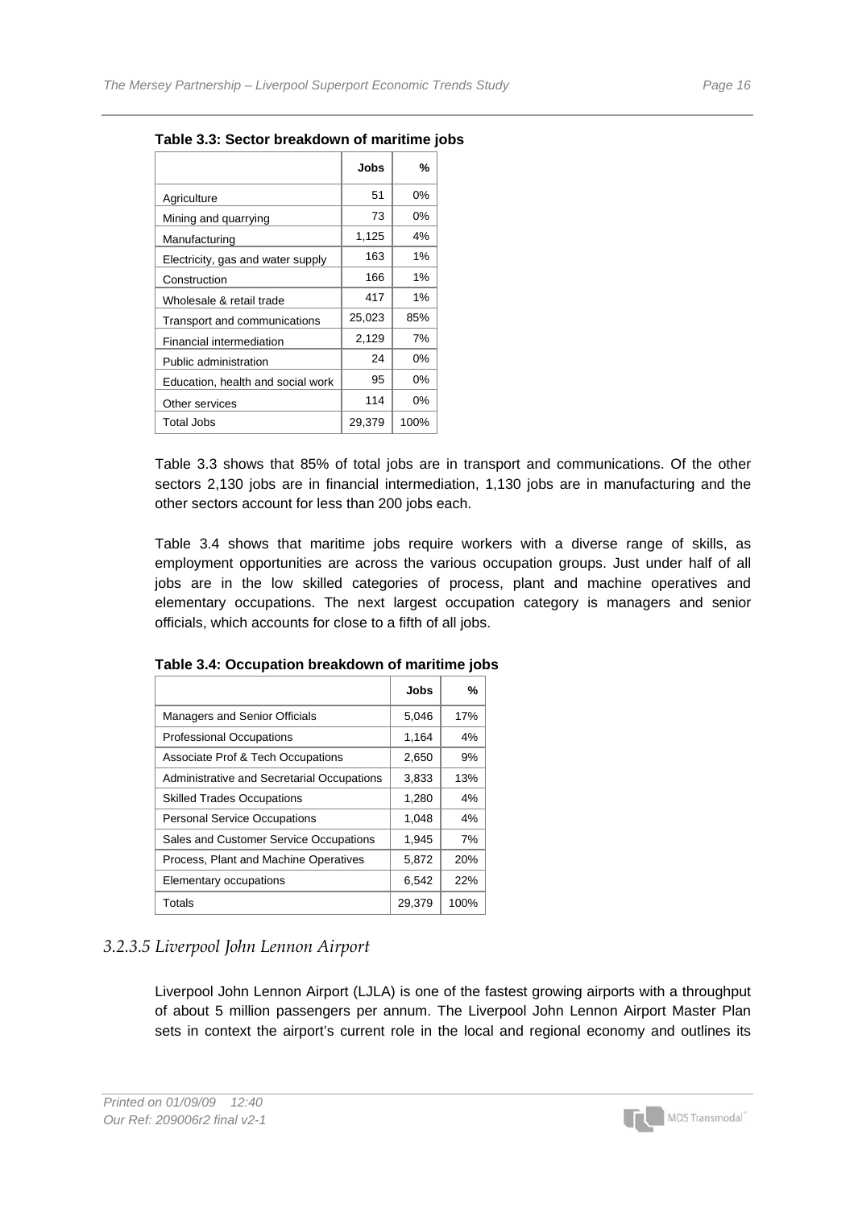**Table 3.3: Sector breakdown of maritime jobs**

| | Jobs | % |
|---|---|---|
| Agriculture | 51 | 0% |
| Mining and quarrying | 73 | 0% |
| Manufacturing | 1,125 | 4% |
| Electricity, gas and water supply | 163 | 1% |
| Construction | 166 | 1% |
| Wholesale & retail trade | 417 | 1% |
| Transport and communications | 25,023 | 85% |
| Financial intermediation | 2,129 | 7% |
| Public administration | 24 | 0% |
| Education, health and social work | 95 | 0% |
| Other services | 114 | 0% |
| Total Jobs | 29,379 | 100% |

Table 3.3 shows that 85% of total jobs are in transport and communications. Of the other sectors 2,130 jobs are in financial intermediation, 1,130 jobs are in manufacturing and the other sectors account for less than 200 jobs each.

Table 3.4 shows that maritime jobs require workers with a diverse range of skills, as employment opportunities are across the various occupation groups. Just under half of all jobs are in the low skilled categories of process, plant and machine operatives and elementary occupations. The next largest occupation category is managers and senior officials, which accounts for close to a fifth of all jobs.

**Table 3.4: Occupation breakdown of maritime jobs**

| | Jobs | % |
|---|---|---|
| Managers and Senior Officials | 5,046 | 17% |
| Professional Occupations | 1,164 | 4% |
| Associate Prof & Tech Occupations | 2,650 | 9% |
| Administrative and Secretarial Occupations | 3,833 | 13% |
| Skilled Trades Occupations | 1,280 | 4% |
| Personal Service Occupations | 1,048 | 4% |
| Sales and Customer Service Occupations | 1,945 | 7% |
| Process, Plant and Machine Operatives | 5,872 | 20% |
| Elementary occupations | 6,542 | 22% |
| Totals | 29,379 | 100% |

#### *3.2.3.5 Liverpool John Lennon Airport*

Liverpool John Lennon Airport (LJLA) is one of the fastest growing airports with a throughput of about 5 million passengers per annum. The Liverpool John Lennon Airport Master Plan sets in context the airport's current role in the local and regional economy and outlines its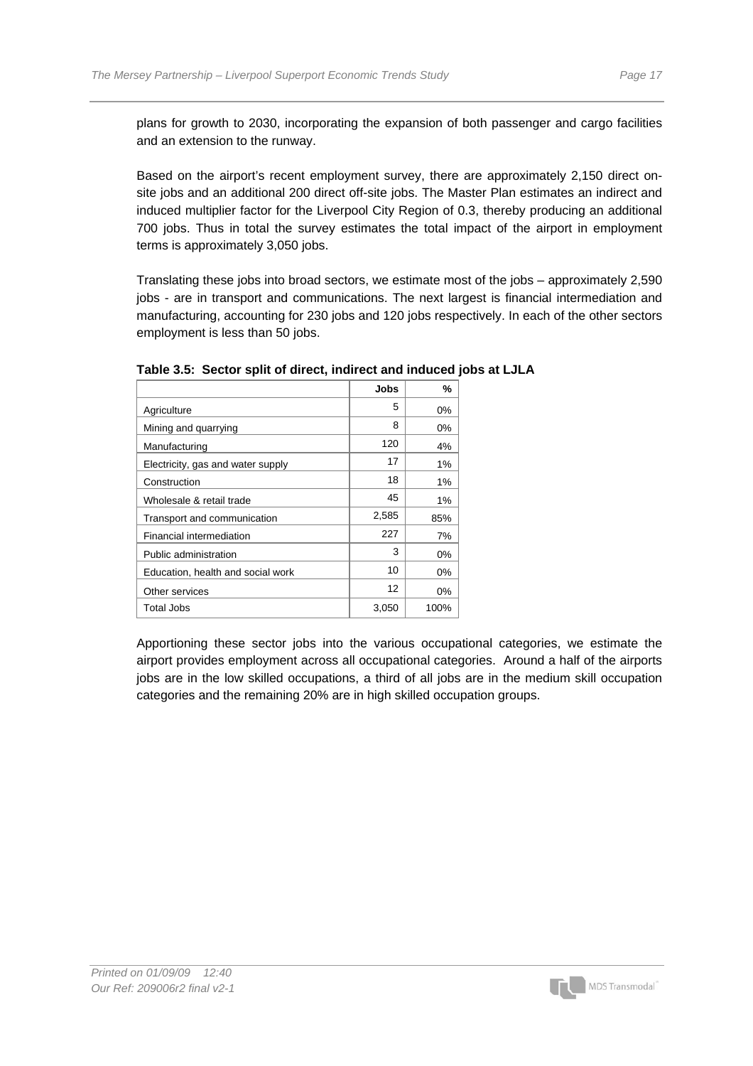plans for growth to 2030, incorporating the expansion of both passenger and cargo facilities and an extension to the runway.

Based on the airport's recent employment survey, there are approximately 2,150 direct on-site jobs and an additional 200 direct off-site jobs. The Master Plan estimates an indirect and induced multiplier factor for the Liverpool City Region of 0.3, thereby producing an additional 700 jobs. Thus in total the survey estimates the total impact of the airport in employment terms is approximately 3,050 jobs.

Translating these jobs into broad sectors, we estimate most of the jobs – approximately 2,590 jobs - are in transport and communications. The next largest is financial intermediation and manufacturing, accounting for 230 jobs and 120 jobs respectively. In each of the other sectors employment is less than 50 jobs.

**Table 3.5: Sector split of direct, indirect and induced jobs at LJLA**

| | Jobs | % |
|---|---|---|
| Agriculture | 5 | 0% |
| Mining and quarrying | 8 | 0% |
| Manufacturing | 120 | 4% |
| Electricity, gas and water supply | 17 | 1% |
| Construction | 18 | 1% |
| Wholesale & retail trade | 45 | 1% |
| Transport and communication | 2,585 | 85% |
| Financial intermediation | 227 | 7% |
| Public administration | 3 | 0% |
| Education, health and social work | 10 | 0% |
| Other services | 12 | 0% |
| Total Jobs | 3,050 | 100% |

Apportioning these sector jobs into the various occupational categories, we estimate the airport provides employment across all occupational categories. Around a half of the airports jobs are in the low skilled occupations, a third of all jobs are in the medium skill occupation categories and the remaining 20% are in high skilled occupation groups.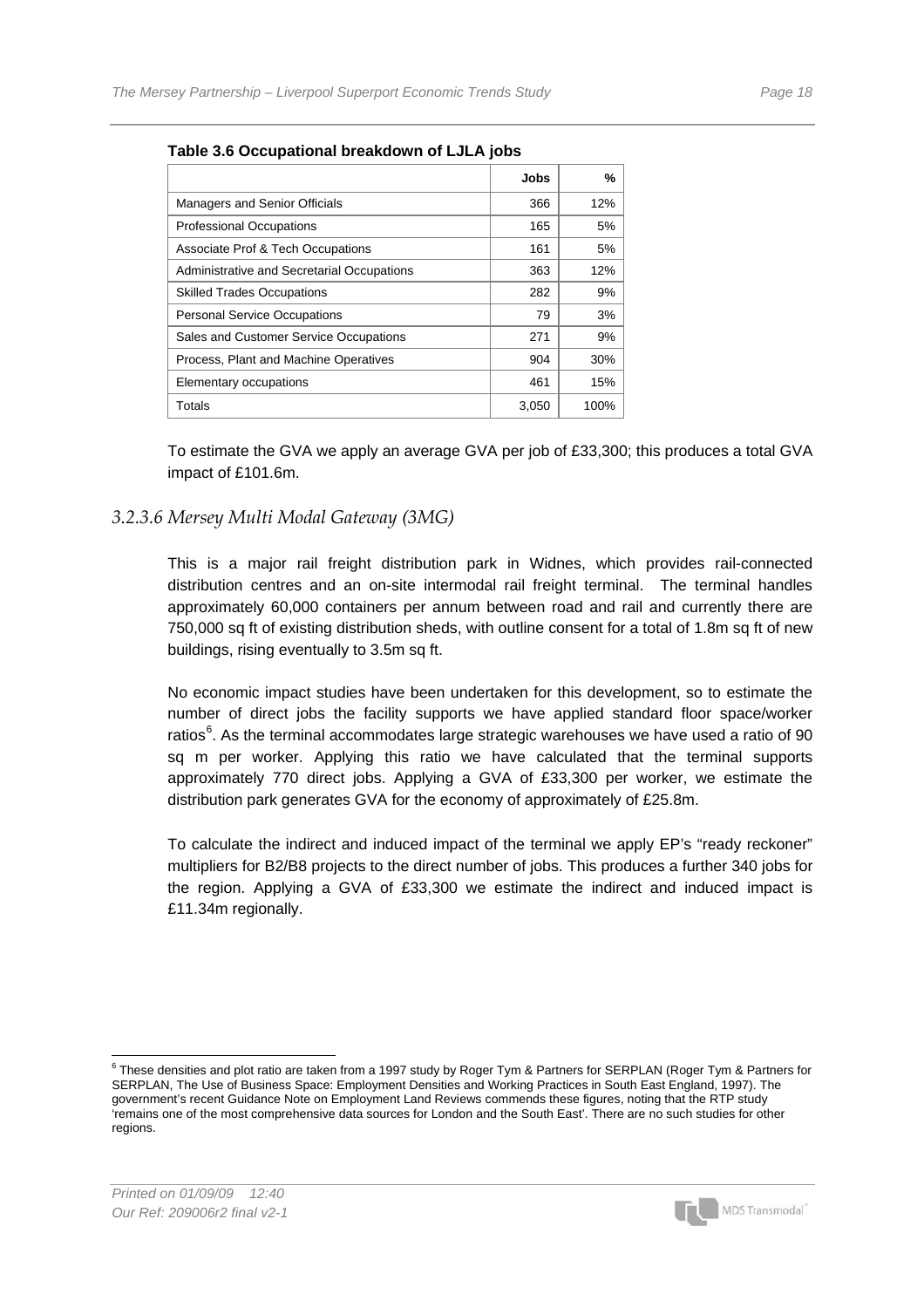**Table 3.6 Occupational breakdown of LJLA jobs**

| | Jobs | % |
|---|---|---|
| Managers and Senior Officials | 366 | 12% |
| Professional Occupations | 165 | 5% |
| Associate Prof & Tech Occupations | 161 | 5% |
| Administrative and Secretarial Occupations | 363 | 12% |
| Skilled Trades Occupations | 282 | 9% |
| Personal Service Occupations | 79 | 3% |
| Sales and Customer Service Occupations | 271 | 9% |
| Process, Plant and Machine Operatives | 904 | 30% |
| Elementary occupations | 461 | 15% |
| Totals | 3,050 | 100% |

To estimate the GVA we apply an average GVA per job of £33,300; this produces a total GVA impact of £101.6m.

### *3.2.3.6 Mersey Multi Modal Gateway (3MG)*

This is a major rail freight distribution park in Widnes, which provides rail-connected distribution centres and an on-site intermodal rail freight terminal. The terminal handles approximately 60,000 containers per annum between road and rail and currently there are 750,000 sq ft of existing distribution sheds, with outline consent for a total of 1.8m sq ft of new buildings, rising eventually to 3.5m sq ft.

No economic impact studies have been undertaken for this development, so to estimate the number of direct jobs the facility supports we have applied standard floor space/worker ratios[6]. As the terminal accommodates large strategic warehouses we have used a ratio of 90 sq m per worker. Applying this ratio we have calculated that the terminal supports approximately 770 direct jobs. Applying a GVA of £33,300 per worker, we estimate the distribution park generates GVA for the economy of approximately of £25.8m.

To calculate the indirect and induced impact of the terminal we apply EP's "ready reckoner" multipliers for B2/B8 projects to the direct number of jobs. This produces a further 340 jobs for the region. Applying a GVA of £33,300 we estimate the indirect and induced impact is £11.34m regionally.

[6] These densities and plot ratio are taken from a 1997 study by Roger Tym & Partners for SERPLAN (Roger Tym & Partners for SERPLAN, The Use of Business Space: Employment Densities and Working Practices in South East England, 1997). The government's recent Guidance Note on Employment Land Reviews commends these figures, noting that the RTP study 'remains one of the most comprehensive data sources for London and the South East'. There are no such studies for other regions.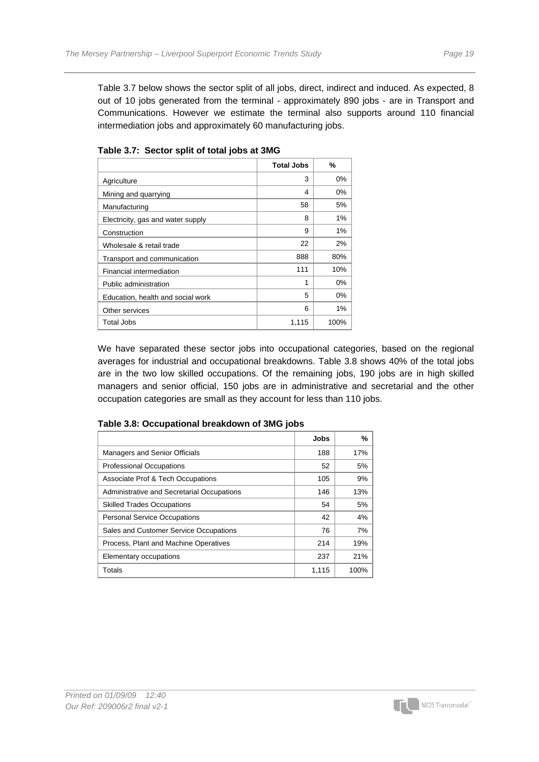Table 3.7 below shows the sector split of all jobs, direct, indirect and induced. As expected, 8 out of 10 jobs generated from the terminal - approximately 890 jobs - are in Transport and Communications. However we estimate the terminal also supports around 110 financial intermediation jobs and approximately 60 manufacturing jobs.

**Table 3.7: Sector split of total jobs at 3MG**

| | Total Jobs | % |
|---|---|---|
| Agriculture | 3 | 0% |
| Mining and quarrying | 4 | 0% |
| Manufacturing | 58 | 5% |
| Electricity, gas and water supply | 8 | 1% |
| Construction | 9 | 1% |
| Wholesale & retail trade | 22 | 2% |
| Transport and communication | 888 | 80% |
| Financial intermediation | 111 | 10% |
| Public administration | 1 | 0% |
| Education, health and social work | 5 | 0% |
| Other services | 6 | 1% |
| Total Jobs | 1,115 | 100% |

We have separated these sector jobs into occupational categories, based on the regional averages for industrial and occupational breakdowns. Table 3.8 shows 40% of the total jobs are in the two low skilled occupations. Of the remaining jobs, 190 jobs are in high skilled managers and senior official, 150 jobs are in administrative and secretarial and the other occupation categories are small as they account for less than 110 jobs.

**Table 3.8: Occupational breakdown of 3MG jobs**

| | Jobs | % |
|---|---|---|
| Managers and Senior Officials | 188 | 17% |
| Professional Occupations | 52 | 5% |
| Associate Prof & Tech Occupations | 105 | 9% |
| Administrative and Secretarial Occupations | 146 | 13% |
| Skilled Trades Occupations | 54 | 5% |
| Personal Service Occupations | 42 | 4% |
| Sales and Customer Service Occupations | 76 | 7% |
| Process, Plant and Machine Operatives | 214 | 19% |
| Elementary occupations | 237 | 21% |
| Totals | 1,115 | 100% |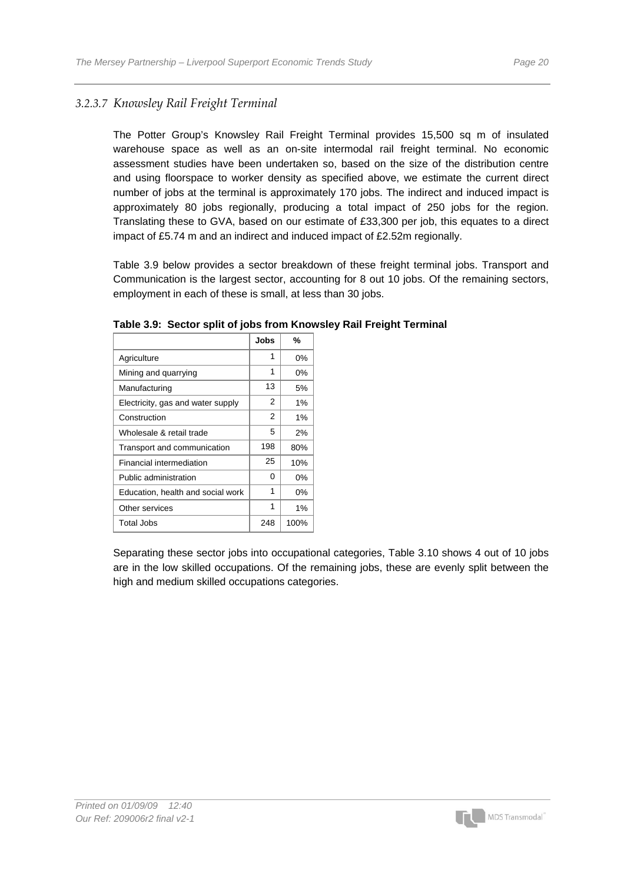### 3.2.3.7 *Knowsley Rail Freight Terminal*

The Potter Group's Knowsley Rail Freight Terminal provides 15,500 sq m of insulated warehouse space as well as an on-site intermodal rail freight terminal. No economic assessment studies have been undertaken so, based on the size of the distribution centre and using floorspace to worker density as specified above, we estimate the current direct number of jobs at the terminal is approximately 170 jobs. The indirect and induced impact is approximately 80 jobs regionally, producing a total impact of 250 jobs for the region. Translating these to GVA, based on our estimate of £33,300 per job, this equates to a direct impact of £5.74 m and an indirect and induced impact of £2.52m regionally.

Table 3.9 below provides a sector breakdown of these freight terminal jobs. Transport and Communication is the largest sector, accounting for 8 out 10 jobs. Of the remaining sectors, employment in each of these is small, at less than 30 jobs.

**Table 3.9: Sector split of jobs from Knowsley Rail Freight Terminal**

| | Jobs | % |
|---|---|---|
| Agriculture | 1 | 0% |
| Mining and quarrying | 1 | 0% |
| Manufacturing | 13 | 5% |
| Electricity, gas and water supply | 2 | 1% |
| Construction | 2 | 1% |
| Wholesale & retail trade | 5 | 2% |
| Transport and communication | 198 | 80% |
| Financial intermediation | 25 | 10% |
| Public administration | 0 | 0% |
| Education, health and social work | 1 | 0% |
| Other services | 1 | 1% |
| Total Jobs | 248 | 100% |

Separating these sector jobs into occupational categories, Table 3.10 shows 4 out of 10 jobs are in the low skilled occupations. Of the remaining jobs, these are evenly split between the high and medium skilled occupations categories.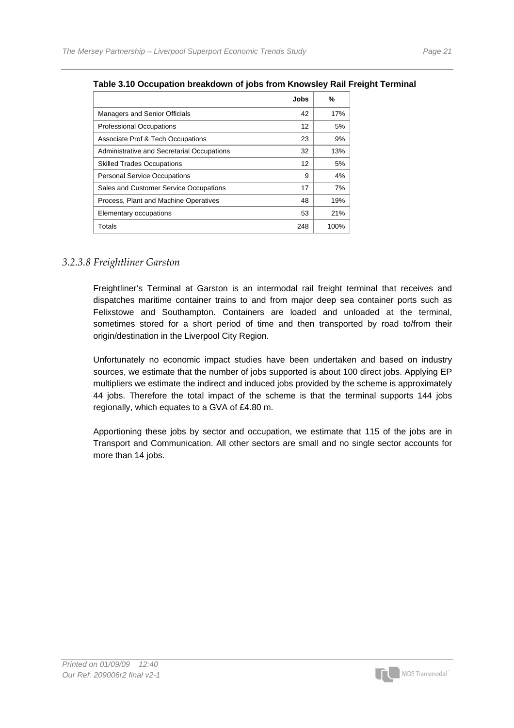**Table 3.10 Occupation breakdown of jobs from Knowsley Rail Freight Terminal**

| | Jobs | % |
|---|---|---|
| Managers and Senior Officials | 42 | 17% |
| Professional Occupations | 12 | 5% |
| Associate Prof & Tech Occupations | 23 | 9% |
| Administrative and Secretarial Occupations | 32 | 13% |
| Skilled Trades Occupations | 12 | 5% |
| Personal Service Occupations | 9 | 4% |
| Sales and Customer Service Occupations | 17 | 7% |
| Process, Plant and Machine Operatives | 48 | 19% |
| Elementary occupations | 53 | 21% |
| Totals | 248 | 100% |

### *3.2.3.8 Freightliner Garston*

Freightliner's Terminal at Garston is an intermodal rail freight terminal that receives and dispatches maritime container trains to and from major deep sea container ports such as Felixstowe and Southampton. Containers are loaded and unloaded at the terminal, sometimes stored for a short period of time and then transported by road to/from their origin/destination in the Liverpool City Region.

Unfortunately no economic impact studies have been undertaken and based on industry sources, we estimate that the number of jobs supported is about 100 direct jobs. Applying EP multipliers we estimate the indirect and induced jobs provided by the scheme is approximately 44 jobs. Therefore the total impact of the scheme is that the terminal supports 144 jobs regionally, which equates to a GVA of £4.80 m.

Apportioning these jobs by sector and occupation, we estimate that 115 of the jobs are in Transport and Communication. All other sectors are small and no single sector accounts for more than 14 jobs.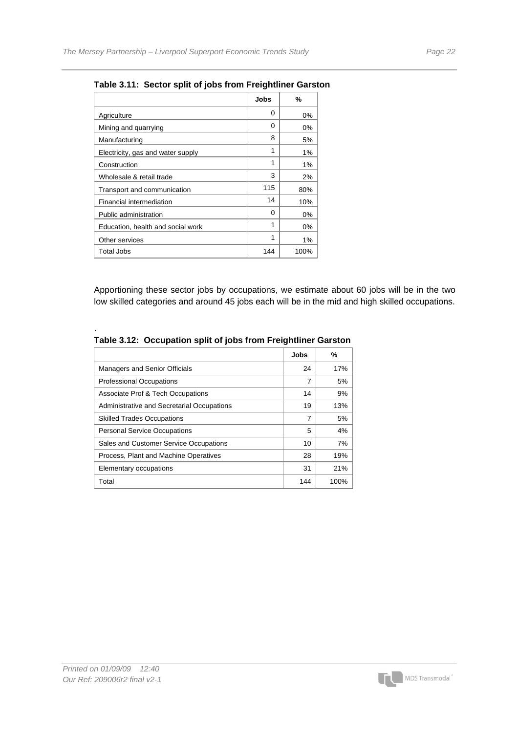**Table 3.11: Sector split of jobs from Freightliner Garston**

| | Jobs | % |
|---|---|---|
| Agriculture | 0 | 0% |
| Mining and quarrying | 0 | 0% |
| Manufacturing | 8 | 5% |
| Electricity, gas and water supply | 1 | 1% |
| Construction | 1 | 1% |
| Wholesale & retail trade | 3 | 2% |
| Transport and communication | 115 | 80% |
| Financial intermediation | 14 | 10% |
| Public administration | 0 | 0% |
| Education, health and social work | 1 | 0% |
| Other services | 1 | 1% |
| Total Jobs | 144 | 100% |

Apportioning these sector jobs by occupations, we estimate about 60 jobs will be in the two low skilled categories and around 45 jobs each will be in the mid and high skilled occupations.

.

**Table 3.12: Occupation split of jobs from Freightliner Garston**

| | Jobs | % |
|---|---|---|
| Managers and Senior Officials | 24 | 17% |
| Professional Occupations | 7 | 5% |
| Associate Prof & Tech Occupations | 14 | 9% |
| Administrative and Secretarial Occupations | 19 | 13% |
| Skilled Trades Occupations | 7 | 5% |
| Personal Service Occupations | 5 | 4% |
| Sales and Customer Service Occupations | 10 | 7% |
| Process, Plant and Machine Operatives | 28 | 19% |
| Elementary occupations | 31 | 21% |
| Total | 144 | 100% |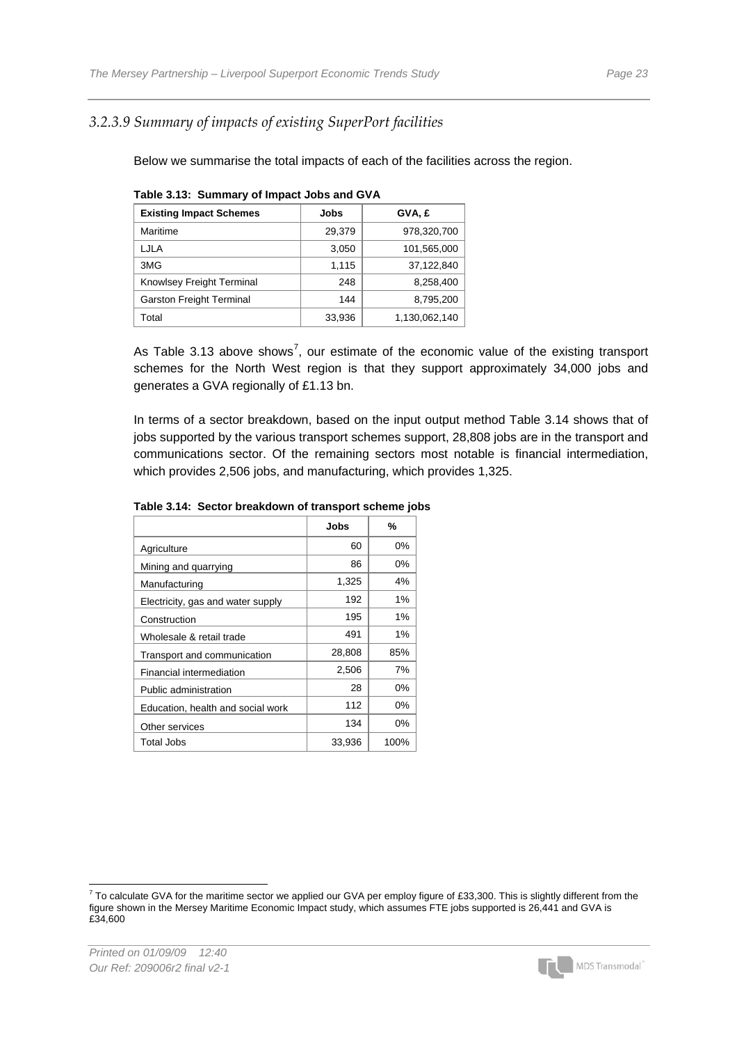### *3.2.3.9 Summary of impacts of existing SuperPort facilities*

Below we summarise the total impacts of each of the facilities across the region.

**Table 3.13: Summary of Impact Jobs and GVA**

| Existing Impact Schemes | Jobs | GVA, £ |
|---|---|---|
| Maritime | 29,379 | 978,320,700 |
| LJLA | 3,050 | 101,565,000 |
| 3MG | 1,115 | 37,122,840 |
| Knowlsey Freight Terminal | 248 | 8,258,400 |
| Garston Freight Terminal | 144 | 8,795,200 |
| Total | 33,936 | 1,130,062,140 |

As Table 3.13 above shows[7], our estimate of the economic value of the existing transport schemes for the North West region is that they support approximately 34,000 jobs and generates a GVA regionally of £1.13 bn.

In terms of a sector breakdown, based on the input output method Table 3.14 shows that of jobs supported by the various transport schemes support, 28,808 jobs are in the transport and communications sector. Of the remaining sectors most notable is financial intermediation, which provides 2,506 jobs, and manufacturing, which provides 1,325.

**Table 3.14: Sector breakdown of transport scheme jobs**

| | Jobs | % |
|---|---|---|
| Agriculture | 60 | 0% |
| Mining and quarrying | 86 | 0% |
| Manufacturing | 1,325 | 4% |
| Electricity, gas and water supply | 192 | 1% |
| Construction | 195 | 1% |
| Wholesale & retail trade | 491 | 1% |
| Transport and communication | 28,808 | 85% |
| Financial intermediation | 2,506 | 7% |
| Public administration | 28 | 0% |
| Education, health and social work | 112 | 0% |
| Other services | 134 | 0% |
| Total Jobs | 33,936 | 100% |

[7] To calculate GVA for the maritime sector we applied our GVA per employ figure of £33,300. This is slightly different from the figure shown in the Mersey Maritime Economic Impact study, which assumes FTE jobs supported is 26,441 and GVA is £34,600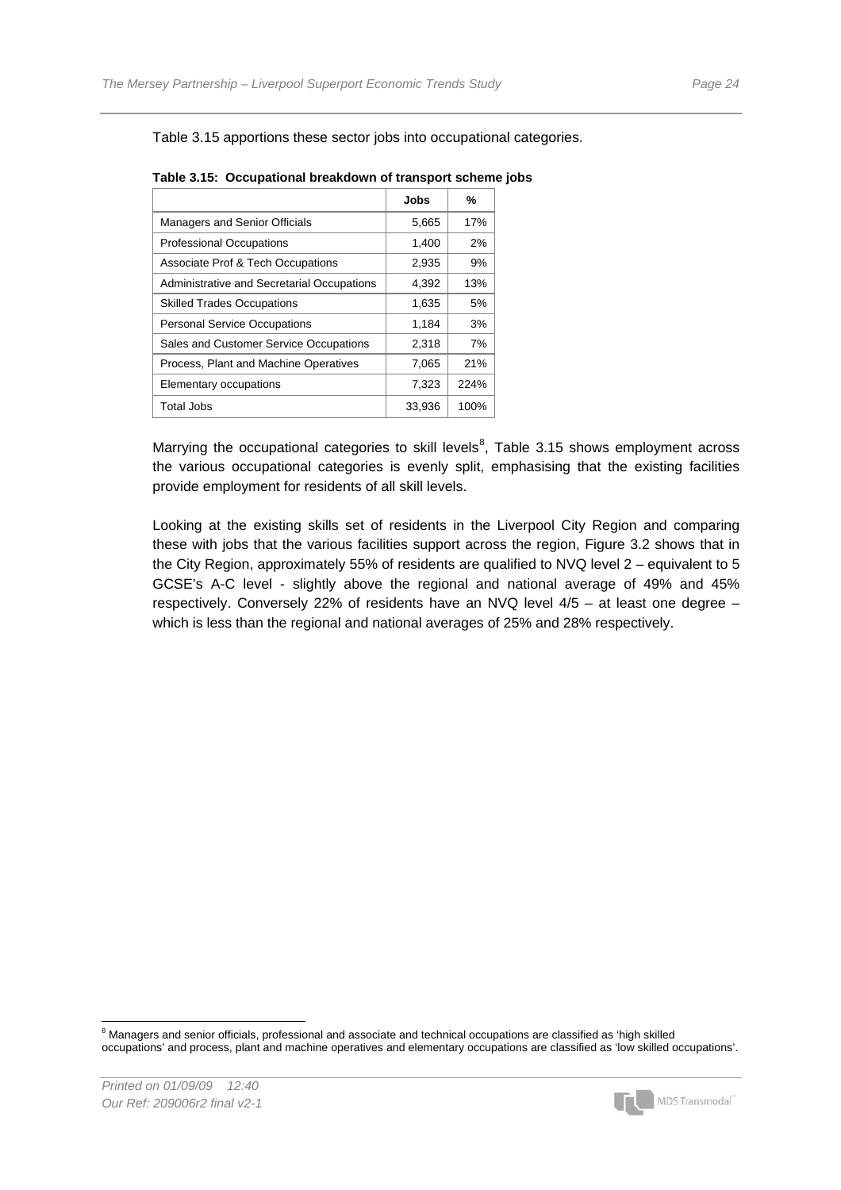Table 3.15 apportions these sector jobs into occupational categories.

**Table 3.15: Occupational breakdown of transport scheme jobs**

| | Jobs | % |
|---|---|---|
| Managers and Senior Officials | 5,665 | 17% |
| Professional Occupations | 1,400 | 2% |
| Associate Prof & Tech Occupations | 2,935 | 9% |
| Administrative and Secretarial Occupations | 4,392 | 13% |
| Skilled Trades Occupations | 1,635 | 5% |
| Personal Service Occupations | 1,184 | 3% |
| Sales and Customer Service Occupations | 2,318 | 7% |
| Process, Plant and Machine Operatives | 7,065 | 21% |
| Elementary occupations | 7,323 | 224% |
| Total Jobs | 33,936 | 100% |

Marrying the occupational categories to skill levels[8], Table 3.15 shows employment across the various occupational categories is evenly split, emphasising that the existing facilities provide employment for residents of all skill levels.

Looking at the existing skills set of residents in the Liverpool City Region and comparing these with jobs that the various facilities support across the region, Figure 3.2 shows that in the City Region, approximately 55% of residents are qualified to NVQ level 2 – equivalent to 5 GCSE's A-C level - slightly above the regional and national average of 49% and 45% respectively. Conversely 22% of residents have an NVQ level 4/5 – at least one degree – which is less than the regional and national averages of 25% and 28% respectively.

[8] Managers and senior officials, professional and associate and technical occupations are classified as 'high skilled occupations' and process, plant and machine operatives and elementary occupations are classified as 'low skilled occupations'.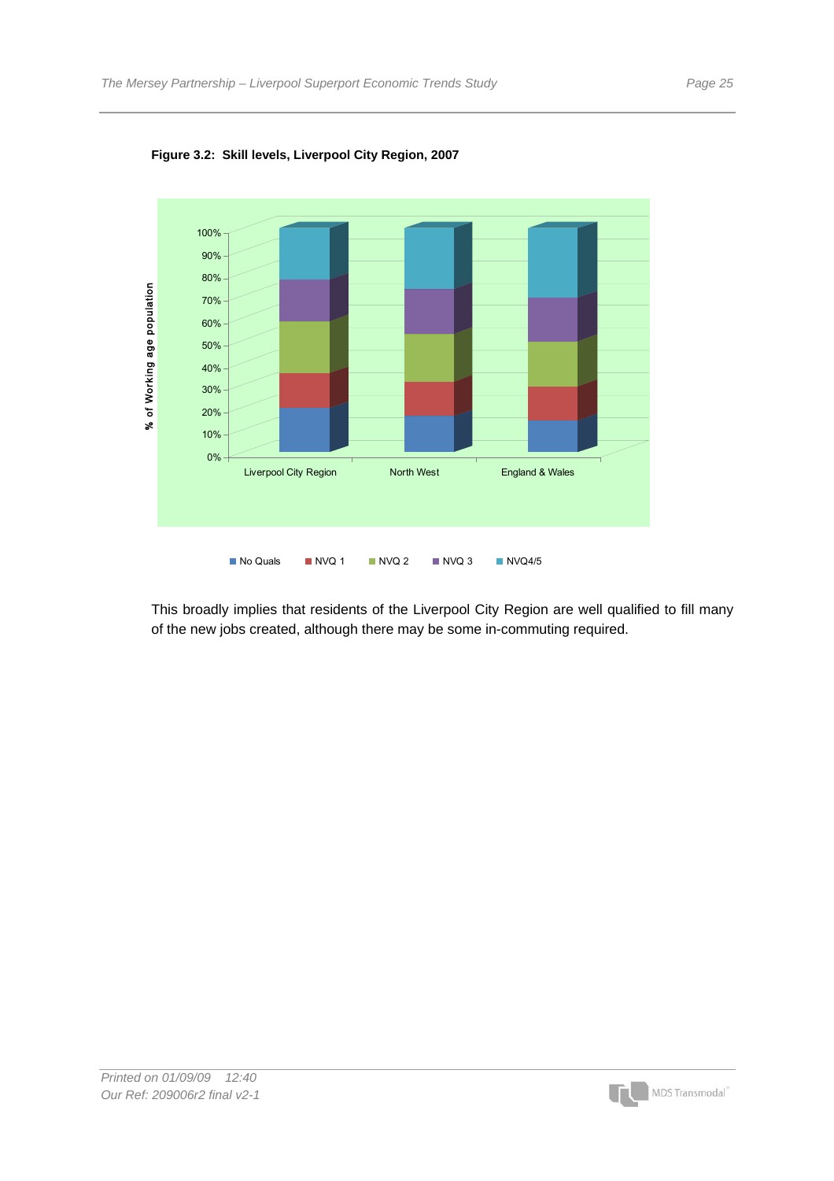**Figure 3.2: Skill levels, Liverpool City Region, 2007**

This broadly implies that residents of the Liverpool City Region are well qualified to fill many of the new jobs created, although there may be some in-commuting required.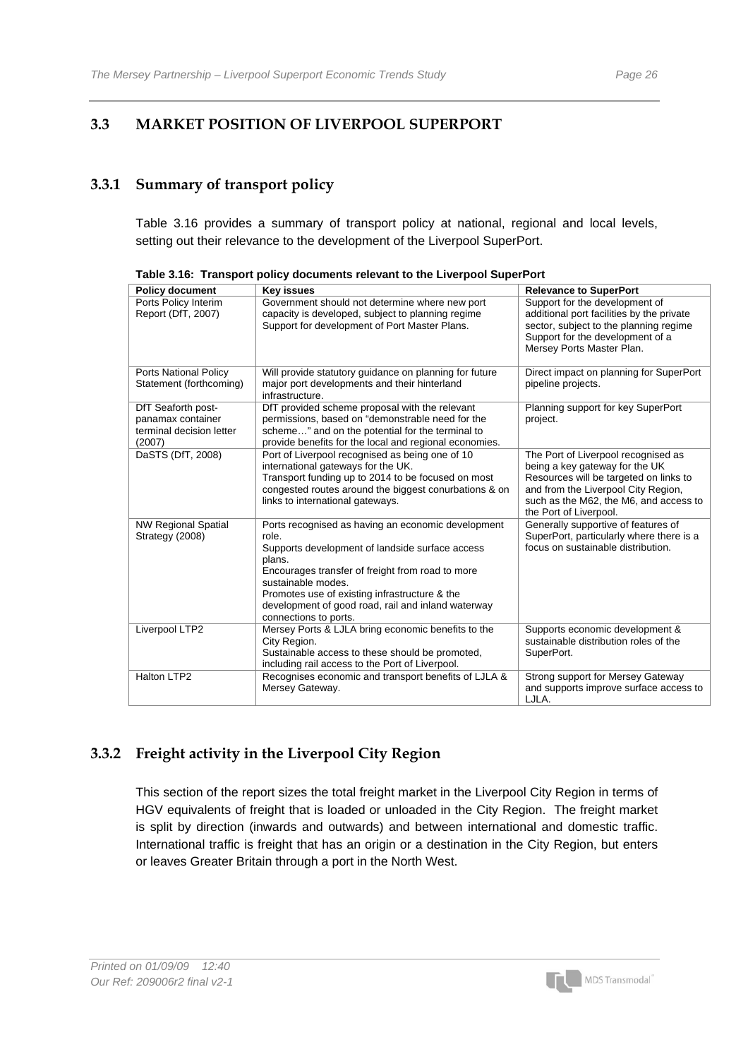## 3.3 MARKET POSITION OF LIVERPOOL SUPERPORT

### 3.3.1 Summary of transport policy

Table 3.16 provides a summary of transport policy at national, regional and local levels, setting out their relevance to the development of the Liverpool SuperPort.

**Table 3.16: Transport policy documents relevant to the Liverpool SuperPort**

| Policy document | Key issues | Relevance to SuperPort |
|---|---|---|
| Ports Policy Interim Report (DfT, 2007) | Government should not determine where new port capacity is developed, subject to planning regime Support for development of Port Master Plans. | Support for the development of additional port facilities by the private sector, subject to the planning regime Support for the development of a Mersey Ports Master Plan. |
| Ports National Policy Statement (forthcoming) | Will provide statutory guidance on planning for future major port developments and their hinterland infrastructure. | Direct impact on planning for SuperPort pipeline projects. |
| DfT Seaforth post-panamax container terminal decision letter (2007) | DfT provided scheme proposal with the relevant permissions, based on "demonstrable need for the scheme…" and on the potential for the terminal to provide benefits for the local and regional economies. | Planning support for key SuperPort project. |
| DaSTS (DfT, 2008) | Port of Liverpool recognised as being one of 10 international gateways for the UK. Transport funding up to 2014 to be focused on most congested routes around the biggest conurbations & on links to international gateways. | The Port of Liverpool recognised as being a key gateway for the UK Resources will be targeted on links to and from the Liverpool City Region, such as the M62, the M6, and access to the Port of Liverpool. |
| NW Regional Spatial Strategy (2008) | Ports recognised as having an economic development role. Supports development of landside surface access plans. Encourages transfer of freight from road to more sustainable modes. Promotes use of existing infrastructure & the development of good road, rail and inland waterway connections to ports. | Generally supportive of features of SuperPort, particularly where there is a focus on sustainable distribution. |
| Liverpool LTP2 | Mersey Ports & LJLA bring economic benefits to the City Region. Sustainable access to these should be promoted, including rail access to the Port of Liverpool. | Supports economic development & sustainable distribution roles of the SuperPort. |
| Halton LTP2 | Recognises economic and transport benefits of LJLA & Mersey Gateway. | Strong support for Mersey Gateway and supports improve surface access to LJLA. |

### 3.3.2 Freight activity in the Liverpool City Region

This section of the report sizes the total freight market in the Liverpool City Region in terms of HGV equivalents of freight that is loaded or unloaded in the City Region. The freight market is split by direction (inwards and outwards) and between international and domestic traffic. International traffic is freight that has an origin or a destination in the City Region, but enters or leaves Greater Britain through a port in the North West.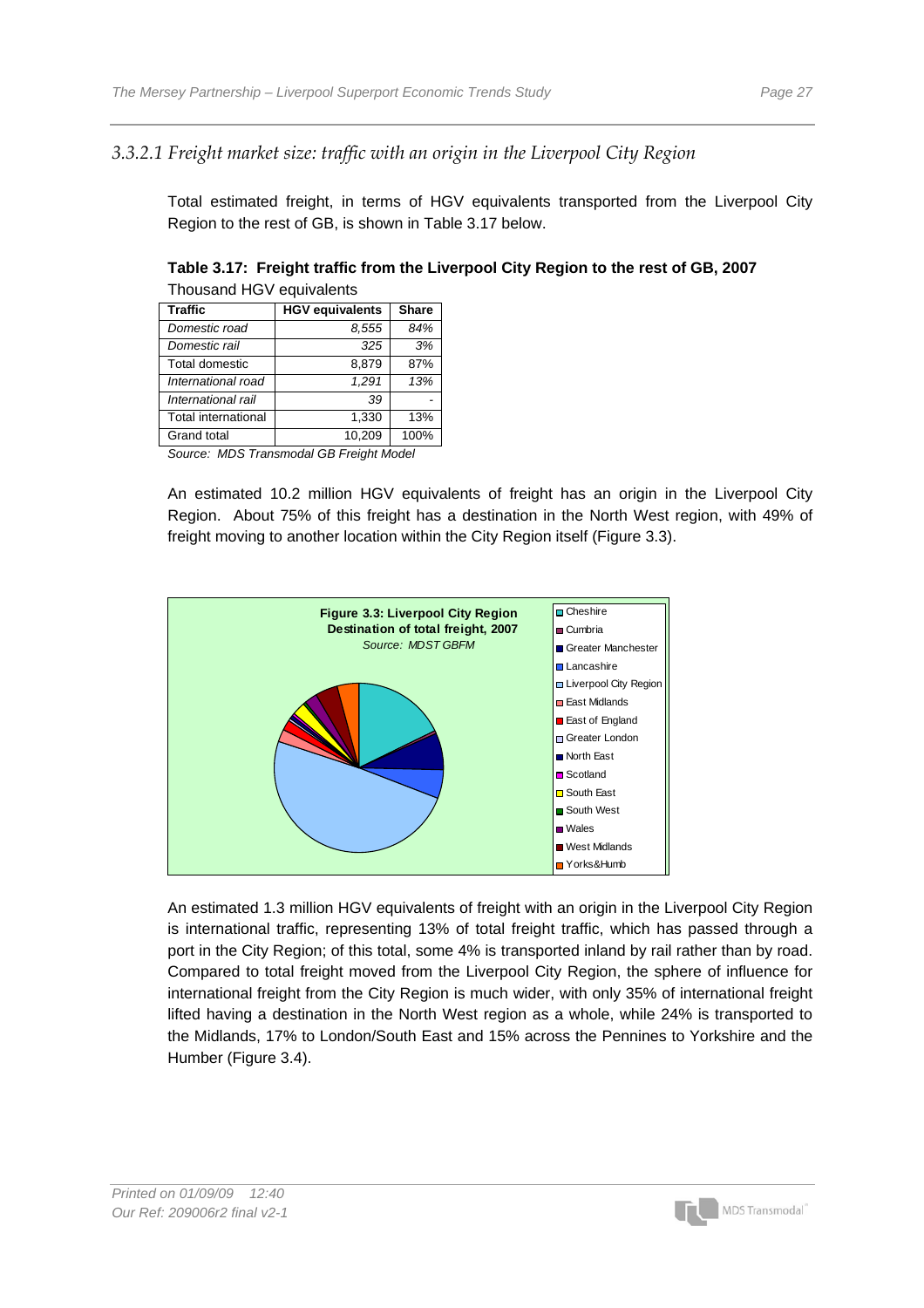### 3.3.2.1 Freight market size: traffic with an origin in the Liverpool City Region

Total estimated freight, in terms of HGV equivalents transported from the Liverpool City Region to the rest of GB, is shown in Table 3.17 below.

**Table 3.17: Freight traffic from the Liverpool City Region to the rest of GB, 2007**

Thousand HGV equivalents

| Traffic | HGV equivalents | Share |
|---|---|---|
| *Domestic road* | *8,555* | *84%* |
| *Domestic rail* | *325* | *3%* |
| Total domestic | 8,879 | 87% |
| *International road* | *1,291* | *13%* |
| *International rail* | *39* | *-* |
| Total international | 1,330 | 13% |
| Grand total | 10,209 | 100% |

*Source: MDS Transmodal GB Freight Model*

An estimated 10.2 million HGV equivalents of freight has an origin in the Liverpool City Region. About 75% of this freight has a destination in the North West region, with 49% of freight moving to another location within the City Region itself (Figure 3.3).

**Figure 3.3: Liverpool City Region Destination of total freight, 2007**
*Source: MDST GBFM*

Cheshire, Cumbria, Greater Manchester, Lancashire, Liverpool City Region, East Midlands, East of England, Greater London, North East, Scotland, South East, South West, Wales, West Midlands, Yorks&Humb

An estimated 1.3 million HGV equivalents of freight with an origin in the Liverpool City Region is international traffic, representing 13% of total freight traffic, which has passed through a port in the City Region; of this total, some 4% is transported inland by rail rather than by road. Compared to total freight moved from the Liverpool City Region, the sphere of influence for international freight from the City Region is much wider, with only 35% of international freight lifted having a destination in the North West region as a whole, while 24% is transported to the Midlands, 17% to London/South East and 15% across the Pennines to Yorkshire and the Humber (Figure 3.4).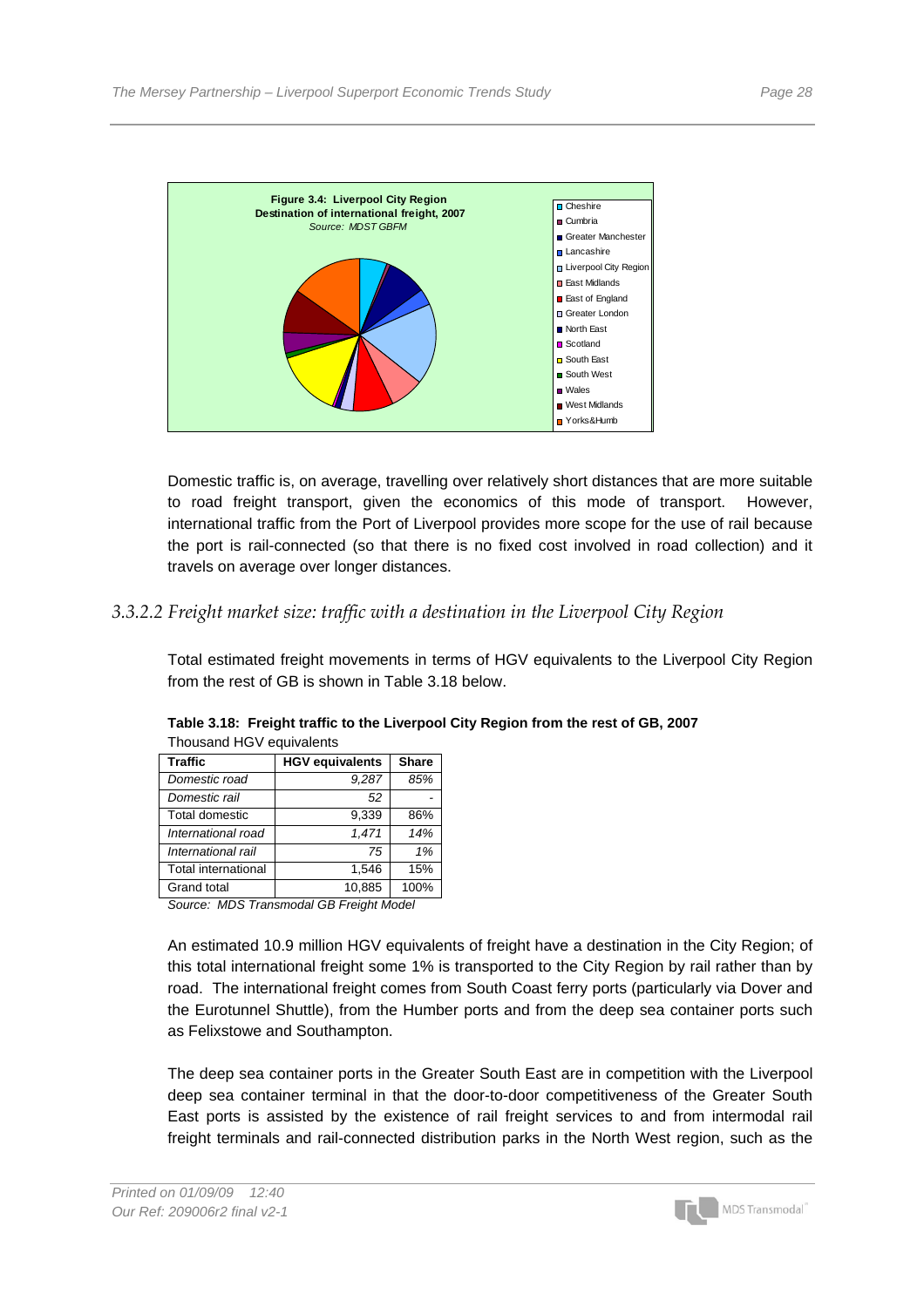**Figure 3.4: Liverpool City Region**
**Destination of international freight, 2007**
*Source: MDST GBFM*

Cheshire, Cumbria, Greater Manchester, Lancashire, Liverpool City Region, East Midlands, East of England, Greater London, North East, Scotland, South East, South West, Wales, West Midlands, Yorks&Humb

Domestic traffic is, on average, travelling over relatively short distances that are more suitable to road freight transport, given the economics of this mode of transport. However, international traffic from the Port of Liverpool provides more scope for the use of rail because the port is rail-connected (so that there is no fixed cost involved in road collection) and it travels on average over longer distances.

### *3.3.2.2 Freight market size: traffic with a destination in the Liverpool City Region*

Total estimated freight movements in terms of HGV equivalents to the Liverpool City Region from the rest of GB is shown in Table 3.18 below.

**Table 3.18: Freight traffic to the Liverpool City Region from the rest of GB, 2007**
Thousand HGV equivalents

| Traffic | HGV equivalents | Share |
|---|---|---|
| *Domestic road* | *9,287* | *85%* |
| *Domestic rail* | *52* | - |
| Total domestic | 9,339 | 86% |
| *International road* | *1,471* | *14%* |
| *International rail* | *75* | *1%* |
| Total international | 1,546 | 15% |
| Grand total | 10,885 | 100% |

*Source: MDS Transmodal GB Freight Model*

An estimated 10.9 million HGV equivalents of freight have a destination in the City Region; of this total international freight some 1% is transported to the City Region by rail rather than by road. The international freight comes from South Coast ferry ports (particularly via Dover and the Eurotunnel Shuttle), from the Humber ports and from the deep sea container ports such as Felixstowe and Southampton.

The deep sea container ports in the Greater South East are in competition with the Liverpool deep sea container terminal in that the door-to-door competitiveness of the Greater South East ports is assisted by the existence of rail freight services to and from intermodal rail freight terminals and rail-connected distribution parks in the North West region, such as the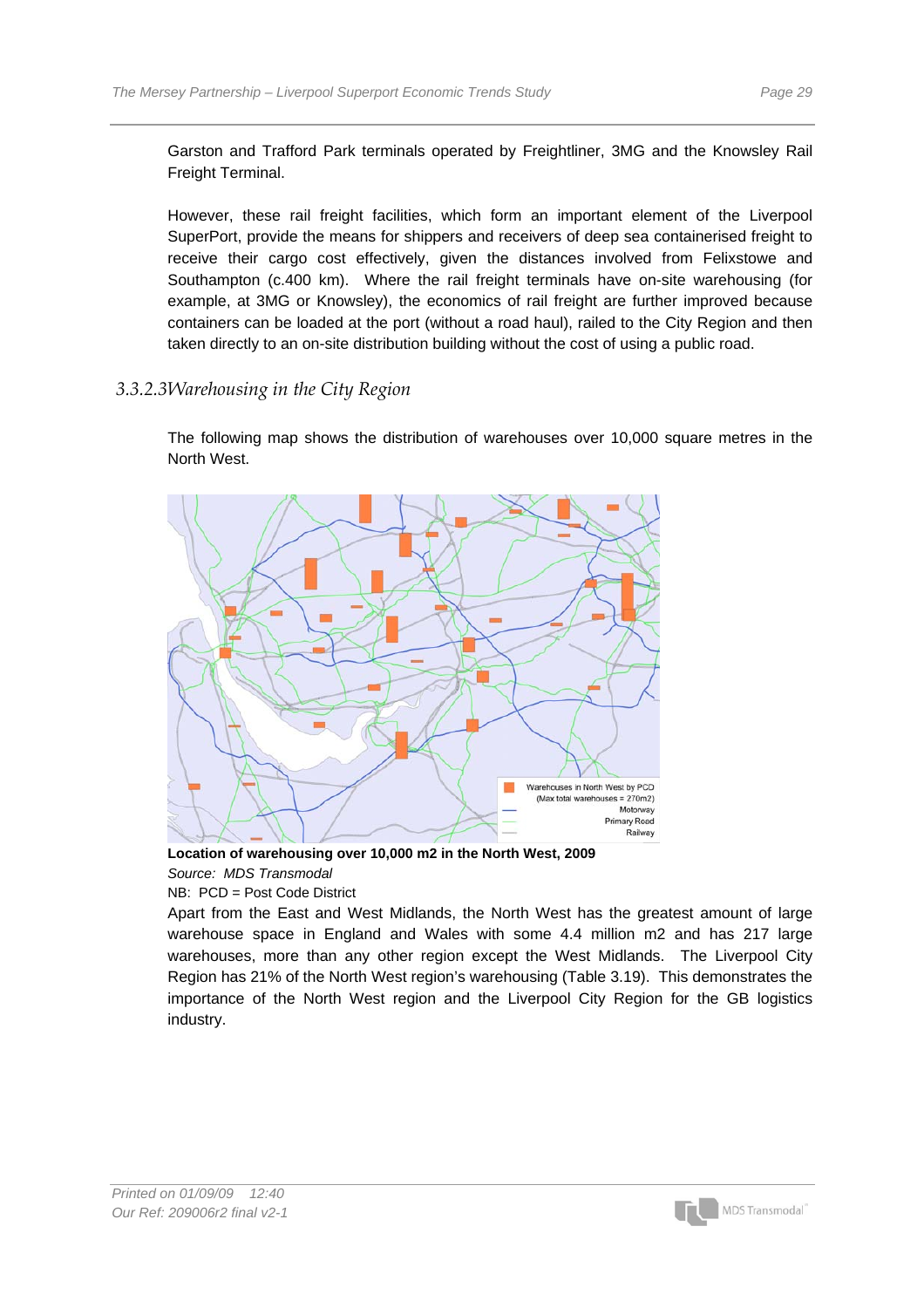Garston and Trafford Park terminals operated by Freightliner, 3MG and the Knowsley Rail Freight Terminal.

However, these rail freight facilities, which form an important element of the Liverpool SuperPort, provide the means for shippers and receivers of deep sea containerised freight to receive their cargo cost effectively, given the distances involved from Felixstowe and Southampton (c.400 km). Where the rail freight terminals have on-site warehousing (for example, at 3MG or Knowsley), the economics of rail freight are further improved because containers can be loaded at the port (without a road haul), railed to the City Region and then taken directly to an on-site distribution building without the cost of using a public road.

### 3.3.2.3 Warehousing in the City Region

The following map shows the distribution of warehouses over 10,000 square metres in the North West.

**Location of warehousing over 10,000 m2 in the North West, 2009**

*Source: MDS Transmodal*

NB: PCD = Post Code District

Apart from the East and West Midlands, the North West has the greatest amount of large warehouse space in England and Wales with some 4.4 million m2 and has 217 large warehouses, more than any other region except the West Midlands. The Liverpool City Region has 21% of the North West region's warehousing (Table 3.19). This demonstrates the importance of the North West region and the Liverpool City Region for the GB logistics industry.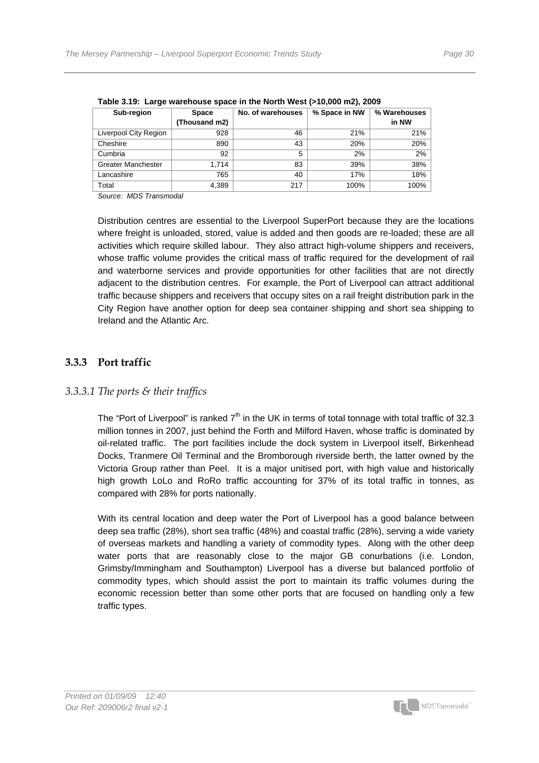**Table 3.19: Large warehouse space in the North West (>10,000 m2), 2009**

| Sub-region | Space (Thousand m2) | No. of warehouses | % Space in NW | % Warehouses in NW |
|---|---|---|---|---|
| Liverpool City Region | 928 | 46 | 21% | 21% |
| Cheshire | 890 | 43 | 20% | 20% |
| Cumbria | 92 | 5 | 2% | 2% |
| Greater Manchester | 1,714 | 83 | 39% | 38% |
| Lancashire | 765 | 40 | 17% | 18% |
| Total | 4,389 | 217 | 100% | 100% |

*Source: MDS Transmodal*

Distribution centres are essential to the Liverpool SuperPort because they are the locations where freight is unloaded, stored, value is added and then goods are re-loaded; these are all activities which require skilled labour. They also attract high-volume shippers and receivers, whose traffic volume provides the critical mass of traffic required for the development of rail and waterborne services and provide opportunities for other facilities that are not directly adjacent to the distribution centres. For example, the Port of Liverpool can attract additional traffic because shippers and receivers that occupy sites on a rail freight distribution park in the City Region have another option for deep sea container shipping and short sea shipping to Ireland and the Atlantic Arc.

### 3.3.3 Port traffic

#### *3.3.3.1 The ports & their traffics*

The "Port of Liverpool" is ranked 7th in the UK in terms of total tonnage with total traffic of 32.3 million tonnes in 2007, just behind the Forth and Milford Haven, whose traffic is dominated by oil-related traffic. The port facilities include the dock system in Liverpool itself, Birkenhead Docks, Tranmere Oil Terminal and the Bromborough riverside berth, the latter owned by the Victoria Group rather than Peel. It is a major unitised port, with high value and historically high growth LoLo and RoRo traffic accounting for 37% of its total traffic in tonnes, as compared with 28% for ports nationally.

With its central location and deep water the Port of Liverpool has a good balance between deep sea traffic (28%), short sea traffic (48%) and coastal traffic (28%), serving a wide variety of overseas markets and handling a variety of commodity types. Along with the other deep water ports that are reasonably close to the major GB conurbations (i.e. London, Grimsby/Immingham and Southampton) Liverpool has a diverse but balanced portfolio of commodity types, which should assist the port to maintain its traffic volumes during the economic recession better than some other ports that are focused on handling only a few traffic types.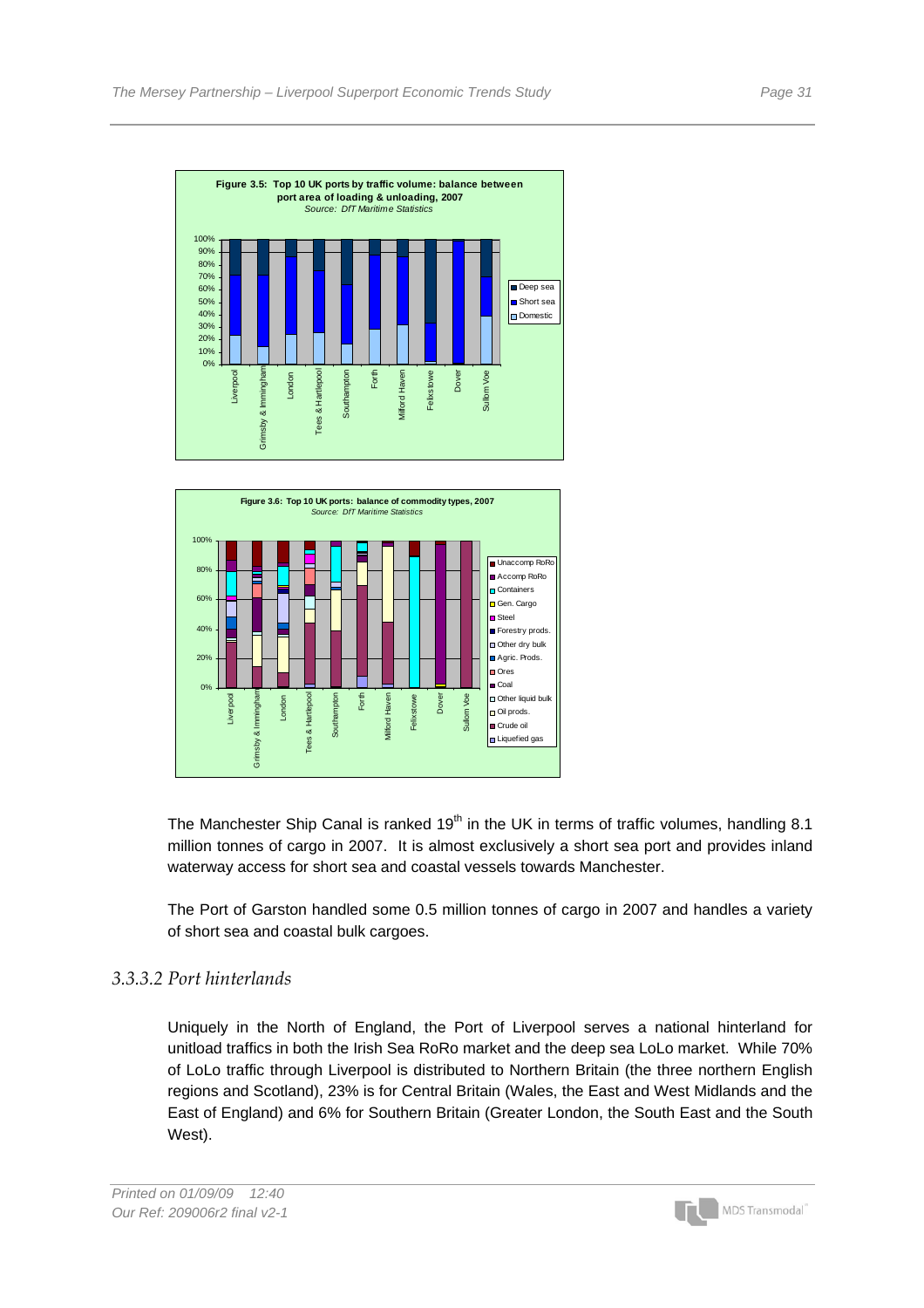**Figure 3.5: Top 10 UK ports by traffic volume: balance between port area of loading & unloading, 2007**
*Source: DfT Maritime Statistics*

**Figure 3.6: Top 10 UK ports: balance of commodity types, 2007**
*Source: DfT Maritime Statistics*

The Manchester Ship Canal is ranked 19th in the UK in terms of traffic volumes, handling 8.1 million tonnes of cargo in 2007. It is almost exclusively a short sea port and provides inland waterway access for short sea and coastal vessels towards Manchester.

The Port of Garston handled some 0.5 million tonnes of cargo in 2007 and handles a variety of short sea and coastal bulk cargoes.

### *3.3.3.2 Port hinterlands*

Uniquely in the North of England, the Port of Liverpool serves a national hinterland for unitload traffics in both the Irish Sea RoRo market and the deep sea LoLo market. While 70% of LoLo traffic through Liverpool is distributed to Northern Britain (the three northern English regions and Scotland), 23% is for Central Britain (Wales, the East and West Midlands and the East of England) and 6% for Southern Britain (Greater London, the South East and the South West).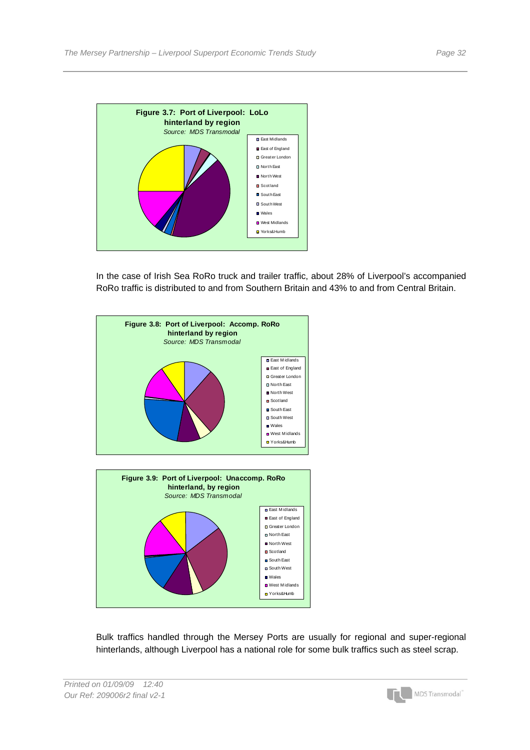**Figure 3.7: Port of Liverpool: LoLo hinterland by region**

*Source: MDS Transmodal*

- East Midlands
- East of England
- Greater London
- North East
- North West
- Scotland
- South East
- South West
- Wales
- West Midlands
- Yorks&Humb

In the case of Irish Sea RoRo truck and trailer traffic, about 28% of Liverpool's accompanied RoRo traffic is distributed to and from Southern Britain and 43% to and from Central Britain.

**Figure 3.8: Port of Liverpool: Accomp. RoRo hinterland by region**

*Source: MDS Transmodal*

- East Midlands
- East of England
- Greater London
- North East
- North West
- Scotland
- South East
- South West
- Wales
- West Midlands
- Yorks&Humb

**Figure 3.9: Port of Liverpool: Unaccomp. RoRo hinterland, by region**

*Source: MDS Transmodal*

- East Midlands
- East of England
- Greater London
- North East
- North West
- Scotland
- South East
- South West
- Wales
- West Midlands
- Yorks&Humb

Bulk traffics handled through the Mersey Ports are usually for regional and super-regional hinterlands, although Liverpool has a national role for some bulk traffics such as steel scrap.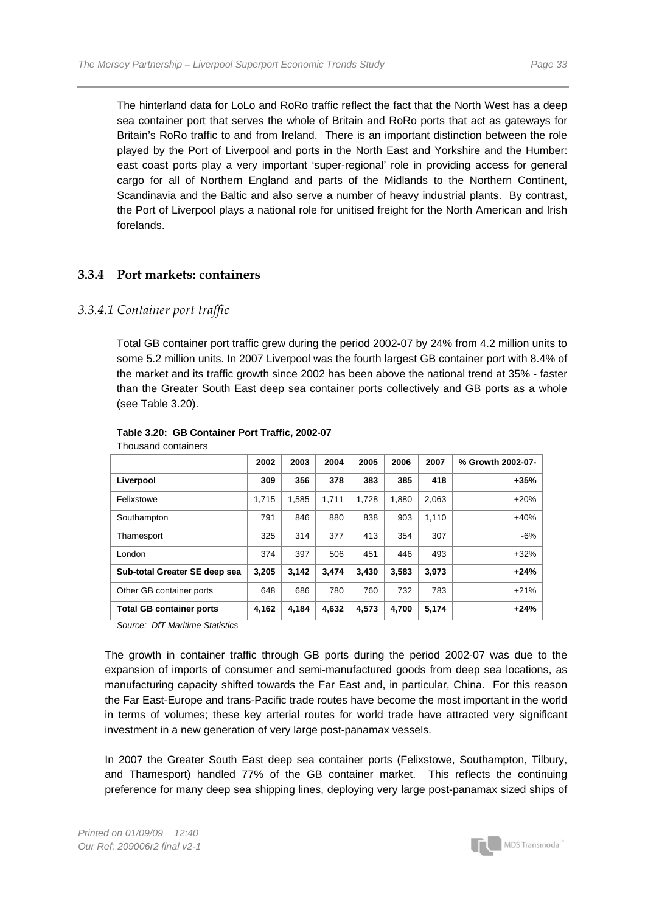The hinterland data for LoLo and RoRo traffic reflect the fact that the North West has a deep sea container port that serves the whole of Britain and RoRo ports that act as gateways for Britain's RoRo traffic to and from Ireland. There is an important distinction between the role played by the Port of Liverpool and ports in the North East and Yorkshire and the Humber: east coast ports play a very important 'super-regional' role in providing access for general cargo for all of Northern England and parts of the Midlands to the Northern Continent, Scandinavia and the Baltic and also serve a number of heavy industrial plants. By contrast, the Port of Liverpool plays a national role for unitised freight for the North American and Irish forelands.

### 3.3.4 Port markets: containers

#### *3.3.4.1 Container port traffic*

Total GB container port traffic grew during the period 2002-07 by 24% from 4.2 million units to some 5.2 million units. In 2007 Liverpool was the fourth largest GB container port with 8.4% of the market and its traffic growth since 2002 has been above the national trend at 35% - faster than the Greater South East deep sea container ports collectively and GB ports as a whole (see Table 3.20).

**Table 3.20: GB Container Port Traffic, 2002-07**

Thousand containers

| | 2002 | 2003 | 2004 | 2005 | 2006 | 2007 | % Growth 2002-07- |
|---|---|---|---|---|---|---|---|
| **Liverpool** | **309** | **356** | **378** | **383** | **385** | **418** | **+35%** |
| Felixstowe | 1,715 | 1,585 | 1,711 | 1,728 | 1,880 | 2,063 | +20% |
| Southampton | 791 | 846 | 880 | 838 | 903 | 1,110 | +40% |
| Thamesport | 325 | 314 | 377 | 413 | 354 | 307 | -6% |
| London | 374 | 397 | 506 | 451 | 446 | 493 | +32% |
| **Sub-total Greater SE deep sea** | **3,205** | **3,142** | **3,474** | **3,430** | **3,583** | **3,973** | **+24%** |
| Other GB container ports | 648 | 686 | 780 | 760 | 732 | 783 | +21% |
| **Total GB container ports** | **4,162** | **4,184** | **4,632** | **4,573** | **4,700** | **5,174** | **+24%** |

*Source: DfT Maritime Statistics*

The growth in container traffic through GB ports during the period 2002-07 was due to the expansion of imports of consumer and semi-manufactured goods from deep sea locations, as manufacturing capacity shifted towards the Far East and, in particular, China. For this reason the Far East-Europe and trans-Pacific trade routes have become the most important in the world in terms of volumes; these key arterial routes for world trade have attracted very significant investment in a new generation of very large post-panamax vessels.

In 2007 the Greater South East deep sea container ports (Felixstowe, Southampton, Tilbury, and Thamesport) handled 77% of the GB container market. This reflects the continuing preference for many deep sea shipping lines, deploying very large post-panamax sized ships of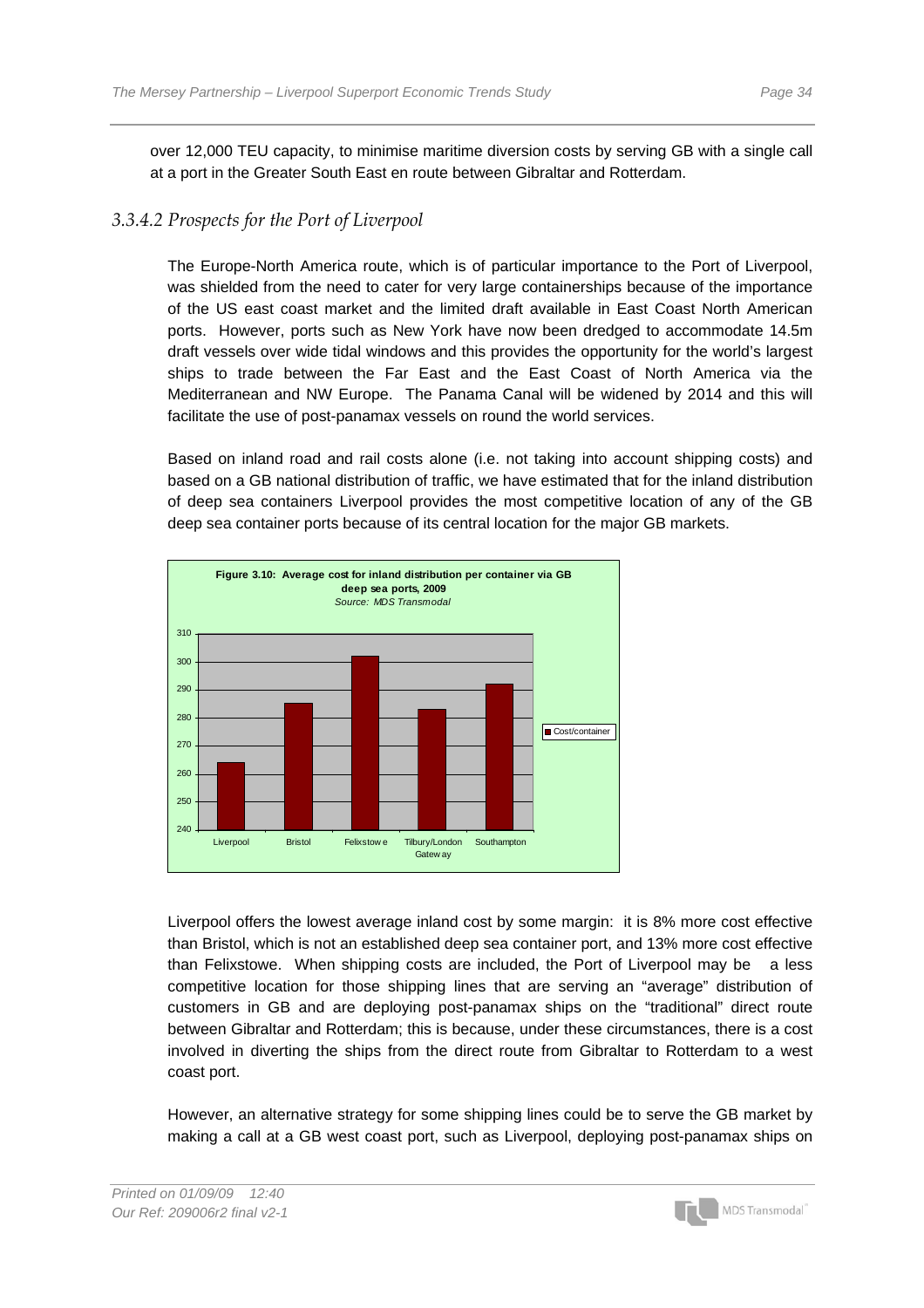over 12,000 TEU capacity, to minimise maritime diversion costs by serving GB with a single call at a port in the Greater South East en route between Gibraltar and Rotterdam.

### *3.3.4.2 Prospects for the Port of Liverpool*

The Europe-North America route, which is of particular importance to the Port of Liverpool, was shielded from the need to cater for very large containerships because of the importance of the US east coast market and the limited draft available in East Coast North American ports. However, ports such as New York have now been dredged to accommodate 14.5m draft vessels over wide tidal windows and this provides the opportunity for the world's largest ships to trade between the Far East and the East Coast of North America via the Mediterranean and NW Europe. The Panama Canal will be widened by 2014 and this will facilitate the use of post-panamax vessels on round the world services.

Based on inland road and rail costs alone (i.e. not taking into account shipping costs) and based on a GB national distribution of traffic, we have estimated that for the inland distribution of deep sea containers Liverpool provides the most competitive location of any of the GB deep sea container ports because of its central location for the major GB markets.

**Figure 3.10: Average cost for inland distribution per container via GB deep sea ports, 2009**
*Source: MDS Transmodal*

Liverpool offers the lowest average inland cost by some margin: it is 8% more cost effective than Bristol, which is not an established deep sea container port, and 13% more cost effective than Felixstowe. When shipping costs are included, the Port of Liverpool may be a less competitive location for those shipping lines that are serving an "average" distribution of customers in GB and are deploying post-panamax ships on the "traditional" direct route between Gibraltar and Rotterdam; this is because, under these circumstances, there is a cost involved in diverting the ships from the direct route from Gibraltar to Rotterdam to a west coast port.

However, an alternative strategy for some shipping lines could be to serve the GB market by making a call at a GB west coast port, such as Liverpool, deploying post-panamax ships on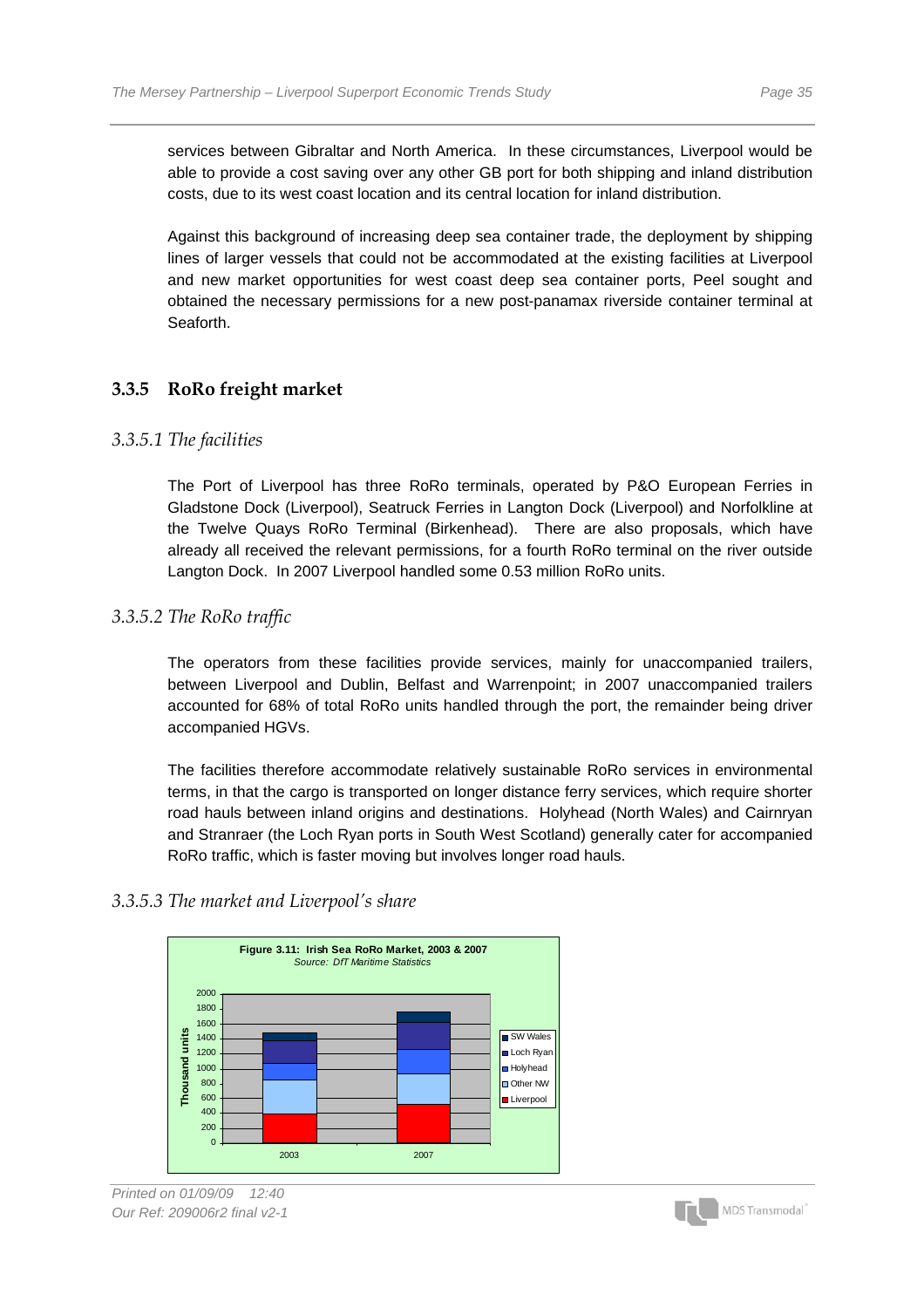services between Gibraltar and North America. In these circumstances, Liverpool would be able to provide a cost saving over any other GB port for both shipping and inland distribution costs, due to its west coast location and its central location for inland distribution.

Against this background of increasing deep sea container trade, the deployment by shipping lines of larger vessels that could not be accommodated at the existing facilities at Liverpool and new market opportunities for west coast deep sea container ports, Peel sought and obtained the necessary permissions for a new post-panamax riverside container terminal at Seaforth.

### 3.3.5 RoRo freight market

#### *3.3.5.1 The facilities*

The Port of Liverpool has three RoRo terminals, operated by P&O European Ferries in Gladstone Dock (Liverpool), Seatruck Ferries in Langton Dock (Liverpool) and Norfolkline at the Twelve Quays RoRo Terminal (Birkenhead). There are also proposals, which have already all received the relevant permissions, for a fourth RoRo terminal on the river outside Langton Dock. In 2007 Liverpool handled some 0.53 million RoRo units.

#### *3.3.5.2 The RoRo traffic*

The operators from these facilities provide services, mainly for unaccompanied trailers, between Liverpool and Dublin, Belfast and Warrenpoint; in 2007 unaccompanied trailers accounted for 68% of total RoRo units handled through the port, the remainder being driver accompanied HGVs.

The facilities therefore accommodate relatively sustainable RoRo services in environmental terms, in that the cargo is transported on longer distance ferry services, which require shorter road hauls between inland origins and destinations. Holyhead (North Wales) and Cairnryan and Stranraer (the Loch Ryan ports in South West Scotland) generally cater for accompanied RoRo traffic, which is faster moving but involves longer road hauls.

#### *3.3.5.3 The market and Liverpool's share*

**Figure 3.11: Irish Sea RoRo Market, 2003 & 2007**
*Source: DfT Maritime Statistics*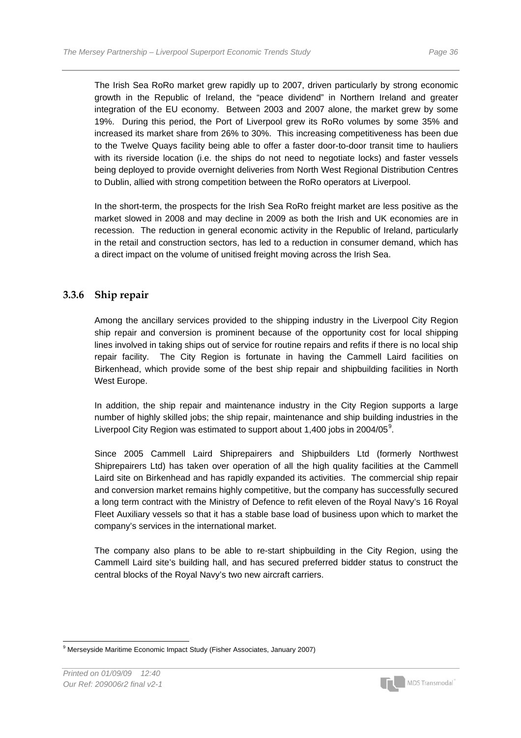The Irish Sea RoRo market grew rapidly up to 2007, driven particularly by strong economic growth in the Republic of Ireland, the "peace dividend" in Northern Ireland and greater integration of the EU economy. Between 2003 and 2007 alone, the market grew by some 19%. During this period, the Port of Liverpool grew its RoRo volumes by some 35% and increased its market share from 26% to 30%. This increasing competitiveness has been due to the Twelve Quays facility being able to offer a faster door-to-door transit time to hauliers with its riverside location (i.e. the ships do not need to negotiate locks) and faster vessels being deployed to provide overnight deliveries from North West Regional Distribution Centres to Dublin, allied with strong competition between the RoRo operators at Liverpool.

In the short-term, the prospects for the Irish Sea RoRo freight market are less positive as the market slowed in 2008 and may decline in 2009 as both the Irish and UK economies are in recession. The reduction in general economic activity in the Republic of Ireland, particularly in the retail and construction sectors, has led to a reduction in consumer demand, which has a direct impact on the volume of unitised freight moving across the Irish Sea.

### 3.3.6 Ship repair

Among the ancillary services provided to the shipping industry in the Liverpool City Region ship repair and conversion is prominent because of the opportunity cost for local shipping lines involved in taking ships out of service for routine repairs and refits if there is no local ship repair facility. The City Region is fortunate in having the Cammell Laird facilities on Birkenhead, which provide some of the best ship repair and shipbuilding facilities in North West Europe.

In addition, the ship repair and maintenance industry in the City Region supports a large number of highly skilled jobs; the ship repair, maintenance and ship building industries in the Liverpool City Region was estimated to support about 1,400 jobs in 2004/05[9].

Since 2005 Cammell Laird Shiprepairers and Shipbuilders Ltd (formerly Northwest Shiprepairers Ltd) has taken over operation of all the high quality facilities at the Cammell Laird site on Birkenhead and has rapidly expanded its activities. The commercial ship repair and conversion market remains highly competitive, but the company has successfully secured a long term contract with the Ministry of Defence to refit eleven of the Royal Navy's 16 Royal Fleet Auxiliary vessels so that it has a stable base load of business upon which to market the company's services in the international market.

The company also plans to be able to re-start shipbuilding in the City Region, using the Cammell Laird site's building hall, and has secured preferred bidder status to construct the central blocks of the Royal Navy's two new aircraft carriers.

[9] Merseyside Maritime Economic Impact Study (Fisher Associates, January 2007)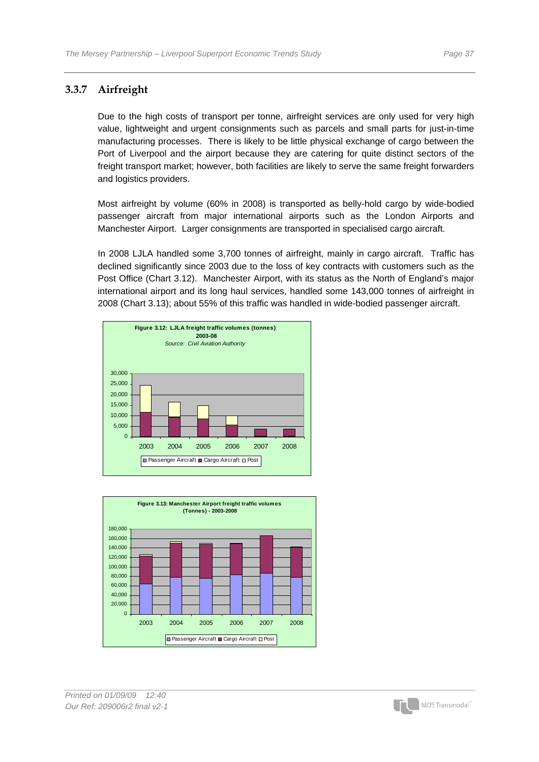### 3.3.7 Airfreight

Due to the high costs of transport per tonne, airfreight services are only used for very high value, lightweight and urgent consignments such as parcels and small parts for just-in-time manufacturing processes. There is likely to be little physical exchange of cargo between the Port of Liverpool and the airport because they are catering for quite distinct sectors of the freight transport market; however, both facilities are likely to serve the same freight forwarders and logistics providers.

Most airfreight by volume (60% in 2008) is transported as belly-hold cargo by wide-bodied passenger aircraft from major international airports such as the London Airports and Manchester Airport. Larger consignments are transported in specialised cargo aircraft.

In 2008 LJLA handled some 3,700 tonnes of airfreight, mainly in cargo aircraft. Traffic has declined significantly since 2003 due to the loss of key contracts with customers such as the Post Office (Chart 3.12). Manchester Airport, with its status as the North of England's major international airport and its long haul services, handled some 143,000 tonnes of airfreight in 2008 (Chart 3.13); about 55% of this traffic was handled in wide-bodied passenger aircraft.

**Figure 3.12: LJLA freight traffic volumes (tonnes) 2003-08**
*Source: Civil Aviation Authority*

**Figure 3.13: Manchester Airport freight traffic volumes (Tonnes) - 2003-2008**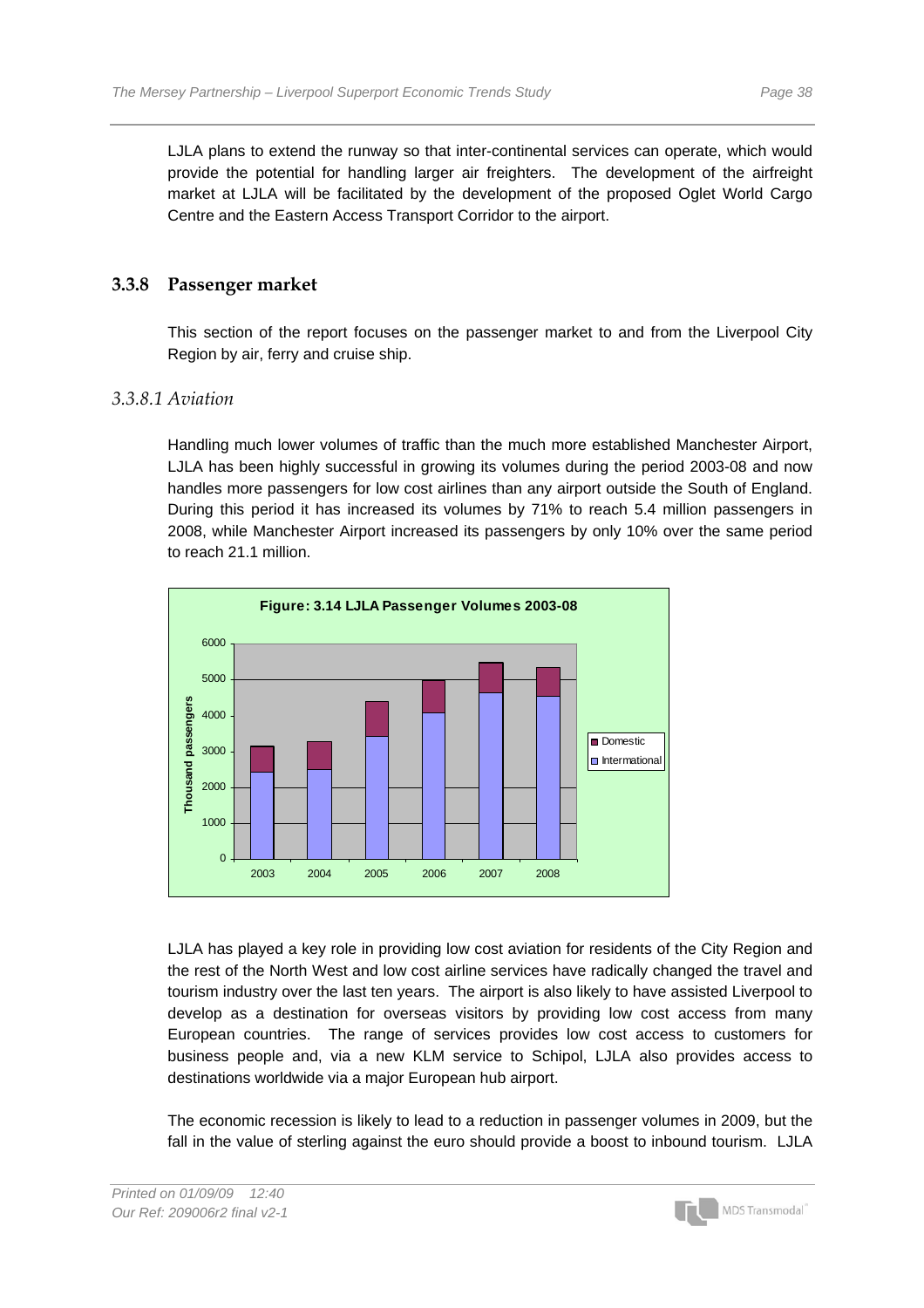LJLA plans to extend the runway so that inter-continental services can operate, which would provide the potential for handling larger air freighters. The development of the airfreight market at LJLA will be facilitated by the development of the proposed Oglet World Cargo Centre and the Eastern Access Transport Corridor to the airport.

### 3.3.8 Passenger market

This section of the report focuses on the passenger market to and from the Liverpool City Region by air, ferry and cruise ship.

#### *3.3.8.1 Aviation*

Handling much lower volumes of traffic than the much more established Manchester Airport, LJLA has been highly successful in growing its volumes during the period 2003-08 and now handles more passengers for low cost airlines than any airport outside the South of England. During this period it has increased its volumes by 71% to reach 5.4 million passengers in 2008, while Manchester Airport increased its passengers by only 10% over the same period to reach 21.1 million.

**Figure: 3.14 LJLA Passenger Volumes 2003-08**

LJLA has played a key role in providing low cost aviation for residents of the City Region and the rest of the North West and low cost airline services have radically changed the travel and tourism industry over the last ten years. The airport is also likely to have assisted Liverpool to develop as a destination for overseas visitors by providing low cost access from many European countries. The range of services provides low cost access to customers for business people and, via a new KLM service to Schipol, LJLA also provides access to destinations worldwide via a major European hub airport.

The economic recession is likely to lead to a reduction in passenger volumes in 2009, but the fall in the value of sterling against the euro should provide a boost to inbound tourism. LJLA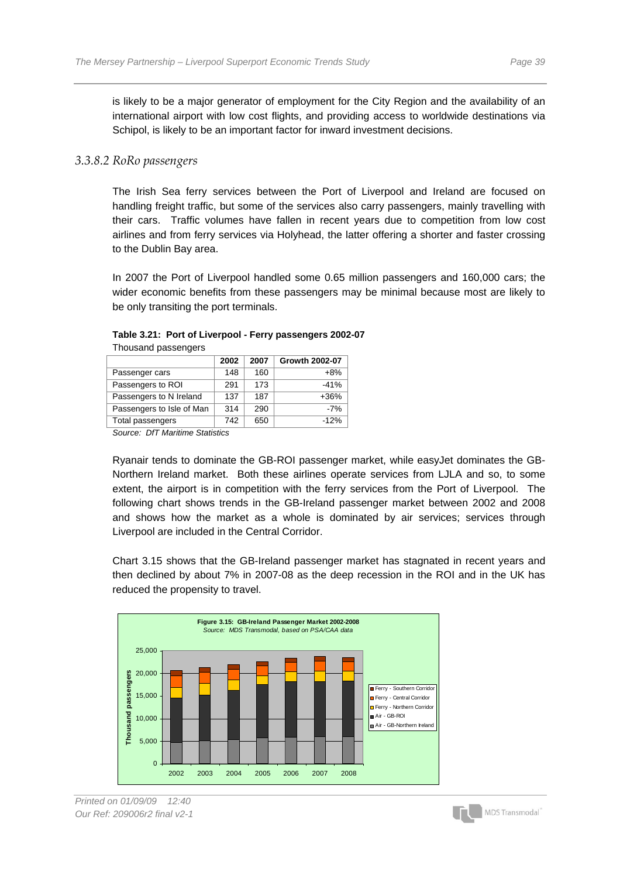is likely to be a major generator of employment for the City Region and the availability of an international airport with low cost flights, and providing access to worldwide destinations via Schipol, is likely to be an important factor for inward investment decisions.

### *3.3.8.2 RoRo passengers*

The Irish Sea ferry services between the Port of Liverpool and Ireland are focused on handling freight traffic, but some of the services also carry passengers, mainly travelling with their cars. Traffic volumes have fallen in recent years due to competition from low cost airlines and from ferry services via Holyhead, the latter offering a shorter and faster crossing to the Dublin Bay area.

In 2007 the Port of Liverpool handled some 0.65 million passengers and 160,000 cars; the wider economic benefits from these passengers may be minimal because most are likely to be only transiting the port terminals.

**Table 3.21: Port of Liverpool - Ferry passengers 2002-07**

Thousand passengers

| | 2002 | 2007 | Growth 2002-07 |
|---|---|---|---|
| Passenger cars | 148 | 160 | +8% |
| Passengers to ROI | 291 | 173 | -41% |
| Passengers to N Ireland | 137 | 187 | +36% |
| Passengers to Isle of Man | 314 | 290 | -7% |
| Total passengers | 742 | 650 | -12% |

*Source: DfT Maritime Statistics*

Ryanair tends to dominate the GB-ROI passenger market, while easyJet dominates the GB-Northern Ireland market. Both these airlines operate services from LJLA and so, to some extent, the airport is in competition with the ferry services from the Port of Liverpool. The following chart shows trends in the GB-Ireland passenger market between 2002 and 2008 and shows how the market as a whole is dominated by air services; services through Liverpool are included in the Central Corridor.

Chart 3.15 shows that the GB-Ireland passenger market has stagnated in recent years and then declined by about 7% in 2007-08 as the deep recession in the ROI and in the UK has reduced the propensity to travel.

**Figure 3.15: GB-Ireland Passenger Market 2002-2008**

*Source: MDS Transmodal, based on PSA/CAA data*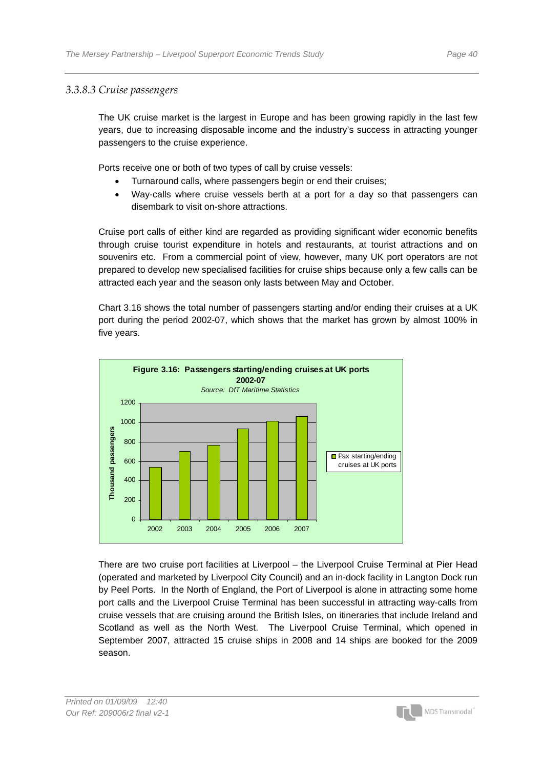### 3.3.8.3 Cruise passengers

The UK cruise market is the largest in Europe and has been growing rapidly in the last few years, due to increasing disposable income and the industry's success in attracting younger passengers to the cruise experience.

Ports receive one or both of two types of call by cruise vessels:

- Turnaround calls, where passengers begin or end their cruises;
- Way-calls where cruise vessels berth at a port for a day so that passengers can disembark to visit on-shore attractions.

Cruise port calls of either kind are regarded as providing significant wider economic benefits through cruise tourist expenditure in hotels and restaurants, at tourist attractions and on souvenirs etc. From a commercial point of view, however, many UK port operators are not prepared to develop new specialised facilities for cruise ships because only a few calls can be attracted each year and the season only lasts between May and October.

Chart 3.16 shows the total number of passengers starting and/or ending their cruises at a UK port during the period 2002-07, which shows that the market has grown by almost 100% in five years.

**Figure 3.16: Passengers starting/ending cruises at UK ports 2002-07**

*Source: DfT Maritime Statistics*

| Year | Pax starting/ending cruises at UK ports (thousand passengers, approx.) |
|---|---|
| 2002 | 540 |
| 2003 | 700 |
| 2004 | 760 |
| 2005 | 930 |
| 2006 | 1010 |
| 2007 | 1060 |

There are two cruise port facilities at Liverpool – the Liverpool Cruise Terminal at Pier Head (operated and marketed by Liverpool City Council) and an in-dock facility in Langton Dock run by Peel Ports. In the North of England, the Port of Liverpool is alone in attracting some home port calls and the Liverpool Cruise Terminal has been successful in attracting way-calls from cruise vessels that are cruising around the British Isles, on itineraries that include Ireland and Scotland as well as the North West. The Liverpool Cruise Terminal, which opened in September 2007, attracted 15 cruise ships in 2008 and 14 ships are booked for the 2009 season.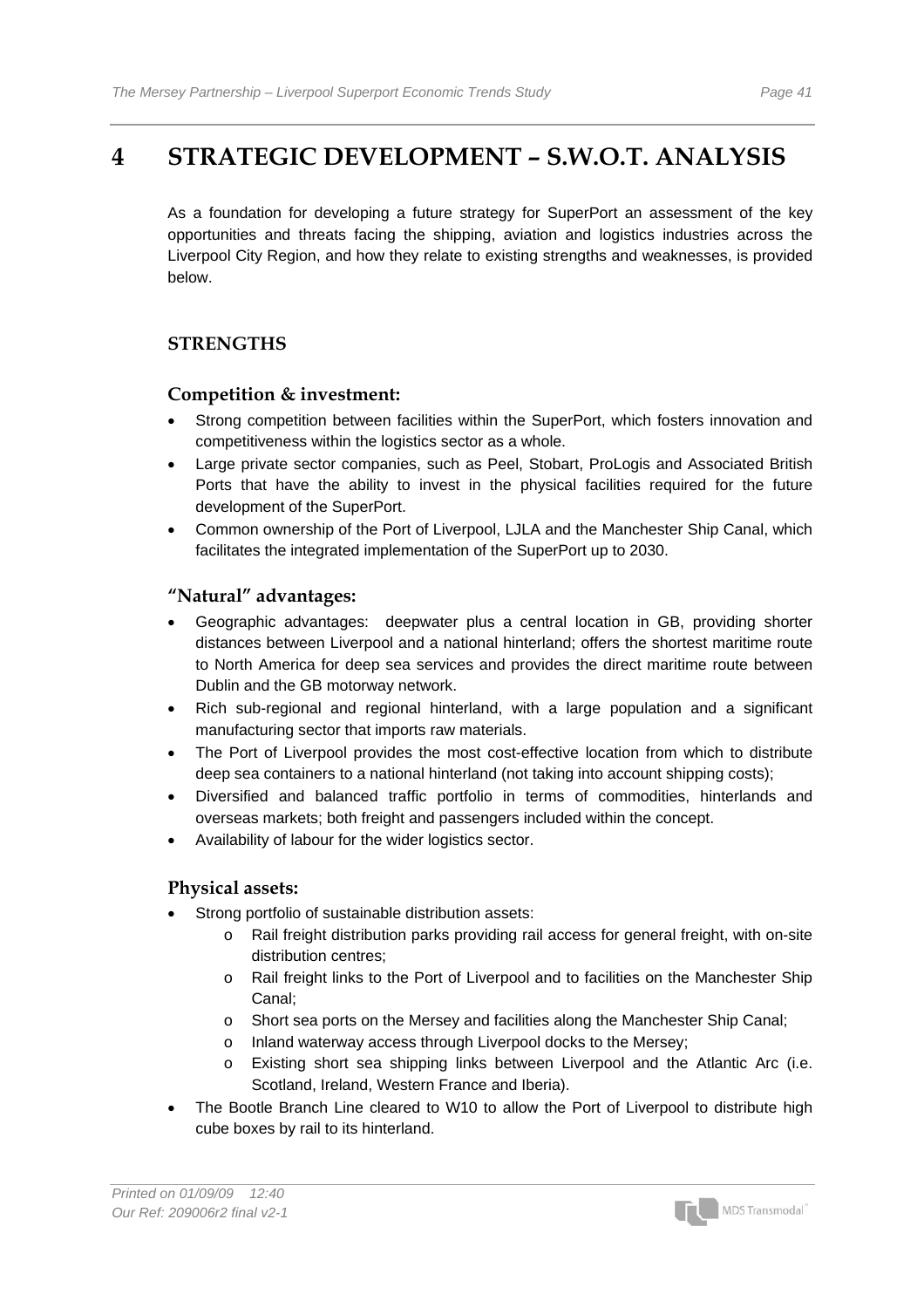# 4 STRATEGIC DEVELOPMENT – S.W.O.T. ANALYSIS

As a foundation for developing a future strategy for SuperPort an assessment of the key opportunities and threats facing the shipping, aviation and logistics industries across the Liverpool City Region, and how they relate to existing strengths and weaknesses, is provided below.

## STRENGTHS

### Competition & investment:

- Strong competition between facilities within the SuperPort, which fosters innovation and competitiveness within the logistics sector as a whole.
- Large private sector companies, such as Peel, Stobart, ProLogis and Associated British Ports that have the ability to invest in the physical facilities required for the future development of the SuperPort.
- Common ownership of the Port of Liverpool, LJLA and the Manchester Ship Canal, which facilitates the integrated implementation of the SuperPort up to 2030.

### "Natural" advantages:

- Geographic advantages: deepwater plus a central location in GB, providing shorter distances between Liverpool and a national hinterland; offers the shortest maritime route to North America for deep sea services and provides the direct maritime route between Dublin and the GB motorway network.
- Rich sub-regional and regional hinterland, with a large population and a significant manufacturing sector that imports raw materials.
- The Port of Liverpool provides the most cost-effective location from which to distribute deep sea containers to a national hinterland (not taking into account shipping costs);
- Diversified and balanced traffic portfolio in terms of commodities, hinterlands and overseas markets; both freight and passengers included within the concept.
- Availability of labour for the wider logistics sector.

### Physical assets:

- Strong portfolio of sustainable distribution assets:
  - Rail freight distribution parks providing rail access for general freight, with on-site distribution centres;
  - Rail freight links to the Port of Liverpool and to facilities on the Manchester Ship Canal;
  - Short sea ports on the Mersey and facilities along the Manchester Ship Canal;
  - Inland waterway access through Liverpool docks to the Mersey;
  - Existing short sea shipping links between Liverpool and the Atlantic Arc (i.e. Scotland, Ireland, Western France and Iberia).
- The Bootle Branch Line cleared to W10 to allow the Port of Liverpool to distribute high cube boxes by rail to its hinterland.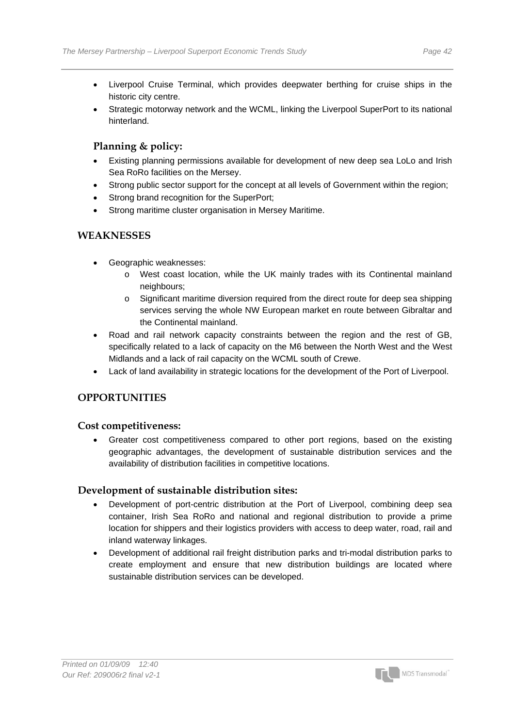- Liverpool Cruise Terminal, which provides deepwater berthing for cruise ships in the historic city centre.
- Strategic motorway network and the WCML, linking the Liverpool SuperPort to its national hinterland.

### Planning & policy:

- Existing planning permissions available for development of new deep sea LoLo and Irish Sea RoRo facilities on the Mersey.
- Strong public sector support for the concept at all levels of Government within the region;
- Strong brand recognition for the SuperPort;
- Strong maritime cluster organisation in Mersey Maritime.

## WEAKNESSES

- Geographic weaknesses:
    - West coast location, while the UK mainly trades with its Continental mainland neighbours;
    - Significant maritime diversion required from the direct route for deep sea shipping services serving the whole NW European market en route between Gibraltar and the Continental mainland.
- Road and rail network capacity constraints between the region and the rest of GB, specifically related to a lack of capacity on the M6 between the North West and the West Midlands and a lack of rail capacity on the WCML south of Crewe.
- Lack of land availability in strategic locations for the development of the Port of Liverpool.

## OPPORTUNITIES

### Cost competitiveness:

- Greater cost competitiveness compared to other port regions, based on the existing geographic advantages, the development of sustainable distribution services and the availability of distribution facilities in competitive locations.

### Development of sustainable distribution sites:

- Development of port-centric distribution at the Port of Liverpool, combining deep sea container, Irish Sea RoRo and national and regional distribution to provide a prime location for shippers and their logistics providers with access to deep water, road, rail and inland waterway linkages.
- Development of additional rail freight distribution parks and tri-modal distribution parks to create employment and ensure that new distribution buildings are located where sustainable distribution services can be developed.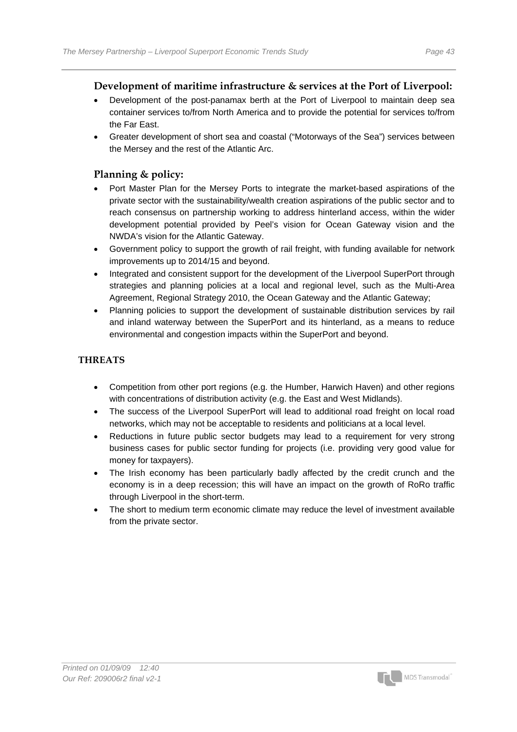### Development of maritime infrastructure & services at the Port of Liverpool:

- Development of the post-panamax berth at the Port of Liverpool to maintain deep sea container services to/from North America and to provide the potential for services to/from the Far East.
- Greater development of short sea and coastal ("Motorways of the Sea") services between the Mersey and the rest of the Atlantic Arc.

### Planning & policy:

- Port Master Plan for the Mersey Ports to integrate the market-based aspirations of the private sector with the sustainability/wealth creation aspirations of the public sector and to reach consensus on partnership working to address hinterland access, within the wider development potential provided by Peel's vision for Ocean Gateway vision and the NWDA's vision for the Atlantic Gateway.
- Government policy to support the growth of rail freight, with funding available for network improvements up to 2014/15 and beyond.
- Integrated and consistent support for the development of the Liverpool SuperPort through strategies and planning policies at a local and regional level, such as the Multi-Area Agreement, Regional Strategy 2010, the Ocean Gateway and the Atlantic Gateway;
- Planning policies to support the development of sustainable distribution services by rail and inland waterway between the SuperPort and its hinterland, as a means to reduce environmental and congestion impacts within the SuperPort and beyond.

### THREATS

- Competition from other port regions (e.g. the Humber, Harwich Haven) and other regions with concentrations of distribution activity (e.g. the East and West Midlands).
- The success of the Liverpool SuperPort will lead to additional road freight on local road networks, which may not be acceptable to residents and politicians at a local level.
- Reductions in future public sector budgets may lead to a requirement for very strong business cases for public sector funding for projects (i.e. providing very good value for money for taxpayers).
- The Irish economy has been particularly badly affected by the credit crunch and the economy is in a deep recession; this will have an impact on the growth of RoRo traffic through Liverpool in the short-term.
- The short to medium term economic climate may reduce the level of investment available from the private sector.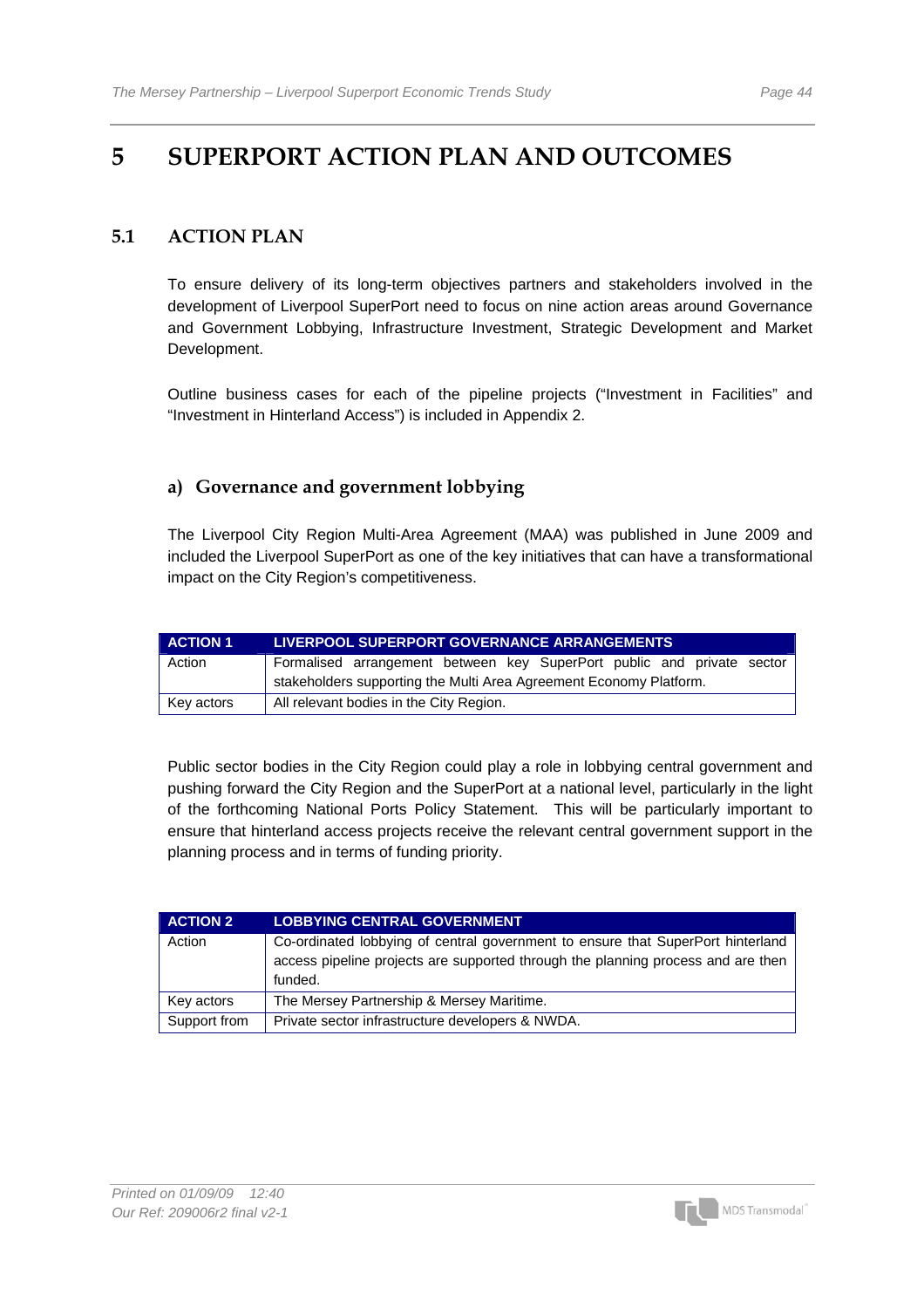# 5 SUPERPORT ACTION PLAN AND OUTCOMES

## 5.1 ACTION PLAN

To ensure delivery of its long-term objectives partners and stakeholders involved in the development of Liverpool SuperPort need to focus on nine action areas around Governance and Government Lobbying, Infrastructure Investment, Strategic Development and Market Development.

Outline business cases for each of the pipeline projects ("Investment in Facilities" and "Investment in Hinterland Access") is included in Appendix 2.

### a) Governance and government lobbying

The Liverpool City Region Multi-Area Agreement (MAA) was published in June 2009 and included the Liverpool SuperPort as one of the key initiatives that can have a transformational impact on the City Region's competitiveness.

| ACTION 1 | LIVERPOOL SUPERPORT GOVERNANCE ARRANGEMENTS |
|---|---|
| Action | Formalised arrangement between key SuperPort public and private sector stakeholders supporting the Multi Area Agreement Economy Platform. |
| Key actors | All relevant bodies in the City Region. |

Public sector bodies in the City Region could play a role in lobbying central government and pushing forward the City Region and the SuperPort at a national level, particularly in the light of the forthcoming National Ports Policy Statement. This will be particularly important to ensure that hinterland access projects receive the relevant central government support in the planning process and in terms of funding priority.

| ACTION 2 | LOBBYING CENTRAL GOVERNMENT |
|---|---|
| Action | Co-ordinated lobbying of central government to ensure that SuperPort hinterland access pipeline projects are supported through the planning process and are then funded. |
| Key actors | The Mersey Partnership & Mersey Maritime. |
| Support from | Private sector infrastructure developers & NWDA. |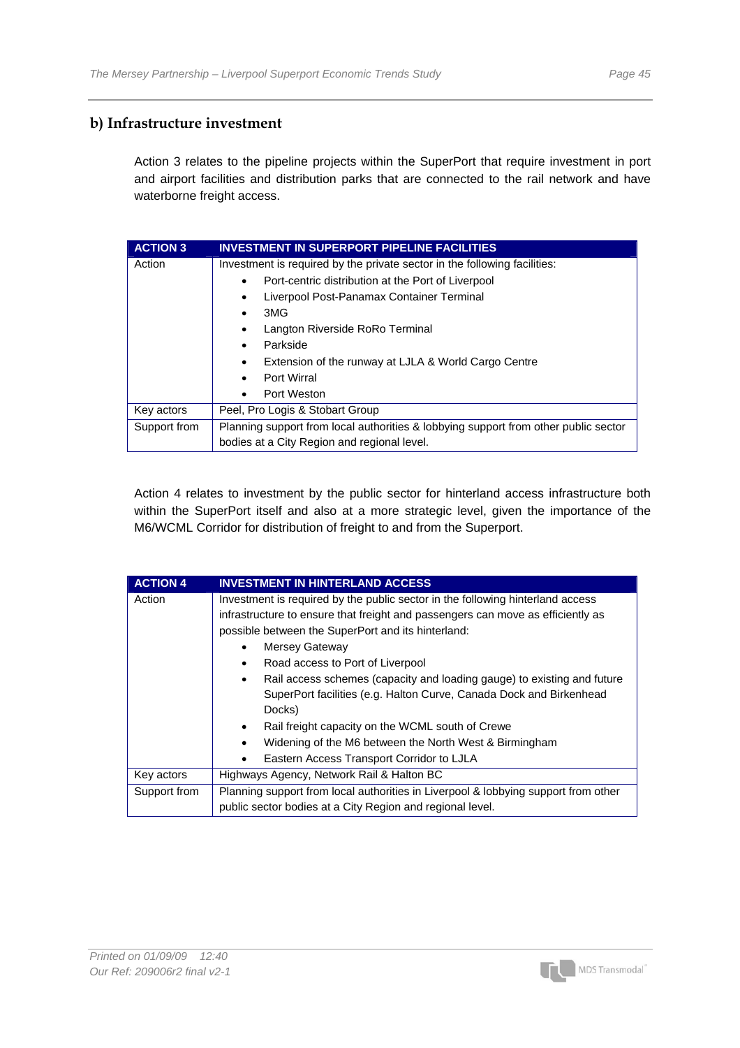## b) Infrastructure investment

Action 3 relates to the pipeline projects within the SuperPort that require investment in port and airport facilities and distribution parks that are connected to the rail network and have waterborne freight access.

| **ACTION 3** | **INVESTMENT IN SUPERPORT PIPELINE FACILITIES** |
|---|---|
| Action | Investment is required by the private sector in the following facilities:<br>• Port-centric distribution at the Port of Liverpool<br>• Liverpool Post-Panamax Container Terminal<br>• 3MG<br>• Langton Riverside RoRo Terminal<br>• Parkside<br>• Extension of the runway at LJLA & World Cargo Centre<br>• Port Wirral<br>• Port Weston |
| Key actors | Peel, Pro Logis & Stobart Group |
| Support from | Planning support from local authorities & lobbying support from other public sector bodies at a City Region and regional level. |

Action 4 relates to investment by the public sector for hinterland access infrastructure both within the SuperPort itself and also at a more strategic level, given the importance of the M6/WCML Corridor for distribution of freight to and from the Superport.

| **ACTION 4** | **INVESTMENT IN HINTERLAND ACCESS** |
|---|---|
| Action | Investment is required by the public sector in the following hinterland access infrastructure to ensure that freight and passengers can move as efficiently as possible between the SuperPort and its hinterland:<br>• Mersey Gateway<br>• Road access to Port of Liverpool<br>• Rail access schemes (capacity and loading gauge) to existing and future SuperPort facilities (e.g. Halton Curve, Canada Dock and Birkenhead Docks)<br>• Rail freight capacity on the WCML south of Crewe<br>• Widening of the M6 between the North West & Birmingham<br>• Eastern Access Transport Corridor to LJLA |
| Key actors | Highways Agency, Network Rail & Halton BC |
| Support from | Planning support from local authorities in Liverpool & lobbying support from other public sector bodies at a City Region and regional level. |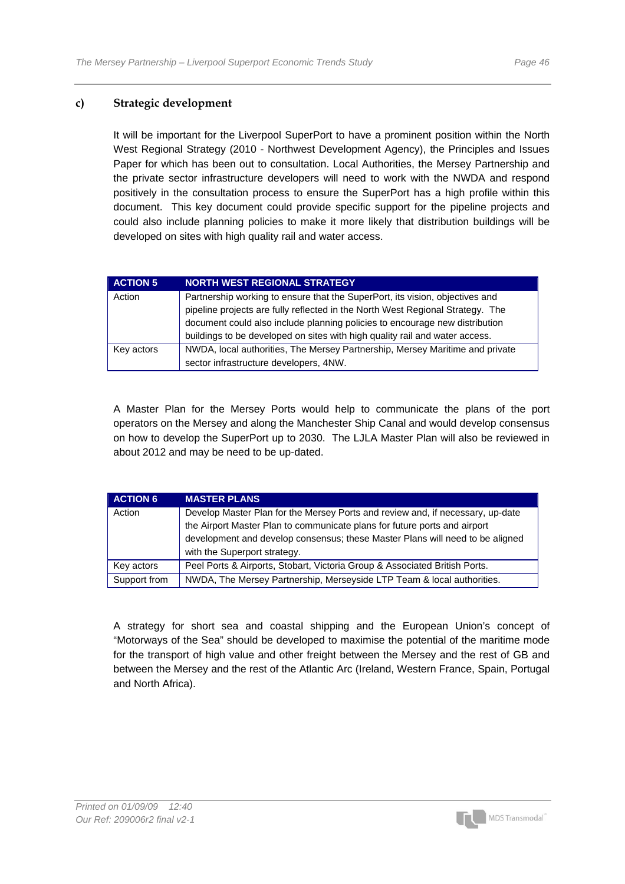### c) Strategic development

It will be important for the Liverpool SuperPort to have a prominent position within the North West Regional Strategy (2010 - Northwest Development Agency), the Principles and Issues Paper for which has been out to consultation. Local Authorities, the Mersey Partnership and the private sector infrastructure developers will need to work with the NWDA and respond positively in the consultation process to ensure the SuperPort has a high profile within this document. This key document could provide specific support for the pipeline projects and could also include planning policies to make it more likely that distribution buildings will be developed on sites with high quality rail and water access.

| ACTION 5 | NORTH WEST REGIONAL STRATEGY |
|---|---|
| Action | Partnership working to ensure that the SuperPort, its vision, objectives and pipeline projects are fully reflected in the North West Regional Strategy. The document could also include planning policies to encourage new distribution buildings to be developed on sites with high quality rail and water access. |
| Key actors | NWDA, local authorities, The Mersey Partnership, Mersey Maritime and private sector infrastructure developers, 4NW. |

A Master Plan for the Mersey Ports would help to communicate the plans of the port operators on the Mersey and along the Manchester Ship Canal and would develop consensus on how to develop the SuperPort up to 2030. The LJLA Master Plan will also be reviewed in about 2012 and may be need to be up-dated.

| ACTION 6 | MASTER PLANS |
|---|---|
| Action | Develop Master Plan for the Mersey Ports and review and, if necessary, up-date the Airport Master Plan to communicate plans for future ports and airport development and develop consensus; these Master Plans will need to be aligned with the Superport strategy. |
| Key actors | Peel Ports & Airports, Stobart, Victoria Group & Associated British Ports. |
| Support from | NWDA, The Mersey Partnership, Merseyside LTP Team & local authorities. |

A strategy for short sea and coastal shipping and the European Union's concept of "Motorways of the Sea" should be developed to maximise the potential of the maritime mode for the transport of high value and other freight between the Mersey and the rest of GB and between the Mersey and the rest of the Atlantic Arc (Ireland, Western France, Spain, Portugal and North Africa).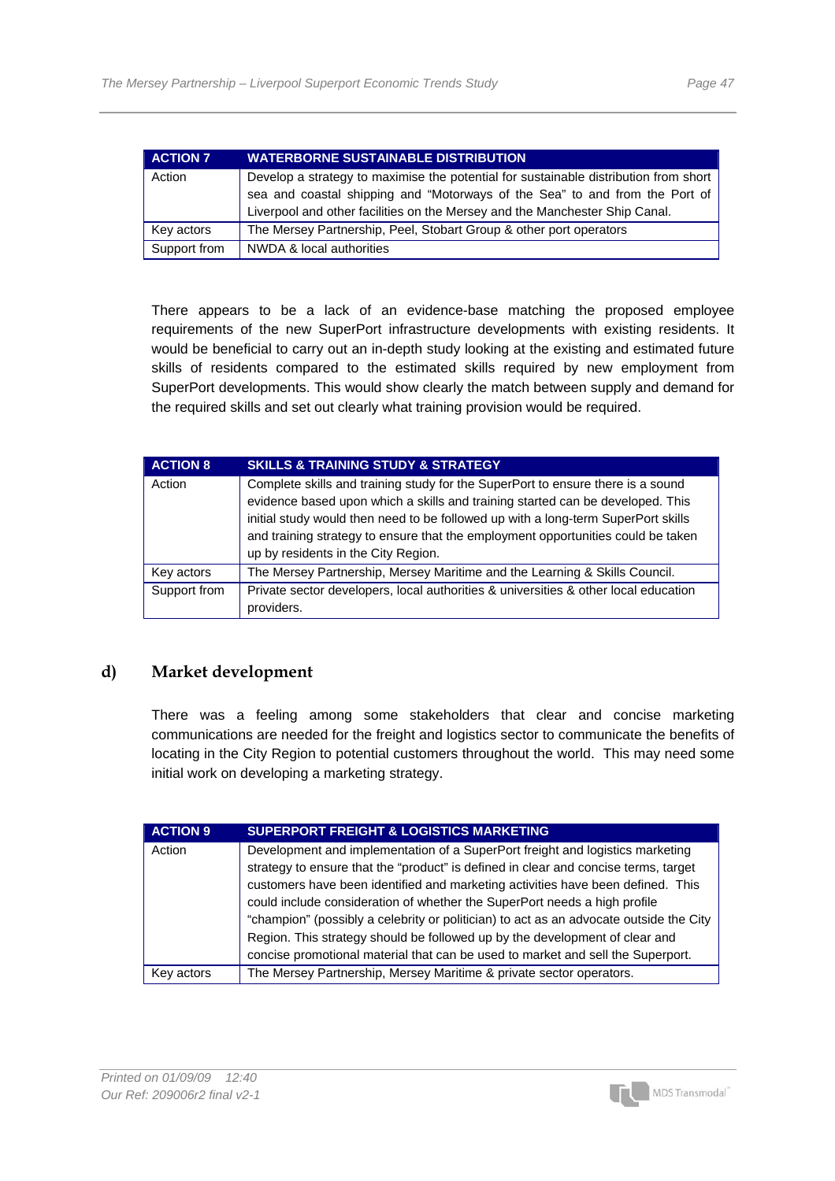| ACTION 7 | WATERBORNE SUSTAINABLE DISTRIBUTION |
|---|---|
| Action | Develop a strategy to maximise the potential for sustainable distribution from short sea and coastal shipping and "Motorways of the Sea" to and from the Port of Liverpool and other facilities on the Mersey and the Manchester Ship Canal. |
| Key actors | The Mersey Partnership, Peel, Stobart Group & other port operators |
| Support from | NWDA & local authorities |

There appears to be a lack of an evidence-base matching the proposed employee requirements of the new SuperPort infrastructure developments with existing residents. It would be beneficial to carry out an in-depth study looking at the existing and estimated future skills of residents compared to the estimated skills required by new employment from SuperPort developments. This would show clearly the match between supply and demand for the required skills and set out clearly what training provision would be required.

| ACTION 8 | SKILLS & TRAINING STUDY & STRATEGY |
|---|---|
| Action | Complete skills and training study for the SuperPort to ensure there is a sound evidence based upon which a skills and training started can be developed. This initial study would then need to be followed up with a long-term SuperPort skills and training strategy to ensure that the employment opportunities could be taken up by residents in the City Region. |
| Key actors | The Mersey Partnership, Mersey Maritime and the Learning & Skills Council. |
| Support from | Private sector developers, local authorities & universities & other local education providers. |

## d) Market development

There was a feeling among some stakeholders that clear and concise marketing communications are needed for the freight and logistics sector to communicate the benefits of locating in the City Region to potential customers throughout the world. This may need some initial work on developing a marketing strategy.

| ACTION 9 | SUPERPORT FREIGHT & LOGISTICS MARKETING |
|---|---|
| Action | Development and implementation of a SuperPort freight and logistics marketing strategy to ensure that the "product" is defined in clear and concise terms, target customers have been identified and marketing activities have been defined. This could include consideration of whether the SuperPort needs a high profile "champion" (possibly a celebrity or politician) to act as an advocate outside the City Region. This strategy should be followed up by the development of clear and concise promotional material that can be used to market and sell the Superport. |
| Key actors | The Mersey Partnership, Mersey Maritime & private sector operators. |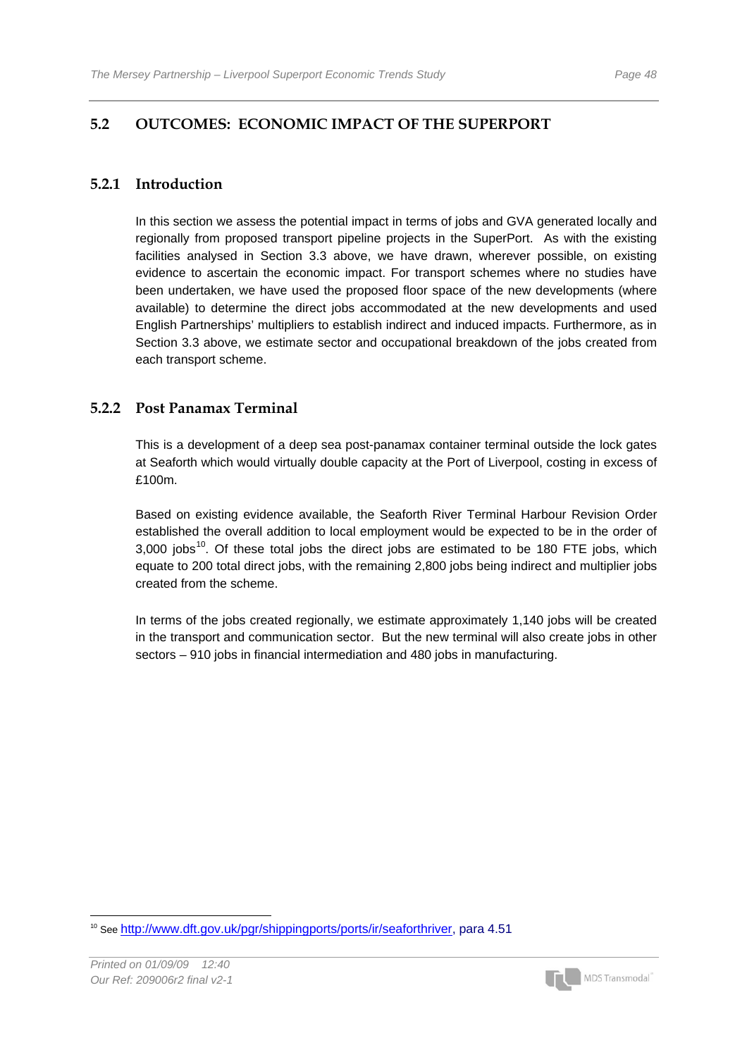## 5.2 OUTCOMES: ECONOMIC IMPACT OF THE SUPERPORT

### 5.2.1 Introduction

In this section we assess the potential impact in terms of jobs and GVA generated locally and regionally from proposed transport pipeline projects in the SuperPort. As with the existing facilities analysed in Section 3.3 above, we have drawn, wherever possible, on existing evidence to ascertain the economic impact. For transport schemes where no studies have been undertaken, we have used the proposed floor space of the new developments (where available) to determine the direct jobs accommodated at the new developments and used English Partnerships' multipliers to establish indirect and induced impacts. Furthermore, as in Section 3.3 above, we estimate sector and occupational breakdown of the jobs created from each transport scheme.

### 5.2.2 Post Panamax Terminal

This is a development of a deep sea post-panamax container terminal outside the lock gates at Seaforth which would virtually double capacity at the Port of Liverpool, costing in excess of £100m.

Based on existing evidence available, the Seaforth River Terminal Harbour Revision Order established the overall addition to local employment would be expected to be in the order of 3,000 jobs[10]. Of these total jobs the direct jobs are estimated to be 180 FTE jobs, which equate to 200 total direct jobs, with the remaining 2,800 jobs being indirect and multiplier jobs created from the scheme.

In terms of the jobs created regionally, we estimate approximately 1,140 jobs will be created in the transport and communication sector. But the new terminal will also create jobs in other sectors – 910 jobs in financial intermediation and 480 jobs in manufacturing.

---

[10] See http://www.dft.gov.uk/pgr/shippingports/ports/ir/seaforthriver, para 4.51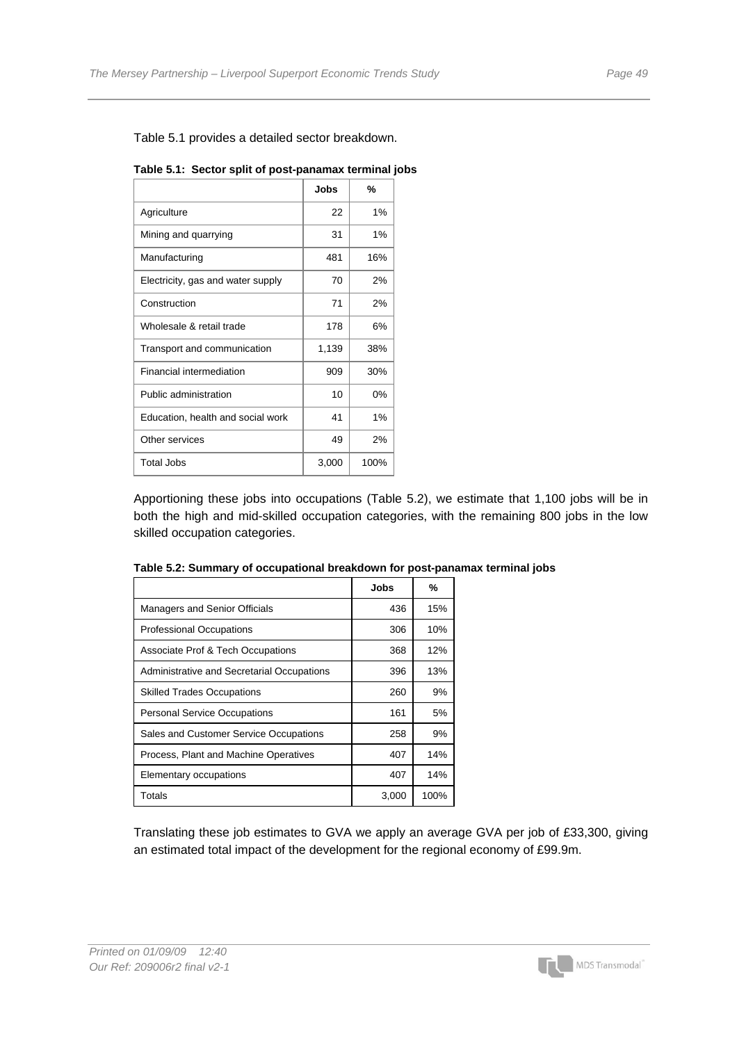Table 5.1 provides a detailed sector breakdown.

**Table 5.1: Sector split of post-panamax terminal jobs**

| | Jobs | % |
|---|---|---|
| Agriculture | 22 | 1% |
| Mining and quarrying | 31 | 1% |
| Manufacturing | 481 | 16% |
| Electricity, gas and water supply | 70 | 2% |
| Construction | 71 | 2% |
| Wholesale & retail trade | 178 | 6% |
| Transport and communication | 1,139 | 38% |
| Financial intermediation | 909 | 30% |
| Public administration | 10 | 0% |
| Education, health and social work | 41 | 1% |
| Other services | 49 | 2% |
| Total Jobs | 3,000 | 100% |

Apportioning these jobs into occupations (Table 5.2), we estimate that 1,100 jobs will be in both the high and mid-skilled occupation categories, with the remaining 800 jobs in the low skilled occupation categories.

**Table 5.2: Summary of occupational breakdown for post-panamax terminal jobs**

| | Jobs | % |
|---|---|---|
| Managers and Senior Officials | 436 | 15% |
| Professional Occupations | 306 | 10% |
| Associate Prof & Tech Occupations | 368 | 12% |
| Administrative and Secretarial Occupations | 396 | 13% |
| Skilled Trades Occupations | 260 | 9% |
| Personal Service Occupations | 161 | 5% |
| Sales and Customer Service Occupations | 258 | 9% |
| Process, Plant and Machine Operatives | 407 | 14% |
| Elementary occupations | 407 | 14% |
| Totals | 3,000 | 100% |

Translating these job estimates to GVA we apply an average GVA per job of £33,300, giving an estimated total impact of the development for the regional economy of £99.9m.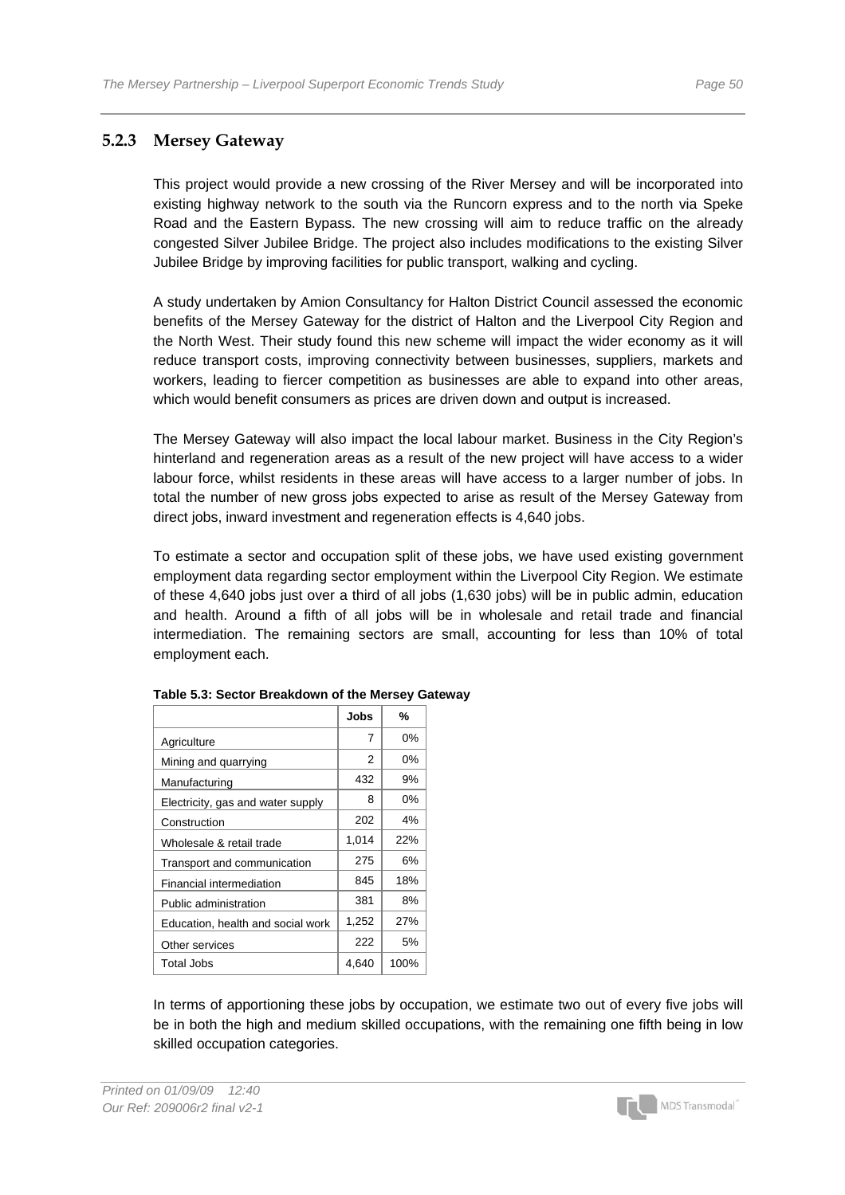### 5.2.3 Mersey Gateway

This project would provide a new crossing of the River Mersey and will be incorporated into existing highway network to the south via the Runcorn express and to the north via Speke Road and the Eastern Bypass. The new crossing will aim to reduce traffic on the already congested Silver Jubilee Bridge. The project also includes modifications to the existing Silver Jubilee Bridge by improving facilities for public transport, walking and cycling.

A study undertaken by Amion Consultancy for Halton District Council assessed the economic benefits of the Mersey Gateway for the district of Halton and the Liverpool City Region and the North West. Their study found this new scheme will impact the wider economy as it will reduce transport costs, improving connectivity between businesses, suppliers, markets and workers, leading to fiercer competition as businesses are able to expand into other areas, which would benefit consumers as prices are driven down and output is increased.

The Mersey Gateway will also impact the local labour market. Business in the City Region's hinterland and regeneration areas as a result of the new project will have access to a wider labour force, whilst residents in these areas will have access to a larger number of jobs. In total the number of new gross jobs expected to arise as result of the Mersey Gateway from direct jobs, inward investment and regeneration effects is 4,640 jobs.

To estimate a sector and occupation split of these jobs, we have used existing government employment data regarding sector employment within the Liverpool City Region. We estimate of these 4,640 jobs just over a third of all jobs (1,630 jobs) will be in public admin, education and health. Around a fifth of all jobs will be in wholesale and retail trade and financial intermediation. The remaining sectors are small, accounting for less than 10% of total employment each.

**Table 5.3: Sector Breakdown of the Mersey Gateway**

| | Jobs | % |
|---|---|---|
| Agriculture | 7 | 0% |
| Mining and quarrying | 2 | 0% |
| Manufacturing | 432 | 9% |
| Electricity, gas and water supply | 8 | 0% |
| Construction | 202 | 4% |
| Wholesale & retail trade | 1,014 | 22% |
| Transport and communication | 275 | 6% |
| Financial intermediation | 845 | 18% |
| Public administration | 381 | 8% |
| Education, health and social work | 1,252 | 27% |
| Other services | 222 | 5% |
| Total Jobs | 4,640 | 100% |

In terms of apportioning these jobs by occupation, we estimate two out of every five jobs will be in both the high and medium skilled occupations, with the remaining one fifth being in low skilled occupation categories.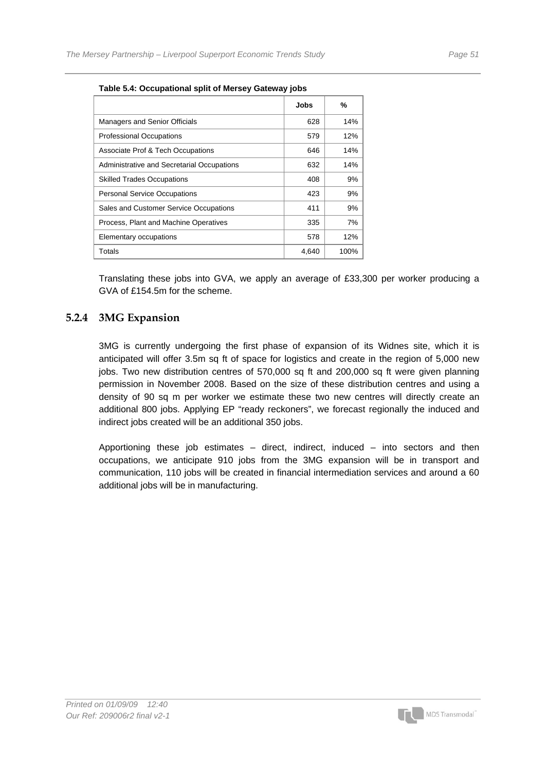**Table 5.4: Occupational split of Mersey Gateway jobs**

| | Jobs | % |
|---|---|---|
| Managers and Senior Officials | 628 | 14% |
| Professional Occupations | 579 | 12% |
| Associate Prof & Tech Occupations | 646 | 14% |
| Administrative and Secretarial Occupations | 632 | 14% |
| Skilled Trades Occupations | 408 | 9% |
| Personal Service Occupations | 423 | 9% |
| Sales and Customer Service Occupations | 411 | 9% |
| Process, Plant and Machine Operatives | 335 | 7% |
| Elementary occupations | 578 | 12% |
| Totals | 4,640 | 100% |

Translating these jobs into GVA, we apply an average of £33,300 per worker producing a GVA of £154.5m for the scheme.

### 5.2.4 3MG Expansion

3MG is currently undergoing the first phase of expansion of its Widnes site, which it is anticipated will offer 3.5m sq ft of space for logistics and create in the region of 5,000 new jobs. Two new distribution centres of 570,000 sq ft and 200,000 sq ft were given planning permission in November 2008. Based on the size of these distribution centres and using a density of 90 sq m per worker we estimate these two new centres will directly create an additional 800 jobs. Applying EP "ready reckoners", we forecast regionally the induced and indirect jobs created will be an additional 350 jobs.

Apportioning these job estimates – direct, indirect, induced – into sectors and then occupations, we anticipate 910 jobs from the 3MG expansion will be in transport and communication, 110 jobs will be created in financial intermediation services and around a 60 additional jobs will be in manufacturing.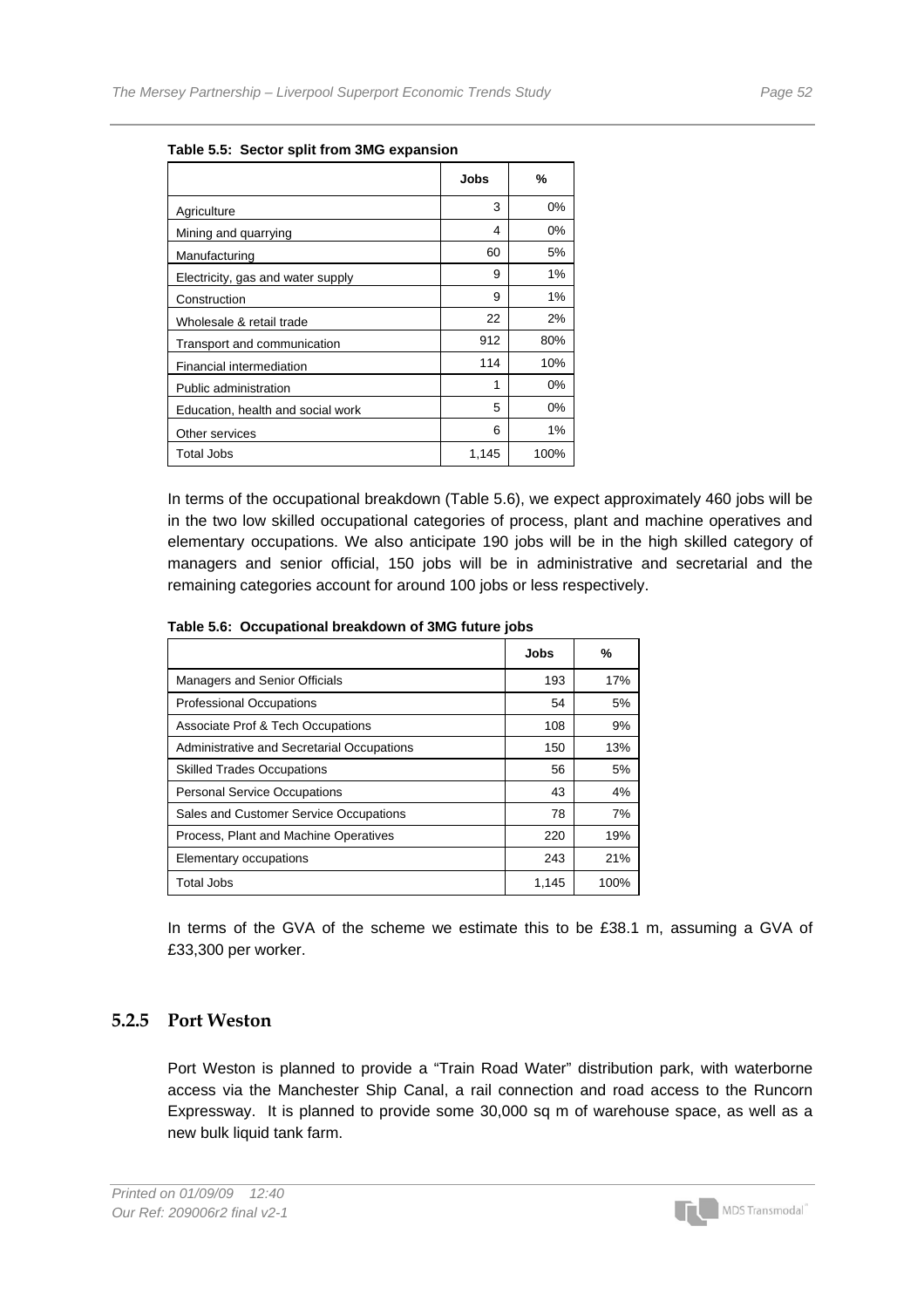**Table 5.5: Sector split from 3MG expansion**

| | Jobs | % |
|---|---|---|
| Agriculture | 3 | 0% |
| Mining and quarrying | 4 | 0% |
| Manufacturing | 60 | 5% |
| Electricity, gas and water supply | 9 | 1% |
| Construction | 9 | 1% |
| Wholesale & retail trade | 22 | 2% |
| Transport and communication | 912 | 80% |
| Financial intermediation | 114 | 10% |
| Public administration | 1 | 0% |
| Education, health and social work | 5 | 0% |
| Other services | 6 | 1% |
| Total Jobs | 1,145 | 100% |

In terms of the occupational breakdown (Table 5.6), we expect approximately 460 jobs will be in the two low skilled occupational categories of process, plant and machine operatives and elementary occupations. We also anticipate 190 jobs will be in the high skilled category of managers and senior official, 150 jobs will be in administrative and secretarial and the remaining categories account for around 100 jobs or less respectively.

**Table 5.6: Occupational breakdown of 3MG future jobs**

| | Jobs | % |
|---|---|---|
| Managers and Senior Officials | 193 | 17% |
| Professional Occupations | 54 | 5% |
| Associate Prof & Tech Occupations | 108 | 9% |
| Administrative and Secretarial Occupations | 150 | 13% |
| Skilled Trades Occupations | 56 | 5% |
| Personal Service Occupations | 43 | 4% |
| Sales and Customer Service Occupations | 78 | 7% |
| Process, Plant and Machine Operatives | 220 | 19% |
| Elementary occupations | 243 | 21% |
| Total Jobs | 1,145 | 100% |

In terms of the GVA of the scheme we estimate this to be £38.1 m, assuming a GVA of £33,300 per worker.

### 5.2.5 Port Weston

Port Weston is planned to provide a "Train Road Water" distribution park, with waterborne access via the Manchester Ship Canal, a rail connection and road access to the Runcorn Expressway. It is planned to provide some 30,000 sq m of warehouse space, as well as a new bulk liquid tank farm.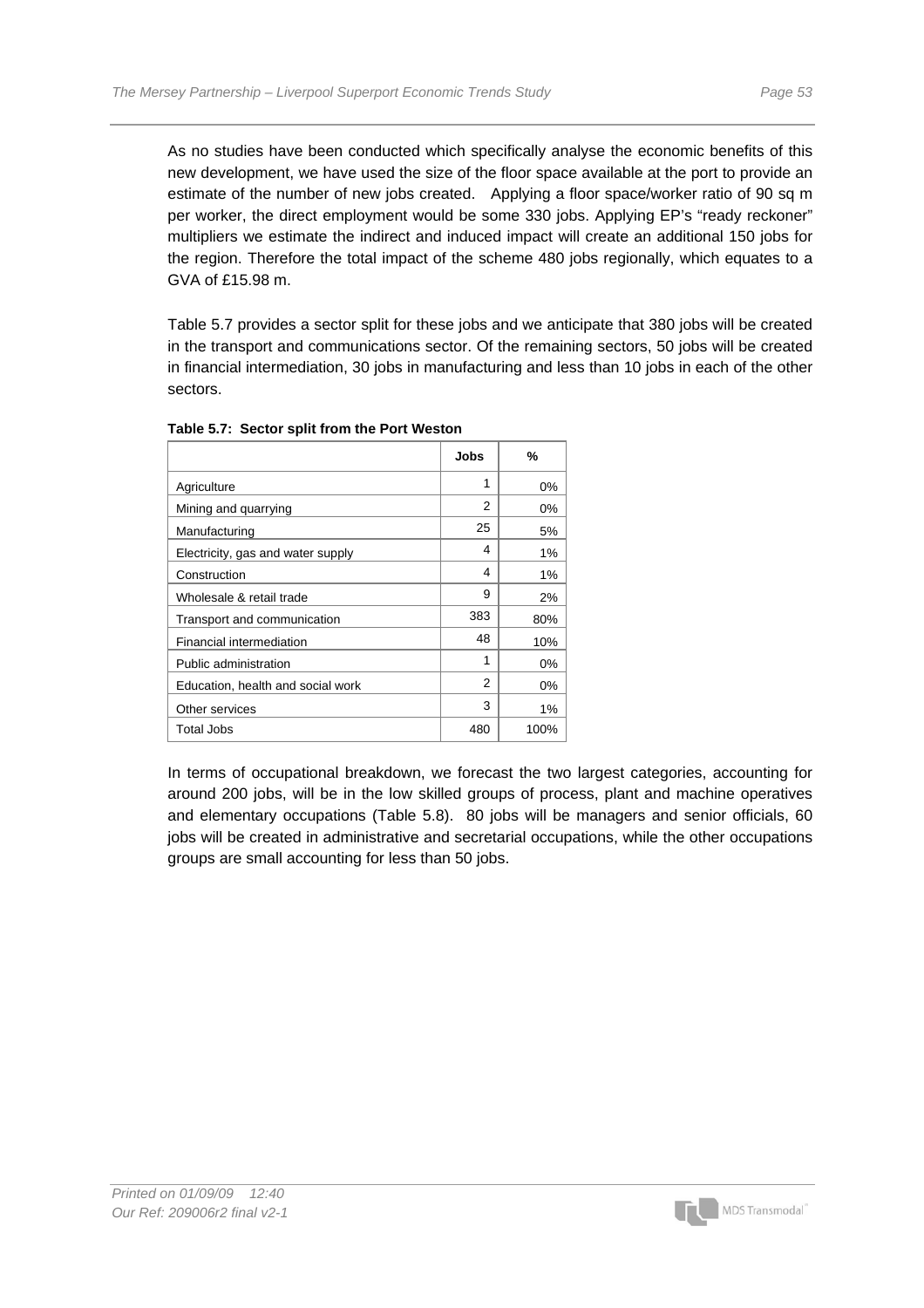As no studies have been conducted which specifically analyse the economic benefits of this new development, we have used the size of the floor space available at the port to provide an estimate of the number of new jobs created. Applying a floor space/worker ratio of 90 sq m per worker, the direct employment would be some 330 jobs. Applying EP's "ready reckoner" multipliers we estimate the indirect and induced impact will create an additional 150 jobs for the region. Therefore the total impact of the scheme 480 jobs regionally, which equates to a GVA of £15.98 m.

Table 5.7 provides a sector split for these jobs and we anticipate that 380 jobs will be created in the transport and communications sector. Of the remaining sectors, 50 jobs will be created in financial intermediation, 30 jobs in manufacturing and less than 10 jobs in each of the other sectors.

**Table 5.7: Sector split from the Port Weston**

| | Jobs | % |
|---|---|---|
| Agriculture | 1 | 0% |
| Mining and quarrying | 2 | 0% |
| Manufacturing | 25 | 5% |
| Electricity, gas and water supply | 4 | 1% |
| Construction | 4 | 1% |
| Wholesale & retail trade | 9 | 2% |
| Transport and communication | 383 | 80% |
| Financial intermediation | 48 | 10% |
| Public administration | 1 | 0% |
| Education, health and social work | 2 | 0% |
| Other services | 3 | 1% |
| Total Jobs | 480 | 100% |

In terms of occupational breakdown, we forecast the two largest categories, accounting for around 200 jobs, will be in the low skilled groups of process, plant and machine operatives and elementary occupations (Table 5.8). 80 jobs will be managers and senior officials, 60 jobs will be created in administrative and secretarial occupations, while the other occupations groups are small accounting for less than 50 jobs.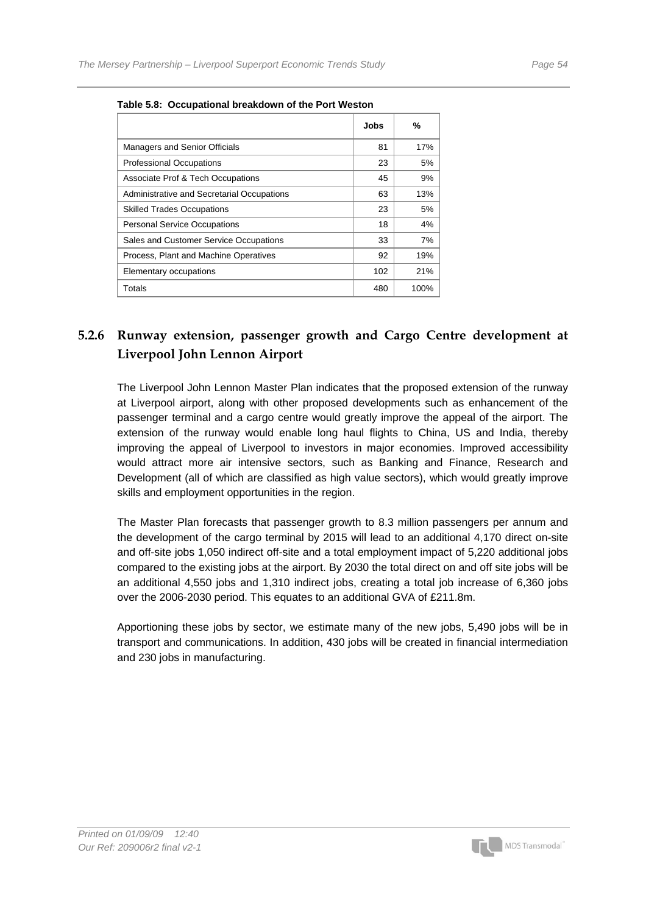**Table 5.8: Occupational breakdown of the Port Weston**

| | Jobs | % |
|---|---|---|
| Managers and Senior Officials | 81 | 17% |
| Professional Occupations | 23 | 5% |
| Associate Prof & Tech Occupations | 45 | 9% |
| Administrative and Secretarial Occupations | 63 | 13% |
| Skilled Trades Occupations | 23 | 5% |
| Personal Service Occupations | 18 | 4% |
| Sales and Customer Service Occupations | 33 | 7% |
| Process, Plant and Machine Operatives | 92 | 19% |
| Elementary occupations | 102 | 21% |
| Totals | 480 | 100% |

### 5.2.6 Runway extension, passenger growth and Cargo Centre development at Liverpool John Lennon Airport

The Liverpool John Lennon Master Plan indicates that the proposed extension of the runway at Liverpool airport, along with other proposed developments such as enhancement of the passenger terminal and a cargo centre would greatly improve the appeal of the airport. The extension of the runway would enable long haul flights to China, US and India, thereby improving the appeal of Liverpool to investors in major economies. Improved accessibility would attract more air intensive sectors, such as Banking and Finance, Research and Development (all of which are classified as high value sectors), which would greatly improve skills and employment opportunities in the region.

The Master Plan forecasts that passenger growth to 8.3 million passengers per annum and the development of the cargo terminal by 2015 will lead to an additional 4,170 direct on-site and off-site jobs 1,050 indirect off-site and a total employment impact of 5,220 additional jobs compared to the existing jobs at the airport. By 2030 the total direct on and off site jobs will be an additional 4,550 jobs and 1,310 indirect jobs, creating a total job increase of 6,360 jobs over the 2006-2030 period. This equates to an additional GVA of £211.8m.

Apportioning these jobs by sector, we estimate many of the new jobs, 5,490 jobs will be in transport and communications. In addition, 430 jobs will be created in financial intermediation and 230 jobs in manufacturing.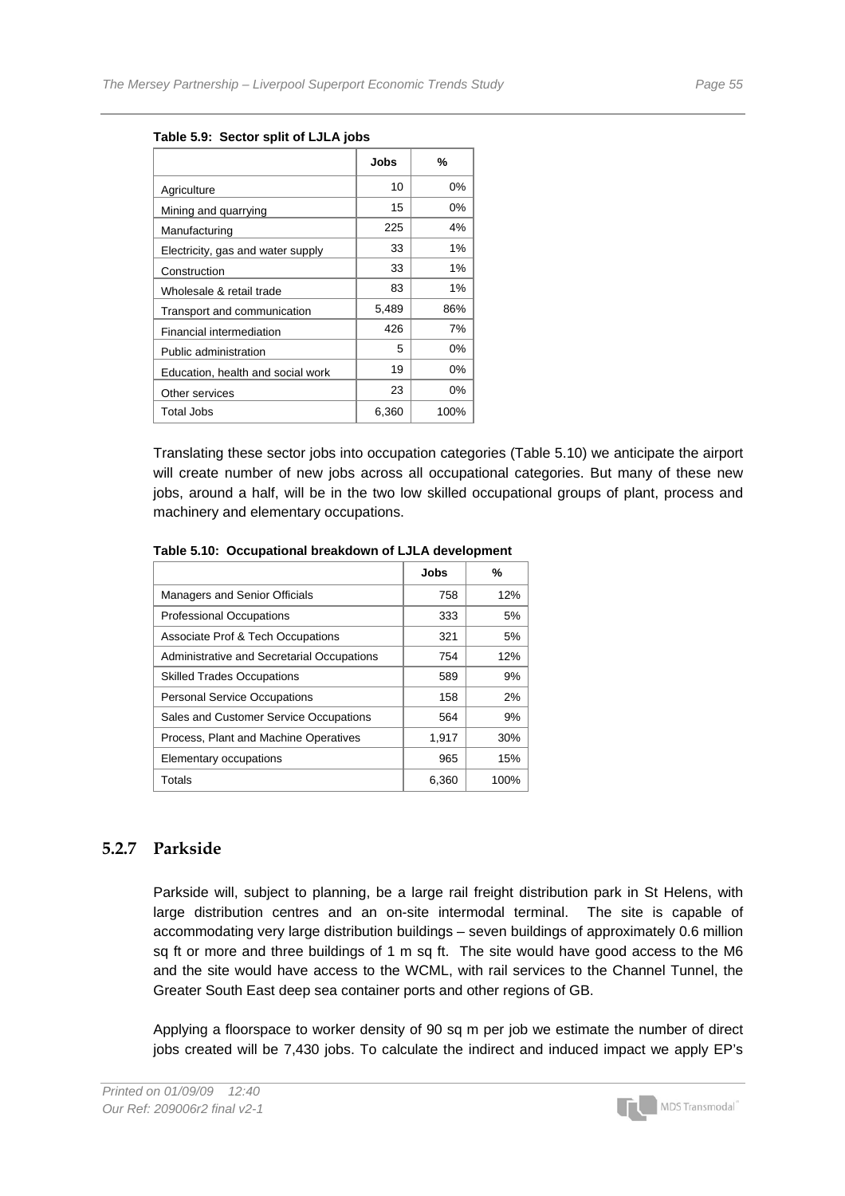**Table 5.9: Sector split of LJLA jobs**

| | Jobs | % |
|---|---|---|
| Agriculture | 10 | 0% |
| Mining and quarrying | 15 | 0% |
| Manufacturing | 225 | 4% |
| Electricity, gas and water supply | 33 | 1% |
| Construction | 33 | 1% |
| Wholesale & retail trade | 83 | 1% |
| Transport and communication | 5,489 | 86% |
| Financial intermediation | 426 | 7% |
| Public administration | 5 | 0% |
| Education, health and social work | 19 | 0% |
| Other services | 23 | 0% |
| Total Jobs | 6,360 | 100% |

Translating these sector jobs into occupation categories (Table 5.10) we anticipate the airport will create number of new jobs across all occupational categories. But many of these new jobs, around a half, will be in the two low skilled occupational groups of plant, process and machinery and elementary occupations.

**Table 5.10: Occupational breakdown of LJLA development**

| | Jobs | % |
|---|---|---|
| Managers and Senior Officials | 758 | 12% |
| Professional Occupations | 333 | 5% |
| Associate Prof & Tech Occupations | 321 | 5% |
| Administrative and Secretarial Occupations | 754 | 12% |
| Skilled Trades Occupations | 589 | 9% |
| Personal Service Occupations | 158 | 2% |
| Sales and Customer Service Occupations | 564 | 9% |
| Process, Plant and Machine Operatives | 1,917 | 30% |
| Elementary occupations | 965 | 15% |
| Totals | 6,360 | 100% |

### 5.2.7 Parkside

Parkside will, subject to planning, be a large rail freight distribution park in St Helens, with large distribution centres and an on-site intermodal terminal. The site is capable of accommodating very large distribution buildings – seven buildings of approximately 0.6 million sq ft or more and three buildings of 1 m sq ft. The site would have good access to the M6 and the site would have access to the WCML, with rail services to the Channel Tunnel, the Greater South East deep sea container ports and other regions of GB.

Applying a floorspace to worker density of 90 sq m per job we estimate the number of direct jobs created will be 7,430 jobs. To calculate the indirect and induced impact we apply EP's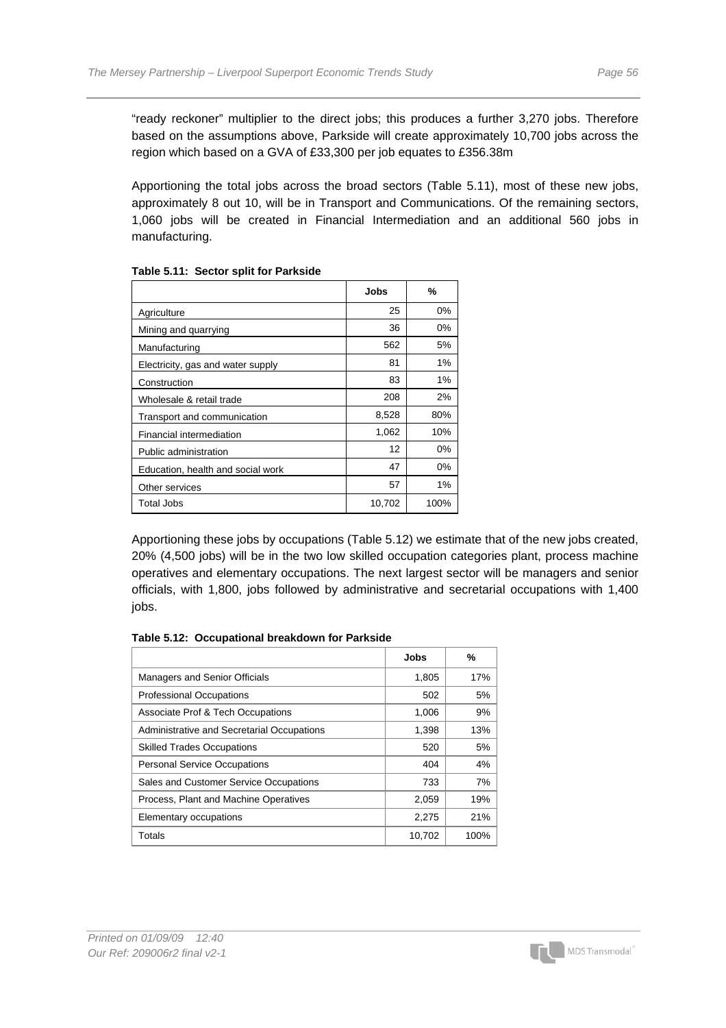"ready reckoner" multiplier to the direct jobs; this produces a further 3,270 jobs. Therefore based on the assumptions above, Parkside will create approximately 10,700 jobs across the region which based on a GVA of £33,300 per job equates to £356.38m

Apportioning the total jobs across the broad sectors (Table 5.11), most of these new jobs, approximately 8 out 10, will be in Transport and Communications. Of the remaining sectors, 1,060 jobs will be created in Financial Intermediation and an additional 560 jobs in manufacturing.

**Table 5.11: Sector split for Parkside**

| | Jobs | % |
|---|---|---|
| Agriculture | 25 | 0% |
| Mining and quarrying | 36 | 0% |
| Manufacturing | 562 | 5% |
| Electricity, gas and water supply | 81 | 1% |
| Construction | 83 | 1% |
| Wholesale & retail trade | 208 | 2% |
| Transport and communication | 8,528 | 80% |
| Financial intermediation | 1,062 | 10% |
| Public administration | 12 | 0% |
| Education, health and social work | 47 | 0% |
| Other services | 57 | 1% |
| Total Jobs | 10,702 | 100% |

Apportioning these jobs by occupations (Table 5.12) we estimate that of the new jobs created, 20% (4,500 jobs) will be in the two low skilled occupation categories plant, process machine operatives and elementary occupations. The next largest sector will be managers and senior officials, with 1,800, jobs followed by administrative and secretarial occupations with 1,400 jobs.

**Table 5.12: Occupational breakdown for Parkside**

| | Jobs | % |
|---|---|---|
| Managers and Senior Officials | 1,805 | 17% |
| Professional Occupations | 502 | 5% |
| Associate Prof & Tech Occupations | 1,006 | 9% |
| Administrative and Secretarial Occupations | 1,398 | 13% |
| Skilled Trades Occupations | 520 | 5% |
| Personal Service Occupations | 404 | 4% |
| Sales and Customer Service Occupations | 733 | 7% |
| Process, Plant and Machine Operatives | 2,059 | 19% |
| Elementary occupations | 2,275 | 21% |
| Totals | 10,702 | 100% |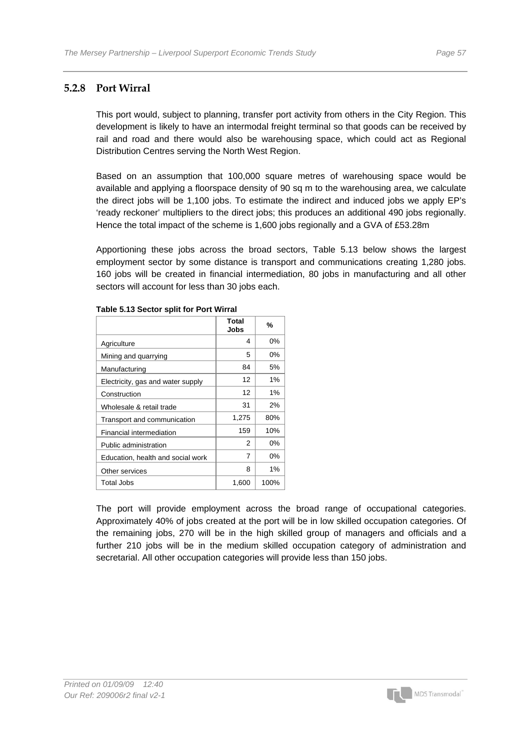### 5.2.8 Port Wirral

This port would, subject to planning, transfer port activity from others in the City Region. This development is likely to have an intermodal freight terminal so that goods can be received by rail and road and there would also be warehousing space, which could act as Regional Distribution Centres serving the North West Region.

Based on an assumption that 100,000 square metres of warehousing space would be available and applying a floorspace density of 90 sq m to the warehousing area, we calculate the direct jobs will be 1,100 jobs. To estimate the indirect and induced jobs we apply EP's 'ready reckoner' multipliers to the direct jobs; this produces an additional 490 jobs regionally. Hence the total impact of the scheme is 1,600 jobs regionally and a GVA of £53.28m

Apportioning these jobs across the broad sectors, Table 5.13 below shows the largest employment sector by some distance is transport and communications creating 1,280 jobs. 160 jobs will be created in financial intermediation, 80 jobs in manufacturing and all other sectors will account for less than 30 jobs each.

**Table 5.13 Sector split for Port Wirral**

| | Total Jobs | % |
|---|---|---|
| Agriculture | 4 | 0% |
| Mining and quarrying | 5 | 0% |
| Manufacturing | 84 | 5% |
| Electricity, gas and water supply | 12 | 1% |
| Construction | 12 | 1% |
| Wholesale & retail trade | 31 | 2% |
| Transport and communication | 1,275 | 80% |
| Financial intermediation | 159 | 10% |
| Public administration | 2 | 0% |
| Education, health and social work | 7 | 0% |
| Other services | 8 | 1% |
| Total Jobs | 1,600 | 100% |

The port will provide employment across the broad range of occupational categories. Approximately 40% of jobs created at the port will be in low skilled occupation categories. Of the remaining jobs, 270 will be in the high skilled group of managers and officials and a further 210 jobs will be in the medium skilled occupation category of administration and secretarial. All other occupation categories will provide less than 150 jobs.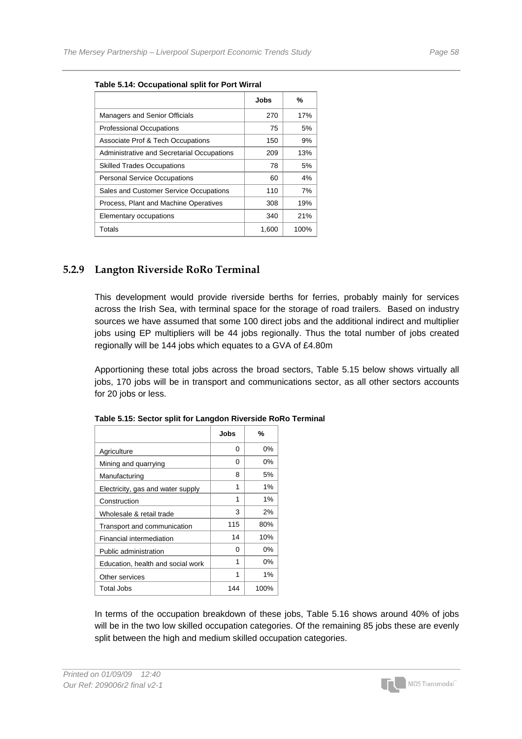**Table 5.14: Occupational split for Port Wirral**

| | Jobs | % |
|---|---|---|
| Managers and Senior Officials | 270 | 17% |
| Professional Occupations | 75 | 5% |
| Associate Prof & Tech Occupations | 150 | 9% |
| Administrative and Secretarial Occupations | 209 | 13% |
| Skilled Trades Occupations | 78 | 5% |
| Personal Service Occupations | 60 | 4% |
| Sales and Customer Service Occupations | 110 | 7% |
| Process, Plant and Machine Operatives | 308 | 19% |
| Elementary occupations | 340 | 21% |
| Totals | 1,600 | 100% |

### 5.2.9 Langton Riverside RoRo Terminal

This development would provide riverside berths for ferries, probably mainly for services across the Irish Sea, with terminal space for the storage of road trailers. Based on industry sources we have assumed that some 100 direct jobs and the additional indirect and multiplier jobs using EP multipliers will be 44 jobs regionally. Thus the total number of jobs created regionally will be 144 jobs which equates to a GVA of £4.80m

Apportioning these total jobs across the broad sectors, Table 5.15 below shows virtually all jobs, 170 jobs will be in transport and communications sector, as all other sectors accounts for 20 jobs or less.

**Table 5.15: Sector split for Langdon Riverside RoRo Terminal**

| | Jobs | % |
|---|---|---|
| Agriculture | 0 | 0% |
| Mining and quarrying | 0 | 0% |
| Manufacturing | 8 | 5% |
| Electricity, gas and water supply | 1 | 1% |
| Construction | 1 | 1% |
| Wholesale & retail trade | 3 | 2% |
| Transport and communication | 115 | 80% |
| Financial intermediation | 14 | 10% |
| Public administration | 0 | 0% |
| Education, health and social work | 1 | 0% |
| Other services | 1 | 1% |
| Total Jobs | 144 | 100% |

In terms of the occupation breakdown of these jobs, Table 5.16 shows around 40% of jobs will be in the two low skilled occupation categories. Of the remaining 85 jobs these are evenly split between the high and medium skilled occupation categories.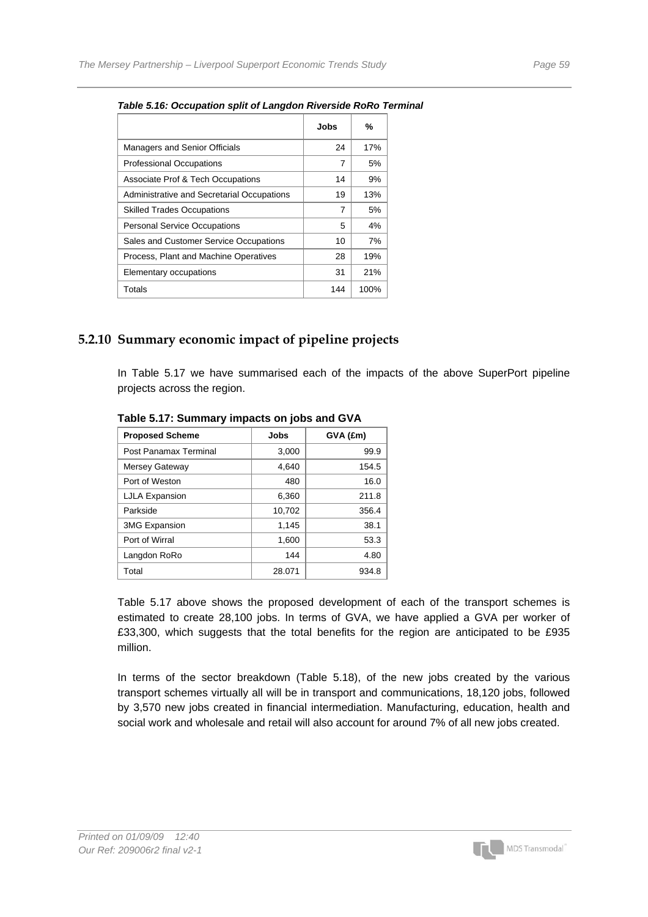***Table 5.16: Occupation split of Langdon Riverside RoRo Terminal***

| | Jobs | % |
|---|---|---|
| Managers and Senior Officials | 24 | 17% |
| Professional Occupations | 7 | 5% |
| Associate Prof & Tech Occupations | 14 | 9% |
| Administrative and Secretarial Occupations | 19 | 13% |
| Skilled Trades Occupations | 7 | 5% |
| Personal Service Occupations | 5 | 4% |
| Sales and Customer Service Occupations | 10 | 7% |
| Process, Plant and Machine Operatives | 28 | 19% |
| Elementary occupations | 31 | 21% |
| Totals | 144 | 100% |

## 5.2.10 Summary economic impact of pipeline projects

In Table 5.17 we have summarised each of the impacts of the above SuperPort pipeline projects across the region.

**Table 5.17: Summary impacts on jobs and GVA**

| Proposed Scheme | Jobs | GVA (£m) |
|---|---|---|
| Post Panamax Terminal | 3,000 | 99.9 |
| Mersey Gateway | 4,640 | 154.5 |
| Port of Weston | 480 | 16.0 |
| LJLA Expansion | 6,360 | 211.8 |
| Parkside | 10,702 | 356.4 |
| 3MG Expansion | 1,145 | 38.1 |
| Port of Wirral | 1,600 | 53.3 |
| Langdon RoRo | 144 | 4.80 |
| Total | 28.071 | 934.8 |

Table 5.17 above shows the proposed development of each of the transport schemes is estimated to create 28,100 jobs. In terms of GVA, we have applied a GVA per worker of £33,300, which suggests that the total benefits for the region are anticipated to be £935 million.

In terms of the sector breakdown (Table 5.18), of the new jobs created by the various transport schemes virtually all will be in transport and communications, 18,120 jobs, followed by 3,570 new jobs created in financial intermediation. Manufacturing, education, health and social work and wholesale and retail will also account for around 7% of all new jobs created.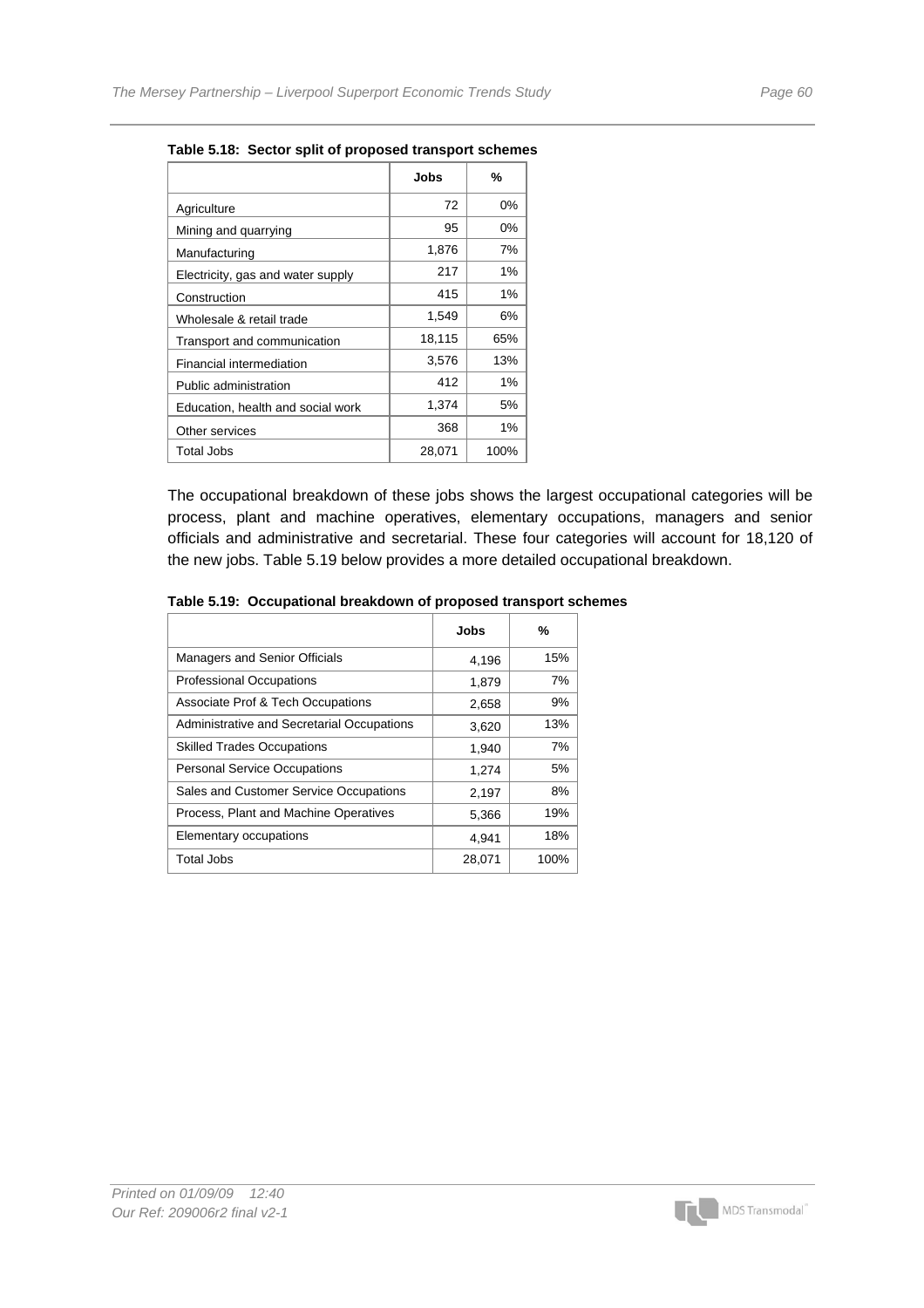**Table 5.18: Sector split of proposed transport schemes**

| | Jobs | % |
|---|---|---|
| Agriculture | 72 | 0% |
| Mining and quarrying | 95 | 0% |
| Manufacturing | 1,876 | 7% |
| Electricity, gas and water supply | 217 | 1% |
| Construction | 415 | 1% |
| Wholesale & retail trade | 1,549 | 6% |
| Transport and communication | 18,115 | 65% |
| Financial intermediation | 3,576 | 13% |
| Public administration | 412 | 1% |
| Education, health and social work | 1,374 | 5% |
| Other services | 368 | 1% |
| Total Jobs | 28,071 | 100% |

The occupational breakdown of these jobs shows the largest occupational categories will be process, plant and machine operatives, elementary occupations, managers and senior officials and administrative and secretarial. These four categories will account for 18,120 of the new jobs. Table 5.19 below provides a more detailed occupational breakdown.

**Table 5.19: Occupational breakdown of proposed transport schemes**

| | Jobs | % |
|---|---|---|
| Managers and Senior Officials | 4,196 | 15% |
| Professional Occupations | 1,879 | 7% |
| Associate Prof & Tech Occupations | 2,658 | 9% |
| Administrative and Secretarial Occupations | 3,620 | 13% |
| Skilled Trades Occupations | 1,940 | 7% |
| Personal Service Occupations | 1,274 | 5% |
| Sales and Customer Service Occupations | 2,197 | 8% |
| Process, Plant and Machine Operatives | 5,366 | 19% |
| Elementary occupations | 4,941 | 18% |
| Total Jobs | 28,071 | 100% |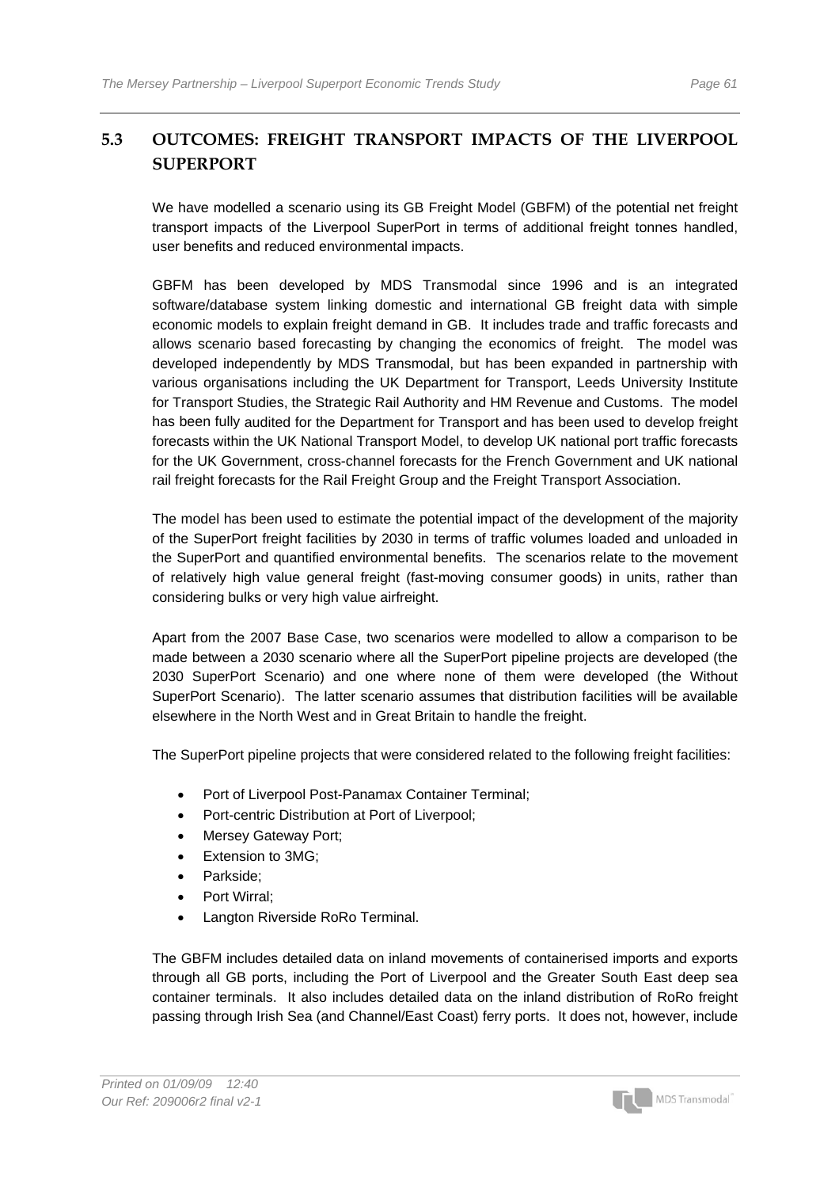## 5.3 OUTCOMES: FREIGHT TRANSPORT IMPACTS OF THE LIVERPOOL SUPERPORT

We have modelled a scenario using its GB Freight Model (GBFM) of the potential net freight transport impacts of the Liverpool SuperPort in terms of additional freight tonnes handled, user benefits and reduced environmental impacts.

GBFM has been developed by MDS Transmodal since 1996 and is an integrated software/database system linking domestic and international GB freight data with simple economic models to explain freight demand in GB. It includes trade and traffic forecasts and allows scenario based forecasting by changing the economics of freight. The model was developed independently by MDS Transmodal, but has been expanded in partnership with various organisations including the UK Department for Transport, Leeds University Institute for Transport Studies, the Strategic Rail Authority and HM Revenue and Customs. The model has been fully audited for the Department for Transport and has been used to develop freight forecasts within the UK National Transport Model, to develop UK national port traffic forecasts for the UK Government, cross-channel forecasts for the French Government and UK national rail freight forecasts for the Rail Freight Group and the Freight Transport Association.

The model has been used to estimate the potential impact of the development of the majority of the SuperPort freight facilities by 2030 in terms of traffic volumes loaded and unloaded in the SuperPort and quantified environmental benefits. The scenarios relate to the movement of relatively high value general freight (fast-moving consumer goods) in units, rather than considering bulks or very high value airfreight.

Apart from the 2007 Base Case, two scenarios were modelled to allow a comparison to be made between a 2030 scenario where all the SuperPort pipeline projects are developed (the 2030 SuperPort Scenario) and one where none of them were developed (the Without SuperPort Scenario). The latter scenario assumes that distribution facilities will be available elsewhere in the North West and in Great Britain to handle the freight.

The SuperPort pipeline projects that were considered related to the following freight facilities:

- Port of Liverpool Post-Panamax Container Terminal;
- Port-centric Distribution at Port of Liverpool;
- Mersey Gateway Port;
- Extension to 3MG;
- Parkside;
- Port Wirral;
- Langton Riverside RoRo Terminal.

The GBFM includes detailed data on inland movements of containerised imports and exports through all GB ports, including the Port of Liverpool and the Greater South East deep sea container terminals. It also includes detailed data on the inland distribution of RoRo freight passing through Irish Sea (and Channel/East Coast) ferry ports. It does not, however, include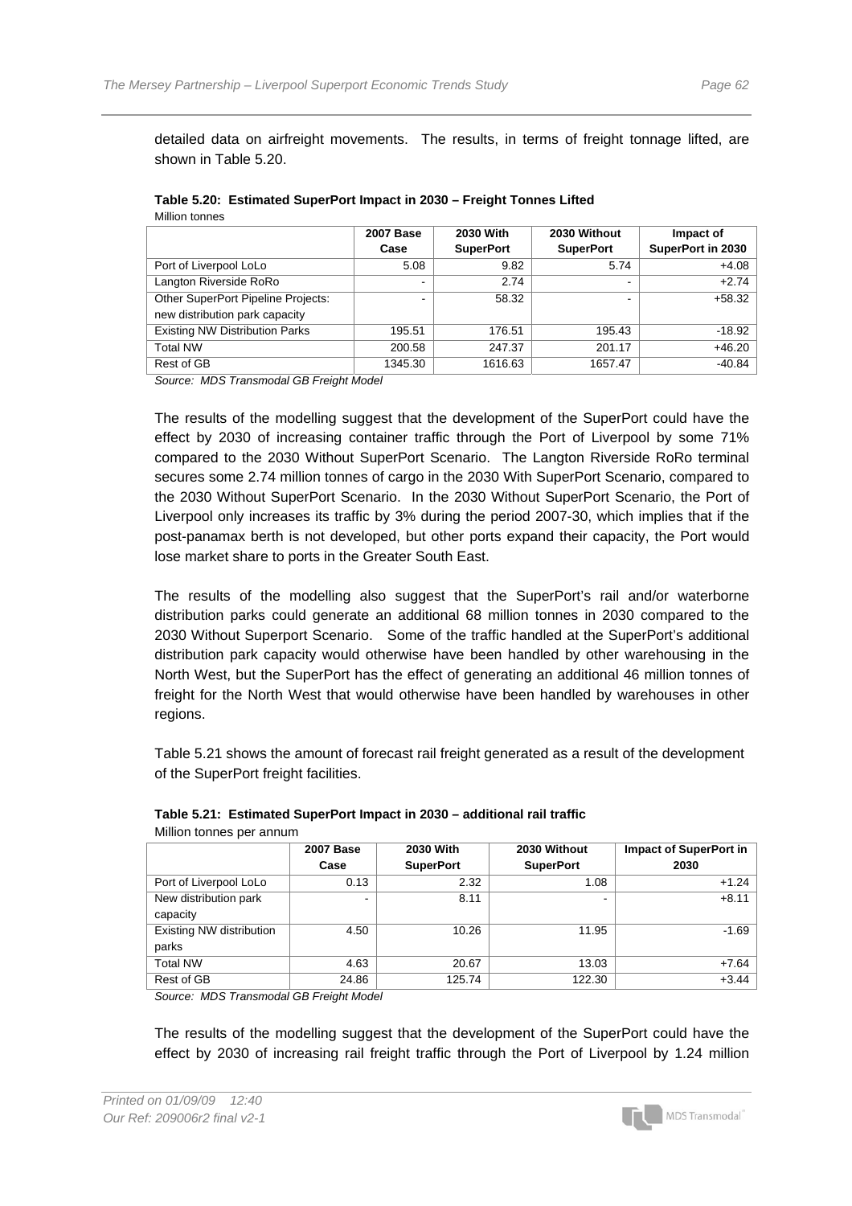detailed data on airfreight movements. The results, in terms of freight tonnage lifted, are shown in Table 5.20.

**Table 5.20: Estimated SuperPort Impact in 2030 – Freight Tonnes Lifted**
Million tonnes

| | 2007 Base Case | 2030 With SuperPort | 2030 Without SuperPort | Impact of SuperPort in 2030 |
|---|---|---|---|---|
| Port of Liverpool LoLo | 5.08 | 9.82 | 5.74 | +4.08 |
| Langton Riverside RoRo | - | 2.74 | - | +2.74 |
| Other SuperPort Pipeline Projects: new distribution park capacity | - | 58.32 | - | +58.32 |
| Existing NW Distribution Parks | 195.51 | 176.51 | 195.43 | -18.92 |
| Total NW | 200.58 | 247.37 | 201.17 | +46.20 |
| Rest of GB | 1345.30 | 1616.63 | 1657.47 | -40.84 |

*Source: MDS Transmodal GB Freight Model*

The results of the modelling suggest that the development of the SuperPort could have the effect by 2030 of increasing container traffic through the Port of Liverpool by some 71% compared to the 2030 Without SuperPort Scenario. The Langton Riverside RoRo terminal secures some 2.74 million tonnes of cargo in the 2030 With SuperPort Scenario, compared to the 2030 Without SuperPort Scenario. In the 2030 Without SuperPort Scenario, the Port of Liverpool only increases its traffic by 3% during the period 2007-30, which implies that if the post-panamax berth is not developed, but other ports expand their capacity, the Port would lose market share to ports in the Greater South East.

The results of the modelling also suggest that the SuperPort's rail and/or waterborne distribution parks could generate an additional 68 million tonnes in 2030 compared to the 2030 Without Superport Scenario. Some of the traffic handled at the SuperPort's additional distribution park capacity would otherwise have been handled by other warehousing in the North West, but the SuperPort has the effect of generating an additional 46 million tonnes of freight for the North West that would otherwise have been handled by warehouses in other regions.

Table 5.21 shows the amount of forecast rail freight generated as a result of the development of the SuperPort freight facilities.

**Table 5.21: Estimated SuperPort Impact in 2030 – additional rail traffic**
Million tonnes per annum

| | 2007 Base Case | 2030 With SuperPort | 2030 Without SuperPort | Impact of SuperPort in 2030 |
|---|---|---|---|---|
| Port of Liverpool LoLo | 0.13 | 2.32 | 1.08 | +1.24 |
| New distribution park capacity | - | 8.11 | - | +8.11 |
| Existing NW distribution parks | 4.50 | 10.26 | 11.95 | -1.69 |
| Total NW | 4.63 | 20.67 | 13.03 | +7.64 |
| Rest of GB | 24.86 | 125.74 | 122.30 | +3.44 |

*Source: MDS Transmodal GB Freight Model*

The results of the modelling suggest that the development of the SuperPort could have the effect by 2030 of increasing rail freight traffic through the Port of Liverpool by 1.24 million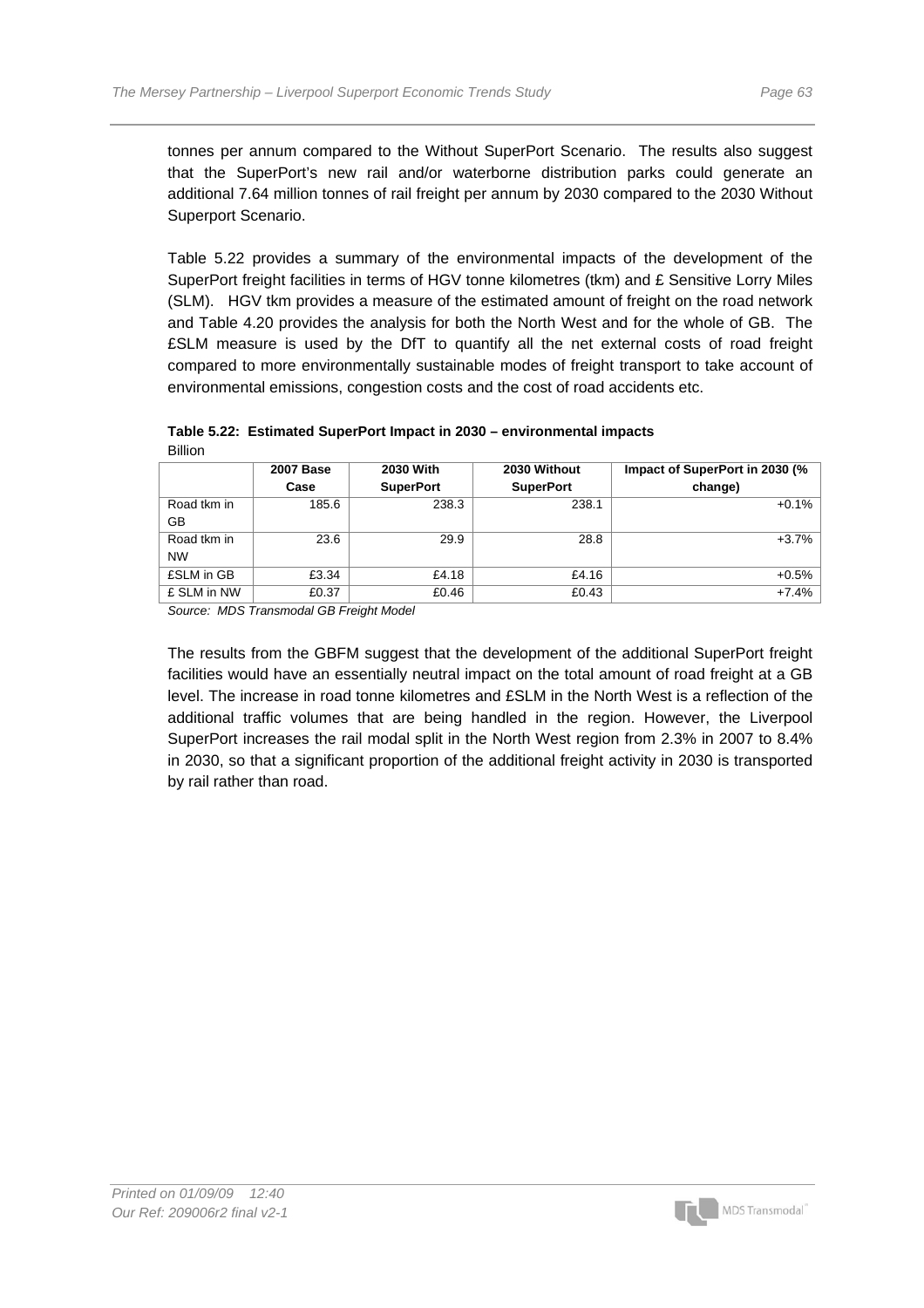tonnes per annum compared to the Without SuperPort Scenario. The results also suggest that the SuperPort's new rail and/or waterborne distribution parks could generate an additional 7.64 million tonnes of rail freight per annum by 2030 compared to the 2030 Without Superport Scenario.

Table 5.22 provides a summary of the environmental impacts of the development of the SuperPort freight facilities in terms of HGV tonne kilometres (tkm) and £ Sensitive Lorry Miles (SLM). HGV tkm provides a measure of the estimated amount of freight on the road network and Table 4.20 provides the analysis for both the North West and for the whole of GB. The £SLM measure is used by the DfT to quantify all the net external costs of road freight compared to more environmentally sustainable modes of freight transport to take account of environmental emissions, congestion costs and the cost of road accidents etc.

**Table 5.22: Estimated SuperPort Impact in 2030 – environmental impacts**

Billion

| | 2007 Base Case | 2030 With SuperPort | 2030 Without SuperPort | Impact of SuperPort in 2030 (% change) |
|---|---|---|---|---|
| Road tkm in GB | 185.6 | 238.3 | 238.1 | +0.1% |
| Road tkm in NW | 23.6 | 29.9 | 28.8 | +3.7% |
| £SLM in GB | £3.34 | £4.18 | £4.16 | +0.5% |
| £ SLM in NW | £0.37 | £0.46 | £0.43 | +7.4% |

*Source: MDS Transmodal GB Freight Model*

The results from the GBFM suggest that the development of the additional SuperPort freight facilities would have an essentially neutral impact on the total amount of road freight at a GB level. The increase in road tonne kilometres and £SLM in the North West is a reflection of the additional traffic volumes that are being handled in the region. However, the Liverpool SuperPort increases the rail modal split in the North West region from 2.3% in 2007 to 8.4% in 2030, so that a significant proportion of the additional freight activity in 2030 is transported by rail rather than road.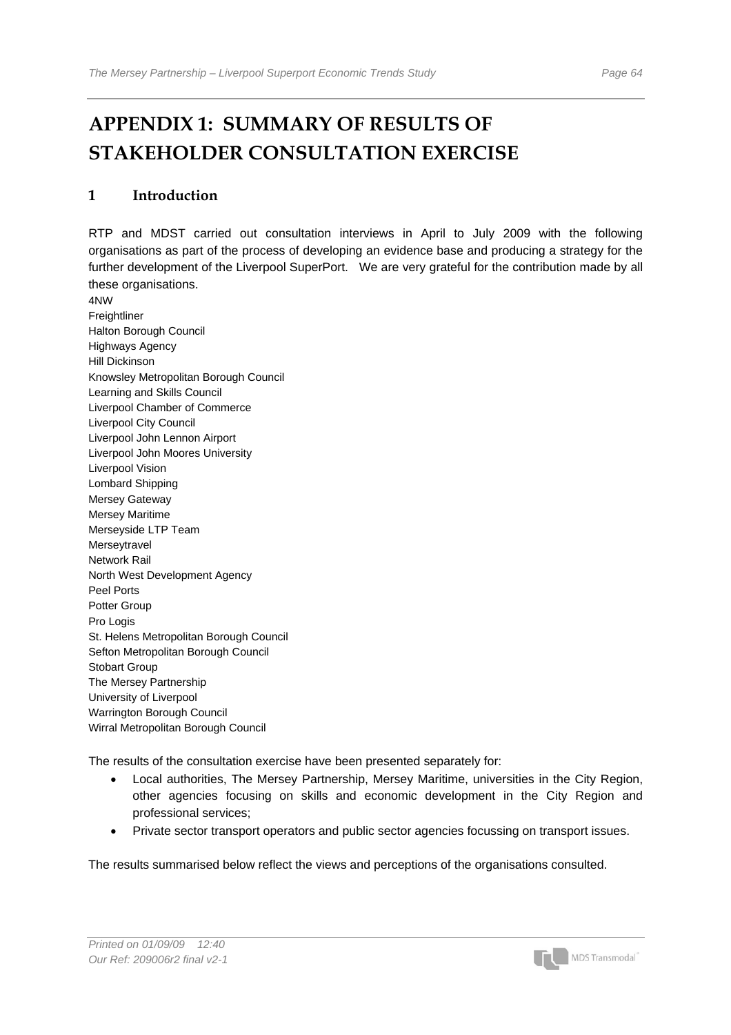# APPENDIX 1: SUMMARY OF RESULTS OF STAKEHOLDER CONSULTATION EXERCISE

## 1 Introduction

RTP and MDST carried out consultation interviews in April to July 2009 with the following organisations as part of the process of developing an evidence base and producing a strategy for the further development of the Liverpool SuperPort. We are very grateful for the contribution made by all these organisations.

4NW
Freightliner
Halton Borough Council
Highways Agency
Hill Dickinson
Knowsley Metropolitan Borough Council
Learning and Skills Council
Liverpool Chamber of Commerce
Liverpool City Council
Liverpool John Lennon Airport
Liverpool John Moores University
Liverpool Vision
Lombard Shipping
Mersey Gateway
Mersey Maritime
Merseyside LTP Team
Merseytravel
Network Rail
North West Development Agency
Peel Ports
Potter Group
Pro Logis
St. Helens Metropolitan Borough Council
Sefton Metropolitan Borough Council
Stobart Group
The Mersey Partnership
University of Liverpool
Warrington Borough Council
Wirral Metropolitan Borough Council

The results of the consultation exercise have been presented separately for:

- Local authorities, The Mersey Partnership, Mersey Maritime, universities in the City Region, other agencies focusing on skills and economic development in the City Region and professional services;
- Private sector transport operators and public sector agencies focussing on transport issues.

The results summarised below reflect the views and perceptions of the organisations consulted.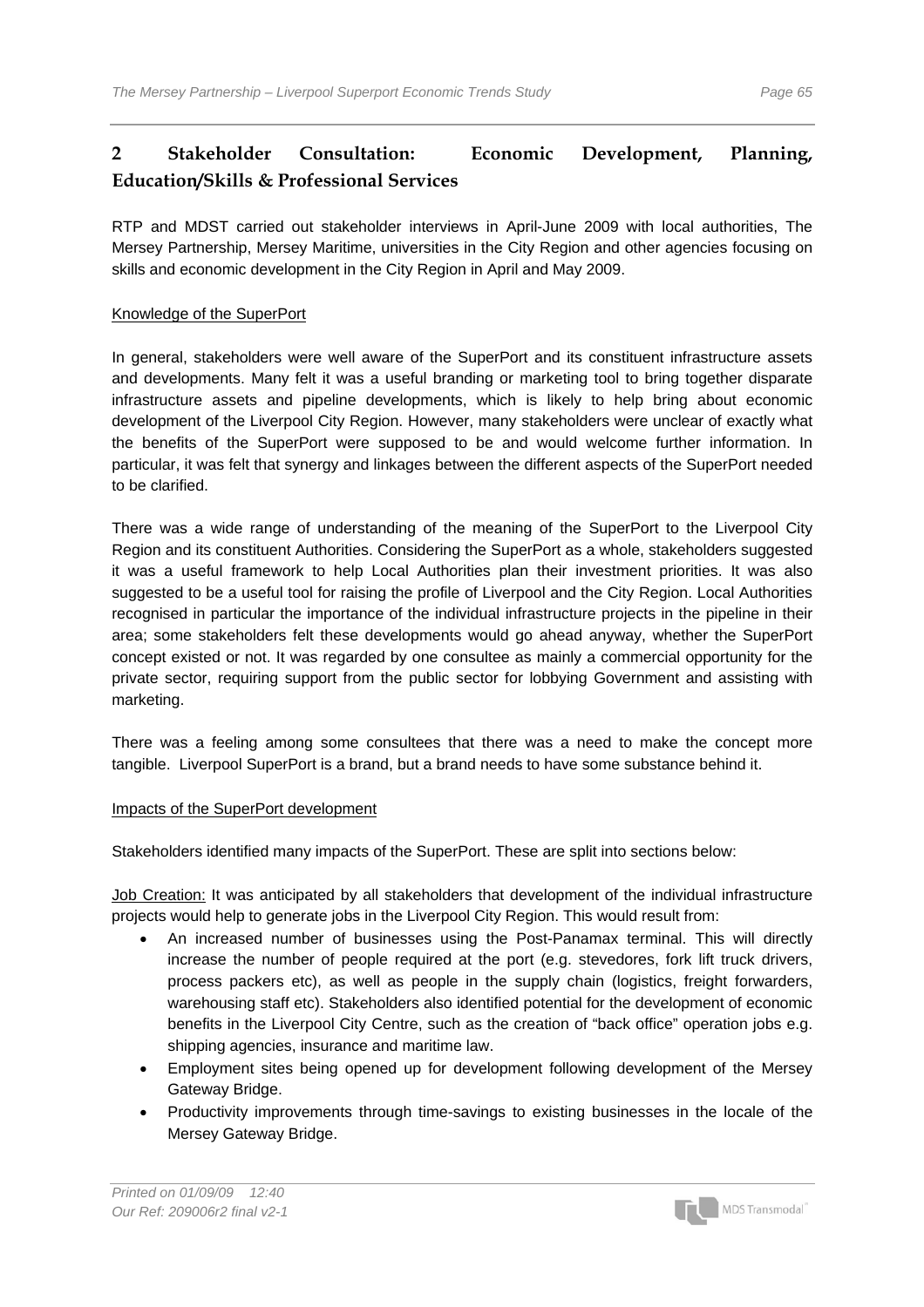## 2 Stakeholder Consultation: Economic Development, Planning, Education/Skills & Professional Services

RTP and MDST carried out stakeholder interviews in April-June 2009 with local authorities, The Mersey Partnership, Mersey Maritime, universities in the City Region and other agencies focusing on skills and economic development in the City Region in April and May 2009.

### Knowledge of the SuperPort

In general, stakeholders were well aware of the SuperPort and its constituent infrastructure assets and developments. Many felt it was a useful branding or marketing tool to bring together disparate infrastructure assets and pipeline developments, which is likely to help bring about economic development of the Liverpool City Region. However, many stakeholders were unclear of exactly what the benefits of the SuperPort were supposed to be and would welcome further information. In particular, it was felt that synergy and linkages between the different aspects of the SuperPort needed to be clarified.

There was a wide range of understanding of the meaning of the SuperPort to the Liverpool City Region and its constituent Authorities. Considering the SuperPort as a whole, stakeholders suggested it was a useful framework to help Local Authorities plan their investment priorities. It was also suggested to be a useful tool for raising the profile of Liverpool and the City Region. Local Authorities recognised in particular the importance of the individual infrastructure projects in the pipeline in their area; some stakeholders felt these developments would go ahead anyway, whether the SuperPort concept existed or not. It was regarded by one consultee as mainly a commercial opportunity for the private sector, requiring support from the public sector for lobbying Government and assisting with marketing.

There was a feeling among some consultees that there was a need to make the concept more tangible. Liverpool SuperPort is a brand, but a brand needs to have some substance behind it.

### Impacts of the SuperPort development

Stakeholders identified many impacts of the SuperPort. These are split into sections below:

Job Creation: It was anticipated by all stakeholders that development of the individual infrastructure projects would help to generate jobs in the Liverpool City Region. This would result from:

- An increased number of businesses using the Post-Panamax terminal. This will directly increase the number of people required at the port (e.g. stevedores, fork lift truck drivers, process packers etc), as well as people in the supply chain (logistics, freight forwarders, warehousing staff etc). Stakeholders also identified potential for the development of economic benefits in the Liverpool City Centre, such as the creation of "back office" operation jobs e.g. shipping agencies, insurance and maritime law.
- Employment sites being opened up for development following development of the Mersey Gateway Bridge.
- Productivity improvements through time-savings to existing businesses in the locale of the Mersey Gateway Bridge.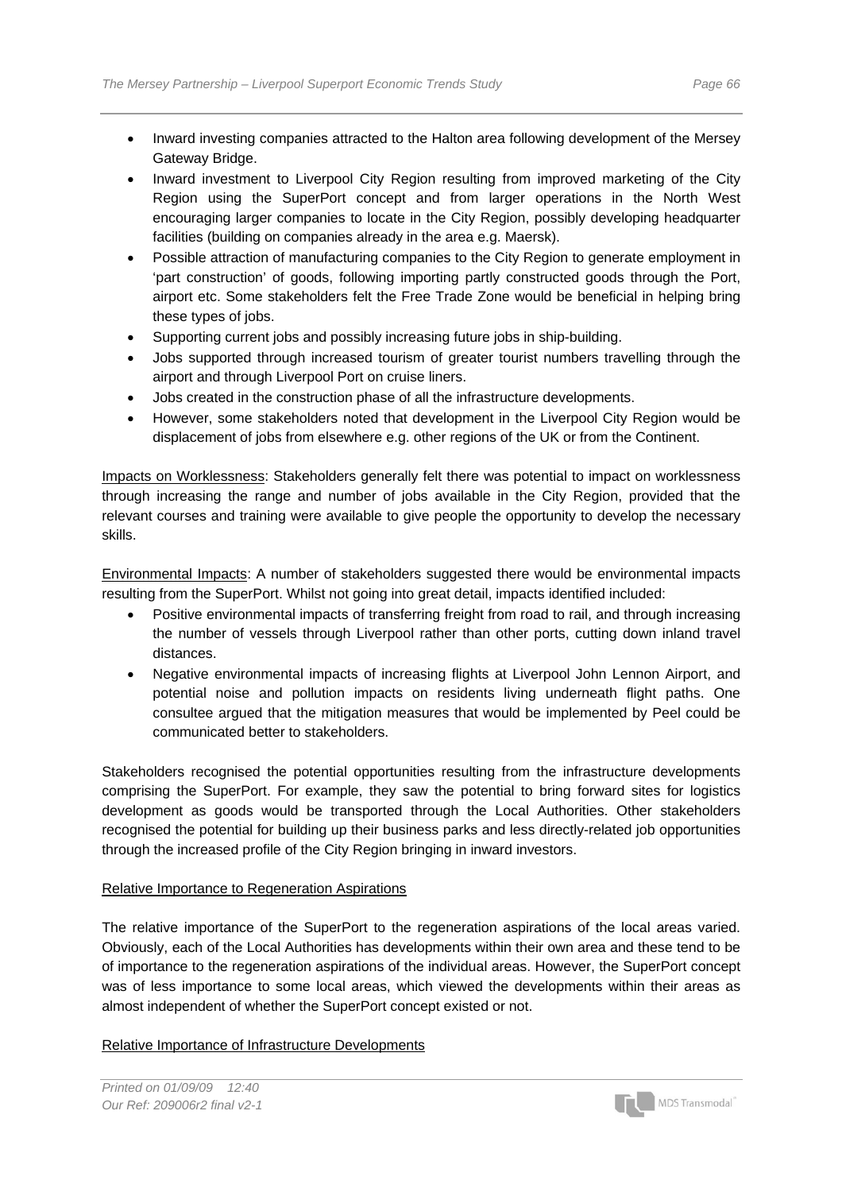- Inward investing companies attracted to the Halton area following development of the Mersey Gateway Bridge.
- Inward investment to Liverpool City Region resulting from improved marketing of the City Region using the SuperPort concept and from larger operations in the North West encouraging larger companies to locate in the City Region, possibly developing headquarter facilities (building on companies already in the area e.g. Maersk).
- Possible attraction of manufacturing companies to the City Region to generate employment in 'part construction' of goods, following importing partly constructed goods through the Port, airport etc. Some stakeholders felt the Free Trade Zone would be beneficial in helping bring these types of jobs.
- Supporting current jobs and possibly increasing future jobs in ship-building.
- Jobs supported through increased tourism of greater tourist numbers travelling through the airport and through Liverpool Port on cruise liners.
- Jobs created in the construction phase of all the infrastructure developments.
- However, some stakeholders noted that development in the Liverpool City Region would be displacement of jobs from elsewhere e.g. other regions of the UK or from the Continent.

Impacts on Worklessness: Stakeholders generally felt there was potential to impact on worklessness through increasing the range and number of jobs available in the City Region, provided that the relevant courses and training were available to give people the opportunity to develop the necessary skills.

Environmental Impacts: A number of stakeholders suggested there would be environmental impacts resulting from the SuperPort. Whilst not going into great detail, impacts identified included:

- Positive environmental impacts of transferring freight from road to rail, and through increasing the number of vessels through Liverpool rather than other ports, cutting down inland travel distances.
- Negative environmental impacts of increasing flights at Liverpool John Lennon Airport, and potential noise and pollution impacts on residents living underneath flight paths. One consultee argued that the mitigation measures that would be implemented by Peel could be communicated better to stakeholders.

Stakeholders recognised the potential opportunities resulting from the infrastructure developments comprising the SuperPort. For example, they saw the potential to bring forward sites for logistics development as goods would be transported through the Local Authorities. Other stakeholders recognised the potential for building up their business parks and less directly-related job opportunities through the increased profile of the City Region bringing in inward investors.

Relative Importance to Regeneration Aspirations

The relative importance of the SuperPort to the regeneration aspirations of the local areas varied. Obviously, each of the Local Authorities has developments within their own area and these tend to be of importance to the regeneration aspirations of the individual areas. However, the SuperPort concept was of less importance to some local areas, which viewed the developments within their areas as almost independent of whether the SuperPort concept existed or not.

Relative Importance of Infrastructure Developments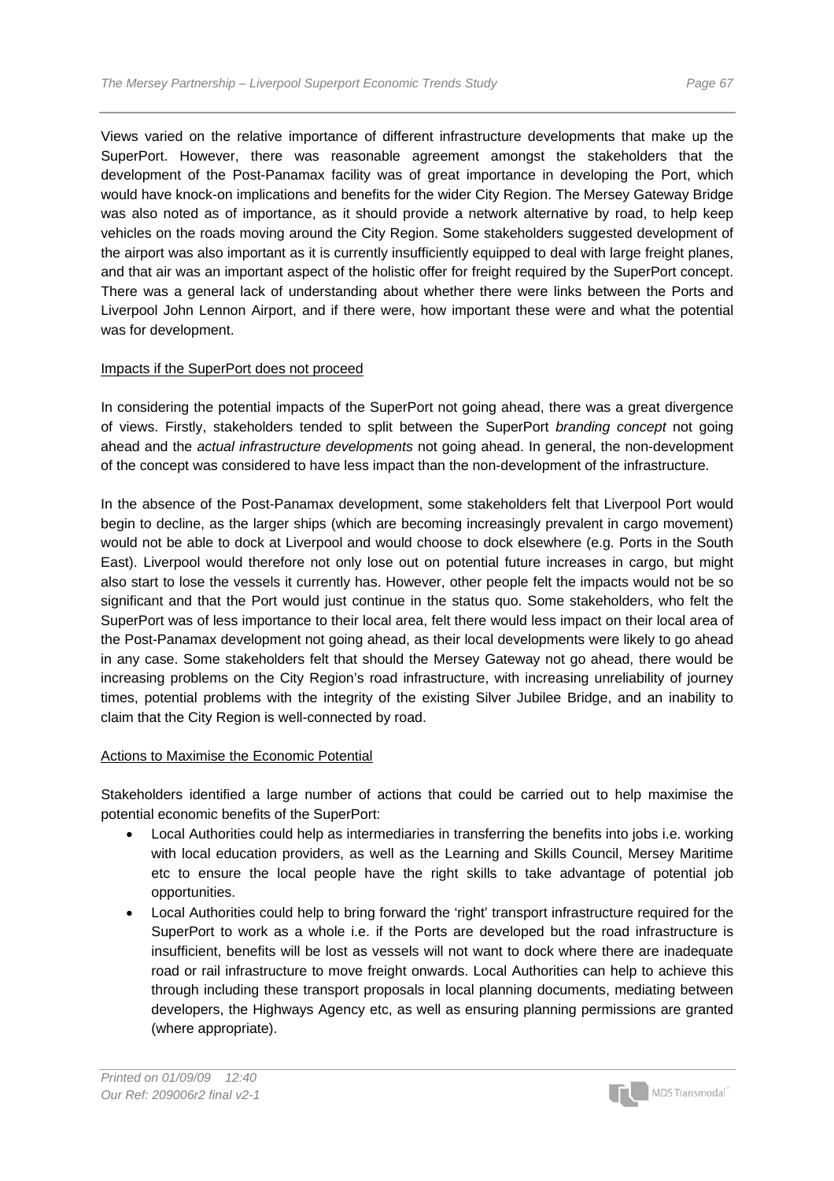Views varied on the relative importance of different infrastructure developments that make up the SuperPort. However, there was reasonable agreement amongst the stakeholders that the development of the Post-Panamax facility was of great importance in developing the Port, which would have knock-on implications and benefits for the wider City Region. The Mersey Gateway Bridge was also noted as of importance, as it should provide a network alternative by road, to help keep vehicles on the roads moving around the City Region. Some stakeholders suggested development of the airport was also important as it is currently insufficiently equipped to deal with large freight planes, and that air was an important aspect of the holistic offer for freight required by the SuperPort concept. There was a general lack of understanding about whether there were links between the Ports and Liverpool John Lennon Airport, and if there were, how important these were and what the potential was for development.

Impacts if the SuperPort does not proceed

In considering the potential impacts of the SuperPort not going ahead, there was a great divergence of views. Firstly, stakeholders tended to split between the SuperPort *branding concept* not going ahead and the *actual infrastructure developments* not going ahead. In general, the non-development of the concept was considered to have less impact than the non-development of the infrastructure.

In the absence of the Post-Panamax development, some stakeholders felt that Liverpool Port would begin to decline, as the larger ships (which are becoming increasingly prevalent in cargo movement) would not be able to dock at Liverpool and would choose to dock elsewhere (e.g. Ports in the South East). Liverpool would therefore not only lose out on potential future increases in cargo, but might also start to lose the vessels it currently has. However, other people felt the impacts would not be so significant and that the Port would just continue in the status quo. Some stakeholders, who felt the SuperPort was of less importance to their local area, felt there would less impact on their local area of the Post-Panamax development not going ahead, as their local developments were likely to go ahead in any case. Some stakeholders felt that should the Mersey Gateway not go ahead, there would be increasing problems on the City Region's road infrastructure, with increasing unreliability of journey times, potential problems with the integrity of the existing Silver Jubilee Bridge, and an inability to claim that the City Region is well-connected by road.

Actions to Maximise the Economic Potential

Stakeholders identified a large number of actions that could be carried out to help maximise the potential economic benefits of the SuperPort:

- Local Authorities could help as intermediaries in transferring the benefits into jobs i.e. working with local education providers, as well as the Learning and Skills Council, Mersey Maritime etc to ensure the local people have the right skills to take advantage of potential job opportunities.
- Local Authorities could help to bring forward the 'right' transport infrastructure required for the SuperPort to work as a whole i.e. if the Ports are developed but the road infrastructure is insufficient, benefits will be lost as vessels will not want to dock where there are inadequate road or rail infrastructure to move freight onwards. Local Authorities can help to achieve this through including these transport proposals in local planning documents, mediating between developers, the Highways Agency etc, as well as ensuring planning permissions are granted (where appropriate).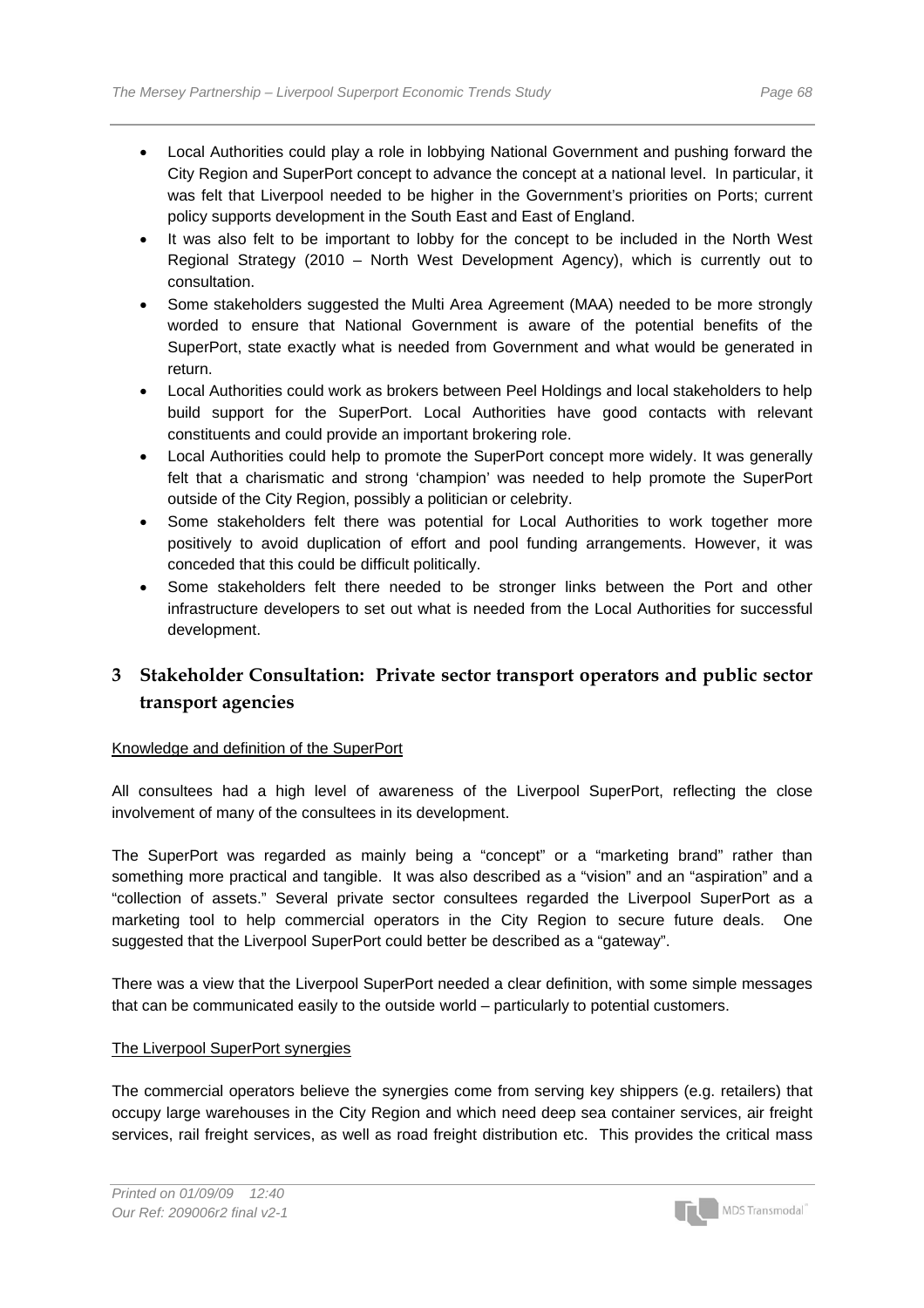- Local Authorities could play a role in lobbying National Government and pushing forward the City Region and SuperPort concept to advance the concept at a national level. In particular, it was felt that Liverpool needed to be higher in the Government's priorities on Ports; current policy supports development in the South East and East of England.
- It was also felt to be important to lobby for the concept to be included in the North West Regional Strategy (2010 – North West Development Agency), which is currently out to consultation.
- Some stakeholders suggested the Multi Area Agreement (MAA) needed to be more strongly worded to ensure that National Government is aware of the potential benefits of the SuperPort, state exactly what is needed from Government and what would be generated in return.
- Local Authorities could work as brokers between Peel Holdings and local stakeholders to help build support for the SuperPort. Local Authorities have good contacts with relevant constituents and could provide an important brokering role.
- Local Authorities could help to promote the SuperPort concept more widely. It was generally felt that a charismatic and strong 'champion' was needed to help promote the SuperPort outside of the City Region, possibly a politician or celebrity.
- Some stakeholders felt there was potential for Local Authorities to work together more positively to avoid duplication of effort and pool funding arrangements. However, it was conceded that this could be difficult politically.
- Some stakeholders felt there needed to be stronger links between the Port and other infrastructure developers to set out what is needed from the Local Authorities for successful development.

# 3 Stakeholder Consultation: Private sector transport operators and public sector transport agencies

Knowledge and definition of the SuperPort

All consultees had a high level of awareness of the Liverpool SuperPort, reflecting the close involvement of many of the consultees in its development.

The SuperPort was regarded as mainly being a "concept" or a "marketing brand" rather than something more practical and tangible. It was also described as a "vision" and an "aspiration" and a "collection of assets." Several private sector consultees regarded the Liverpool SuperPort as a marketing tool to help commercial operators in the City Region to secure future deals. One suggested that the Liverpool SuperPort could better be described as a "gateway".

There was a view that the Liverpool SuperPort needed a clear definition, with some simple messages that can be communicated easily to the outside world – particularly to potential customers.

The Liverpool SuperPort synergies

The commercial operators believe the synergies come from serving key shippers (e.g. retailers) that occupy large warehouses in the City Region and which need deep sea container services, air freight services, rail freight services, as well as road freight distribution etc. This provides the critical mass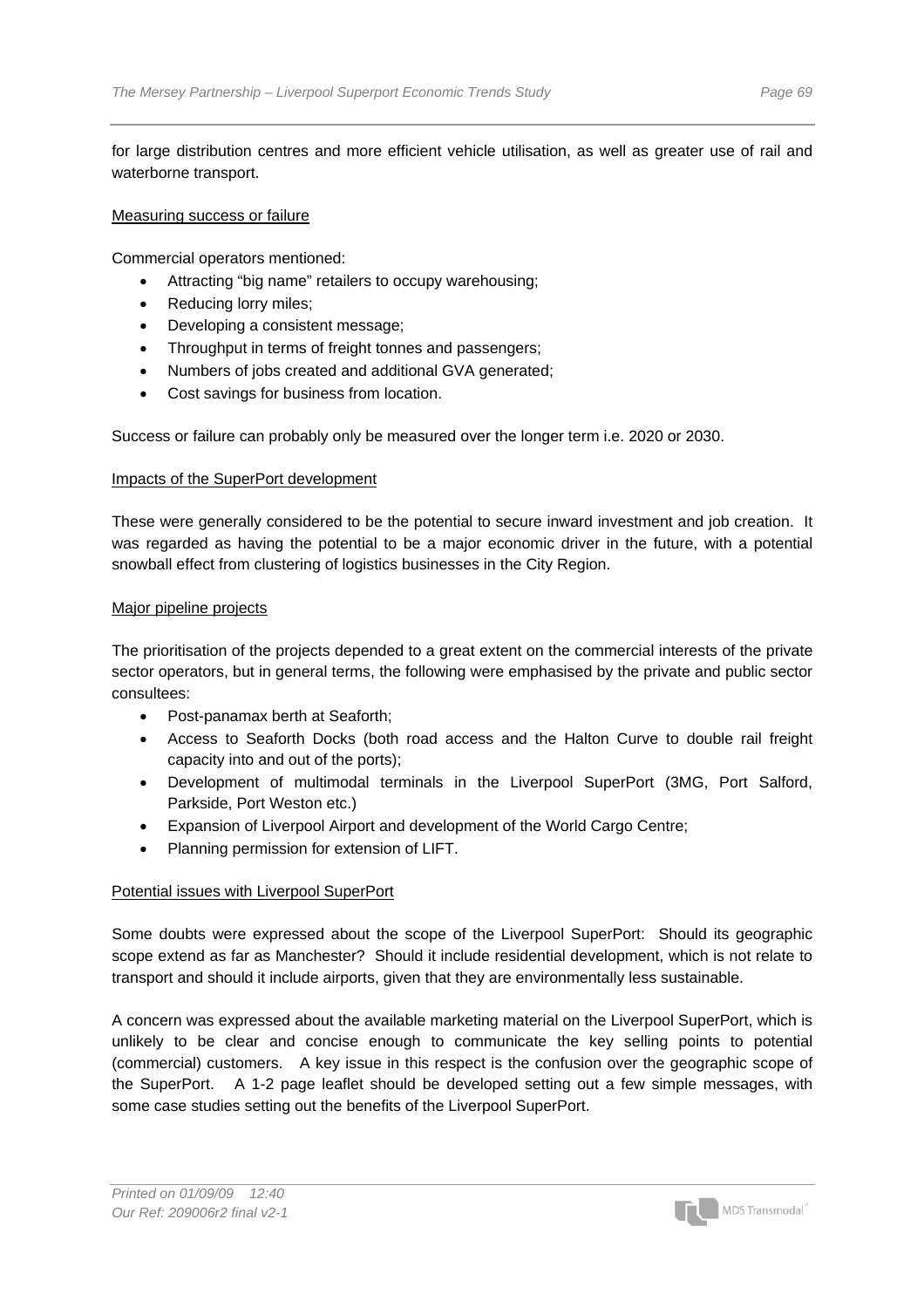for large distribution centres and more efficient vehicle utilisation, as well as greater use of rail and waterborne transport.

Measuring success or failure

Commercial operators mentioned:

- Attracting "big name" retailers to occupy warehousing;
- Reducing lorry miles;
- Developing a consistent message;
- Throughput in terms of freight tonnes and passengers;
- Numbers of jobs created and additional GVA generated;
- Cost savings for business from location.

Success or failure can probably only be measured over the longer term i.e. 2020 or 2030.

Impacts of the SuperPort development

These were generally considered to be the potential to secure inward investment and job creation. It was regarded as having the potential to be a major economic driver in the future, with a potential snowball effect from clustering of logistics businesses in the City Region.

Major pipeline projects

The prioritisation of the projects depended to a great extent on the commercial interests of the private sector operators, but in general terms, the following were emphasised by the private and public sector consultees:

- Post-panamax berth at Seaforth;
- Access to Seaforth Docks (both road access and the Halton Curve to double rail freight capacity into and out of the ports);
- Development of multimodal terminals in the Liverpool SuperPort (3MG, Port Salford, Parkside, Port Weston etc.)
- Expansion of Liverpool Airport and development of the World Cargo Centre;
- Planning permission for extension of LIFT.

Potential issues with Liverpool SuperPort

Some doubts were expressed about the scope of the Liverpool SuperPort: Should its geographic scope extend as far as Manchester? Should it include residential development, which is not relate to transport and should it include airports, given that they are environmentally less sustainable.

A concern was expressed about the available marketing material on the Liverpool SuperPort, which is unlikely to be clear and concise enough to communicate the key selling points to potential (commercial) customers. A key issue in this respect is the confusion over the geographic scope of the SuperPort. A 1-2 page leaflet should be developed setting out a few simple messages, with some case studies setting out the benefits of the Liverpool SuperPort.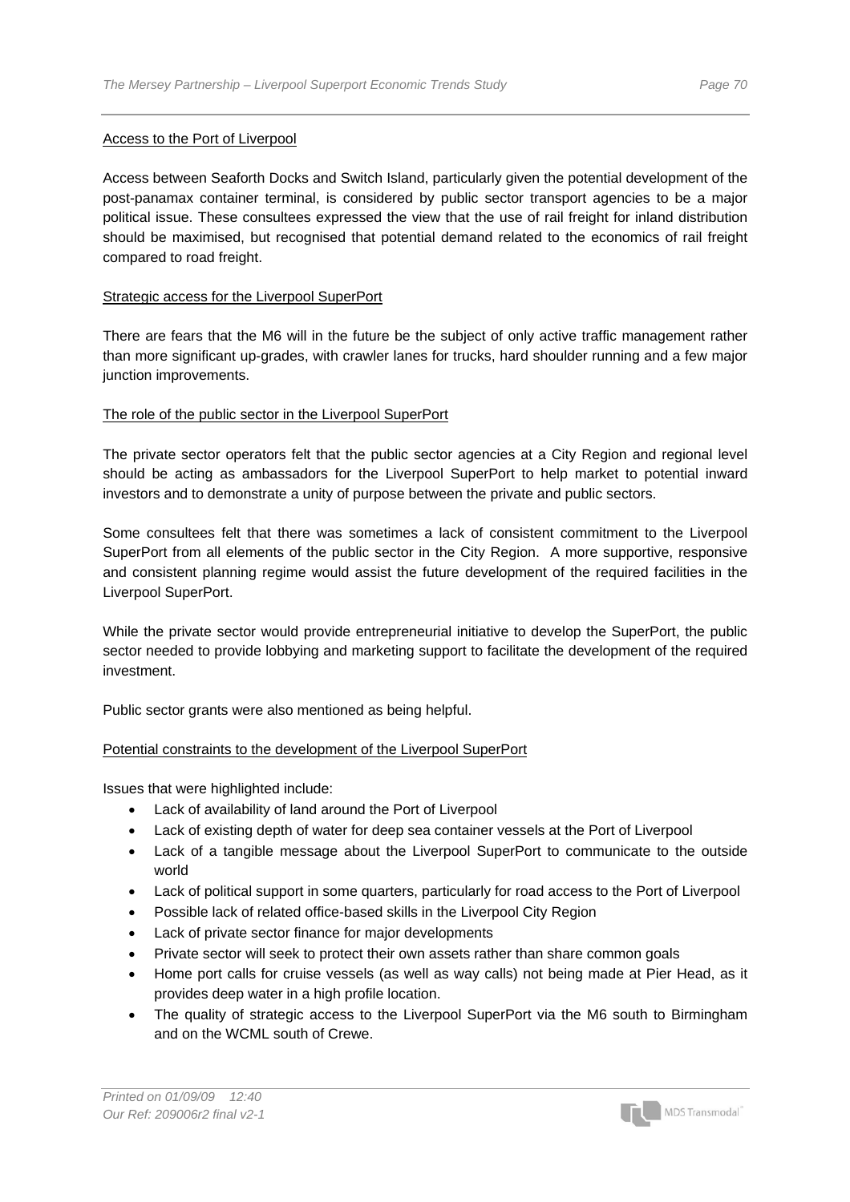Access to the Port of Liverpool

Access between Seaforth Docks and Switch Island, particularly given the potential development of the post-panamax container terminal, is considered by public sector transport agencies to be a major political issue. These consultees expressed the view that the use of rail freight for inland distribution should be maximised, but recognised that potential demand related to the economics of rail freight compared to road freight.

Strategic access for the Liverpool SuperPort

There are fears that the M6 will in the future be the subject of only active traffic management rather than more significant up-grades, with crawler lanes for trucks, hard shoulder running and a few major junction improvements.

The role of the public sector in the Liverpool SuperPort

The private sector operators felt that the public sector agencies at a City Region and regional level should be acting as ambassadors for the Liverpool SuperPort to help market to potential inward investors and to demonstrate a unity of purpose between the private and public sectors.

Some consultees felt that there was sometimes a lack of consistent commitment to the Liverpool SuperPort from all elements of the public sector in the City Region. A more supportive, responsive and consistent planning regime would assist the future development of the required facilities in the Liverpool SuperPort.

While the private sector would provide entrepreneurial initiative to develop the SuperPort, the public sector needed to provide lobbying and marketing support to facilitate the development of the required investment.

Public sector grants were also mentioned as being helpful.

Potential constraints to the development of the Liverpool SuperPort

Issues that were highlighted include:

- Lack of availability of land around the Port of Liverpool
- Lack of existing depth of water for deep sea container vessels at the Port of Liverpool
- Lack of a tangible message about the Liverpool SuperPort to communicate to the outside world
- Lack of political support in some quarters, particularly for road access to the Port of Liverpool
- Possible lack of related office-based skills in the Liverpool City Region
- Lack of private sector finance for major developments
- Private sector will seek to protect their own assets rather than share common goals
- Home port calls for cruise vessels (as well as way calls) not being made at Pier Head, as it provides deep water in a high profile location.
- The quality of strategic access to the Liverpool SuperPort via the M6 south to Birmingham and on the WCML south of Crewe.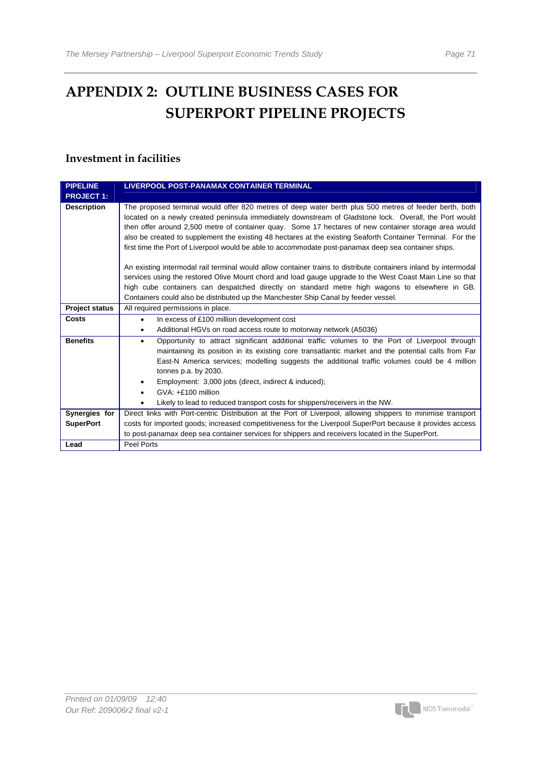# APPENDIX 2: OUTLINE BUSINESS CASES FOR SUPERPORT PIPELINE PROJECTS

## Investment in facilities

| PIPELINE PROJECT 1: | LIVERPOOL POST-PANAMAX CONTAINER TERMINAL |
|---|---|
| **Description** | The proposed terminal would offer 820 metres of deep water berth plus 500 metres of feeder berth, both located on a newly created peninsula immediately downstream of Gladstone lock. Overall, the Port would then offer around 2,500 metre of container quay. Some 17 hectares of new container storage area would also be created to supplement the existing 48 hectares at the existing Seaforth Container Terminal. For the first time the Port of Liverpool would be able to accommodate post-panamax deep sea container ships.<br><br>An existing intermodal rail terminal would allow container trains to distribute containers inland by intermodal services using the restored Olive Mount chord and load gauge upgrade to the West Coast Main Line so that high cube containers can despatched directly on standard metre high wagons to elsewhere in GB. Containers could also be distributed up the Manchester Ship Canal by feeder vessel. |
| **Project status** | All required permissions in place. |
| **Costs** | • In excess of £100 million development cost<br>• Additional HGVs on road access route to motorway network (A5036) |
| **Benefits** | • Opportunity to attract significant additional traffic volumes to the Port of Liverpool through maintaining its position in its existing core transatlantic market and the potential calls from Far East-N America services; modelling suggests the additional traffic volumes could be 4 million tonnes p.a. by 2030.<br>• Employment: 3,000 jobs (direct, indirect & induced);<br>• GVA: +£100 million<br>• Likely to lead to reduced transport costs for shippers/receivers in the NW. |
| **Synergies for SuperPort** | Direct links with Port-centric Distribution at the Port of Liverpool, allowing shippers to minimise transport costs for imported goods; increased competitiveness for the Liverpool SuperPort because it provides access to post-panamax deep sea container services for shippers and receivers located in the SuperPort. |
| **Lead** | Peel Ports |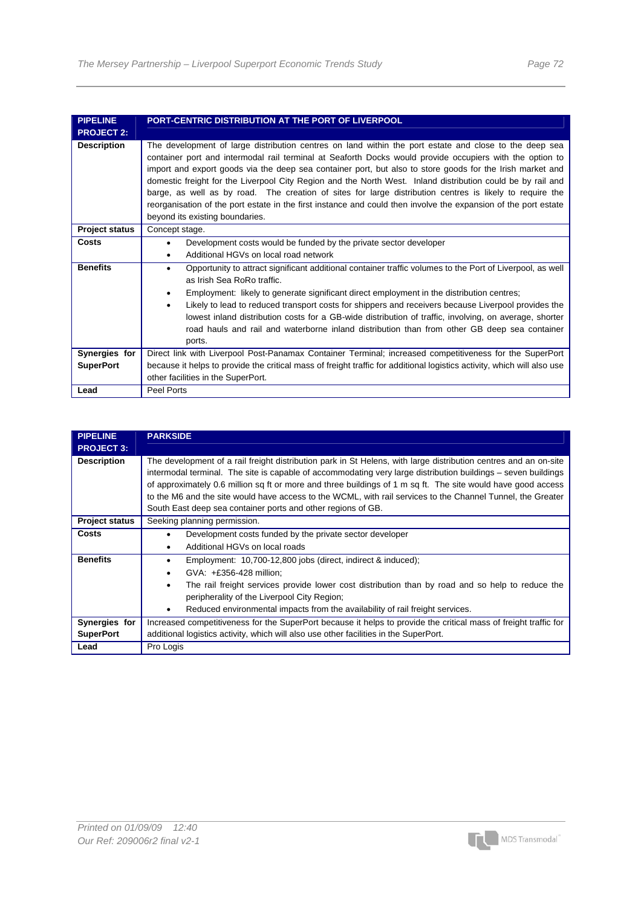| PIPELINE PROJECT 2: | PORT-CENTRIC DISTRIBUTION AT THE PORT OF LIVERPOOL |
|---|---|
| **Description** | The development of large distribution centres on land within the port estate and close to the deep sea container port and intermodal rail terminal at Seaforth Docks would provide occupiers with the option to import and export goods via the deep sea container port, but also to store goods for the Irish market and domestic freight for the Liverpool City Region and the North West. Inland distribution could be by rail and barge, as well as by road. The creation of sites for large distribution centres is likely to require the reorganisation of the port estate in the first instance and could then involve the expansion of the port estate beyond its existing boundaries. |
| **Project status** | Concept stage. |
| **Costs** | • Development costs would be funded by the private sector developer<br>• Additional HGVs on local road network |
| **Benefits** | • Opportunity to attract significant additional container traffic volumes to the Port of Liverpool, as well as Irish Sea RoRo traffic.<br>• Employment: likely to generate significant direct employment in the distribution centres;<br>• Likely to lead to reduced transport costs for shippers and receivers because Liverpool provides the lowest inland distribution costs for a GB-wide distribution of traffic, involving, on average, shorter road hauls and rail and waterborne inland distribution than from other GB deep sea container ports. |
| **Synergies for SuperPort** | Direct link with Liverpool Post-Panamax Container Terminal; increased competitiveness for the SuperPort because it helps to provide the critical mass of freight traffic for additional logistics activity, which will also use other facilities in the SuperPort. |
| **Lead** | Peel Ports |

| PIPELINE PROJECT 3: | PARKSIDE |
|---|---|
| **Description** | The development of a rail freight distribution park in St Helens, with large distribution centres and an on-site intermodal terminal. The site is capable of accommodating very large distribution buildings – seven buildings of approximately 0.6 million sq ft or more and three buildings of 1 m sq ft. The site would have good access to the M6 and the site would have access to the WCML, with rail services to the Channel Tunnel, the Greater South East deep sea container ports and other regions of GB. |
| **Project status** | Seeking planning permission. |
| **Costs** | • Development costs funded by the private sector developer<br>• Additional HGVs on local roads |
| **Benefits** | • Employment: 10,700-12,800 jobs (direct, indirect & induced);<br>• GVA: +£356-428 million;<br>• The rail freight services provide lower cost distribution than by road and so help to reduce the peripherality of the Liverpool City Region;<br>• Reduced environmental impacts from the availability of rail freight services. |
| **Synergies for SuperPort** | Increased competitiveness for the SuperPort because it helps to provide the critical mass of freight traffic for additional logistics activity, which will also use other facilities in the SuperPort. |
| **Lead** | Pro Logis |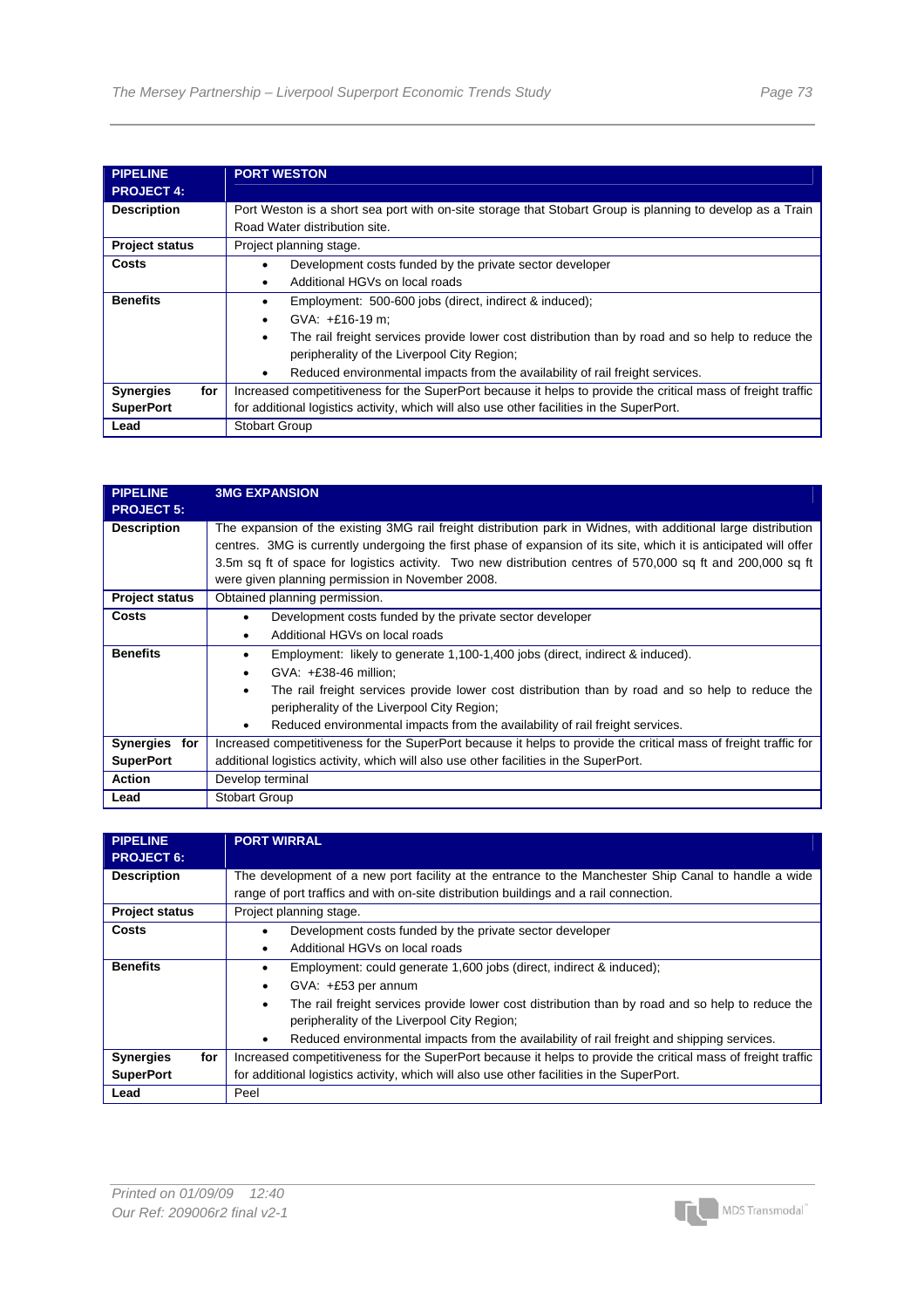| PIPELINE PROJECT 4: | PORT WESTON |
|---|---|
| **Description** | Port Weston is a short sea port with on-site storage that Stobart Group is planning to develop as a Train Road Water distribution site. |
| **Project status** | Project planning stage. |
| **Costs** | • Development costs funded by the private sector developer<br>• Additional HGVs on local roads |
| **Benefits** | • Employment: 500-600 jobs (direct, indirect & induced);<br>• GVA: +£16-19 m;<br>• The rail freight services provide lower cost distribution than by road and so help to reduce the peripherality of the Liverpool City Region;<br>• Reduced environmental impacts from the availability of rail freight services. |
| **Synergies for SuperPort** | Increased competitiveness for the SuperPort because it helps to provide the critical mass of freight traffic for additional logistics activity, which will also use other facilities in the SuperPort. |
| **Lead** | Stobart Group |

| PIPELINE PROJECT 5: | 3MG EXPANSION |
|---|---|
| **Description** | The expansion of the existing 3MG rail freight distribution park in Widnes, with additional large distribution centres. 3MG is currently undergoing the first phase of expansion of its site, which it is anticipated will offer 3.5m sq ft of space for logistics activity. Two new distribution centres of 570,000 sq ft and 200,000 sq ft were given planning permission in November 2008. |
| **Project status** | Obtained planning permission. |
| **Costs** | • Development costs funded by the private sector developer<br>• Additional HGVs on local roads |
| **Benefits** | • Employment: likely to generate 1,100-1,400 jobs (direct, indirect & induced).<br>• GVA: +£38-46 million;<br>• The rail freight services provide lower cost distribution than by road and so help to reduce the peripherality of the Liverpool City Region;<br>• Reduced environmental impacts from the availability of rail freight services. |
| **Synergies for SuperPort** | Increased competitiveness for the SuperPort because it helps to provide the critical mass of freight traffic for additional logistics activity, which will also use other facilities in the SuperPort. |
| **Action** | Develop terminal |
| **Lead** | Stobart Group |

| PIPELINE PROJECT 6: | PORT WIRRAL |
|---|---|
| **Description** | The development of a new port facility at the entrance to the Manchester Ship Canal to handle a wide range of port traffics and with on-site distribution buildings and a rail connection. |
| **Project status** | Project planning stage. |
| **Costs** | • Development costs funded by the private sector developer<br>• Additional HGVs on local roads |
| **Benefits** | • Employment: could generate 1,600 jobs (direct, indirect & induced);<br>• GVA: +£53 per annum<br>• The rail freight services provide lower cost distribution than by road and so help to reduce the peripherality of the Liverpool City Region;<br>• Reduced environmental impacts from the availability of rail freight and shipping services. |
| **Synergies for SuperPort** | Increased competitiveness for the SuperPort because it helps to provide the critical mass of freight traffic for additional logistics activity, which will also use other facilities in the SuperPort. |
| **Lead** | Peel |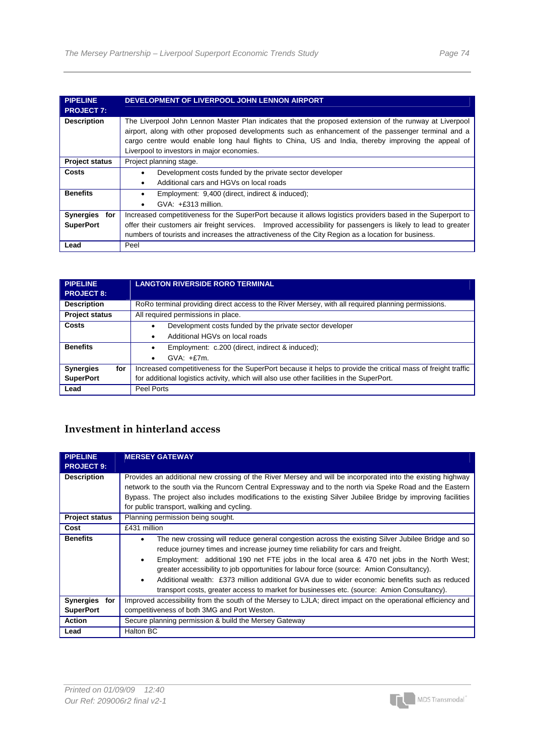| PIPELINE PROJECT 7: | DEVELOPMENT OF LIVERPOOL JOHN LENNON AIRPORT |
|---|---|
| **Description** | The Liverpool John Lennon Master Plan indicates that the proposed extension of the runway at Liverpool airport, along with other proposed developments such as enhancement of the passenger terminal and a cargo centre would enable long haul flights to China, US and India, thereby improving the appeal of Liverpool to investors in major economies. |
| **Project status** | Project planning stage. |
| **Costs** | • Development costs funded by the private sector developer<br>• Additional cars and HGVs on local roads |
| **Benefits** | • Employment: 9,400 (direct, indirect & induced);<br>• GVA: +£313 million. |
| **Synergies for SuperPort** | Increased competitiveness for the SuperPort because it allows logistics providers based in the Superport to offer their customers air freight services. Improved accessibility for passengers is likely to lead to greater numbers of tourists and increases the attractiveness of the City Region as a location for business. |
| **Lead** | Peel |

| PIPELINE PROJECT 8: | LANGTON RIVERSIDE RORO TERMINAL |
|---|---|
| **Description** | RoRo terminal providing direct access to the River Mersey, with all required planning permissions. |
| **Project status** | All required permissions in place. |
| **Costs** | • Development costs funded by the private sector developer<br>• Additional HGVs on local roads |
| **Benefits** | • Employment: c.200 (direct, indirect & induced);<br>• GVA: +£7m. |
| **Synergies for SuperPort** | Increased competitiveness for the SuperPort because it helps to provide the critical mass of freight traffic for additional logistics activity, which will also use other facilities in the SuperPort. |
| **Lead** | Peel Ports |

## Investment in hinterland access

| PIPELINE PROJECT 9: | MERSEY GATEWAY |
|---|---|
| **Description** | Provides an additional new crossing of the River Mersey and will be incorporated into the existing highway network to the south via the Runcorn Central Expressway and to the north via Speke Road and the Eastern Bypass. The project also includes modifications to the existing Silver Jubilee Bridge by improving facilities for public transport, walking and cycling. |
| **Project status** | Planning permission being sought. |
| **Cost** | £431 million |
| **Benefits** | • The new crossing will reduce general congestion across the existing Silver Jubilee Bridge and so reduce journey times and increase journey time reliability for cars and freight.<br>• Employment: additional 190 net FTE jobs in the local area & 470 net jobs in the North West; greater accessibility to job opportunities for labour force (source: Amion Consultancy).<br>• Additional wealth: £373 million additional GVA due to wider economic benefits such as reduced transport costs, greater access to market for businesses etc. (source: Amion Consultancy). |
| **Synergies for SuperPort** | Improved accessibility from the south of the Mersey to LJLA; direct impact on the operational efficiency and competitiveness of both 3MG and Port Weston. |
| **Action** | Secure planning permission & build the Mersey Gateway |
| **Lead** | Halton BC |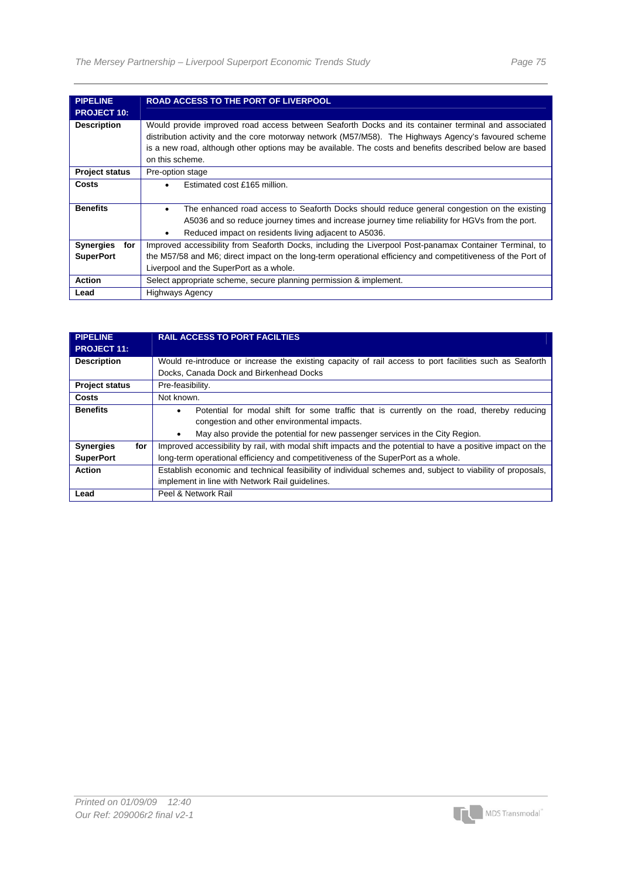| PIPELINE PROJECT 10: | ROAD ACCESS TO THE PORT OF LIVERPOOL |
|---|---|
| **Description** | Would provide improved road access between Seaforth Docks and its container terminal and associated distribution activity and the core motorway network (M57/M58). The Highways Agency's favoured scheme is a new road, although other options may be available. The costs and benefits described below are based on this scheme. |
| **Project status** | Pre-option stage |
| **Costs** | • Estimated cost £165 million. |
| **Benefits** | • The enhanced road access to Seaforth Docks should reduce general congestion on the existing A5036 and so reduce journey times and increase journey time reliability for HGVs from the port.<br>• Reduced impact on residents living adjacent to A5036. |
| **Synergies for SuperPort** | Improved accessibility from Seaforth Docks, including the Liverpool Post-panamax Container Terminal, to the M57/58 and M6; direct impact on the long-term operational efficiency and competitiveness of the Port of Liverpool and the SuperPort as a whole. |
| **Action** | Select appropriate scheme, secure planning permission & implement. |
| **Lead** | Highways Agency |

| PIPELINE PROJECT 11: | RAIL ACCESS TO PORT FACILTIES |
|---|---|
| **Description** | Would re-introduce or increase the existing capacity of rail access to port facilities such as Seaforth Docks, Canada Dock and Birkenhead Docks |
| **Project status** | Pre-feasibility. |
| **Costs** | Not known. |
| **Benefits** | • Potential for modal shift for some traffic that is currently on the road, thereby reducing congestion and other environmental impacts.<br>• May also provide the potential for new passenger services in the City Region. |
| **Synergies for SuperPort** | Improved accessibility by rail, with modal shift impacts and the potential to have a positive impact on the long-term operational efficiency and competitiveness of the SuperPort as a whole. |
| **Action** | Establish economic and technical feasibility of individual schemes and, subject to viability of proposals, implement in line with Network Rail guidelines. |
| **Lead** | Peel & Network Rail |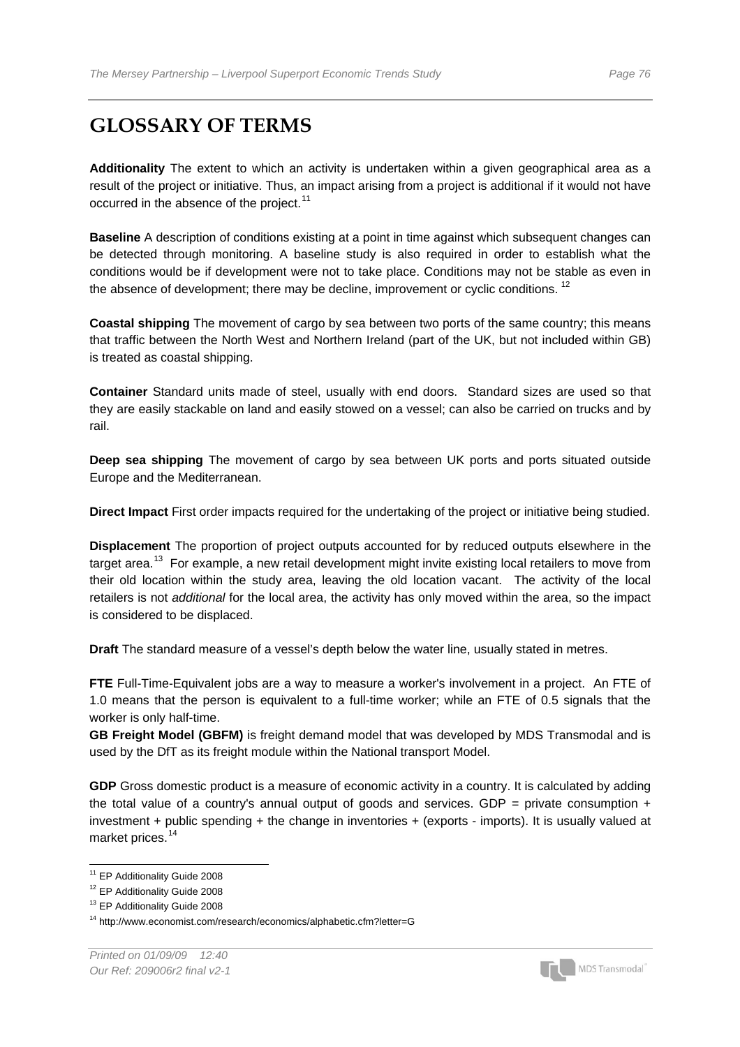# GLOSSARY OF TERMS

**Additionality** The extent to which an activity is undertaken within a given geographical area as a result of the project or initiative. Thus, an impact arising from a project is additional if it would not have occurred in the absence of the project.[11]

**Baseline** A description of conditions existing at a point in time against which subsequent changes can be detected through monitoring. A baseline study is also required in order to establish what the conditions would be if development were not to take place. Conditions may not be stable as even in the absence of development; there may be decline, improvement or cyclic conditions. [12]

**Coastal shipping** The movement of cargo by sea between two ports of the same country; this means that traffic between the North West and Northern Ireland (part of the UK, but not included within GB) is treated as coastal shipping.

**Container** Standard units made of steel, usually with end doors. Standard sizes are used so that they are easily stackable on land and easily stowed on a vessel; can also be carried on trucks and by rail.

**Deep sea shipping** The movement of cargo by sea between UK ports and ports situated outside Europe and the Mediterranean.

**Direct Impact** First order impacts required for the undertaking of the project or initiative being studied.

**Displacement** The proportion of project outputs accounted for by reduced outputs elsewhere in the target area.[13] For example, a new retail development might invite existing local retailers to move from their old location within the study area, leaving the old location vacant. The activity of the local retailers is not *additional* for the local area, the activity has only moved within the area, so the impact is considered to be displaced.

**Draft** The standard measure of a vessel's depth below the water line, usually stated in metres.

**FTE** Full-Time-Equivalent jobs are a way to measure a worker's involvement in a project. An FTE of 1.0 means that the person is equivalent to a full-time worker; while an FTE of 0.5 signals that the worker is only half-time.

**GB Freight Model (GBFM)** is freight demand model that was developed by MDS Transmodal and is used by the DfT as its freight module within the National transport Model.

**GDP** Gross domestic product is a measure of economic activity in a country. It is calculated by adding the total value of a country's annual output of goods and services. GDP = private consumption + investment + public spending + the change in inventories + (exports - imports). It is usually valued at market prices.[14]

---

[11] EP Additionality Guide 2008

[12] EP Additionality Guide 2008

[13] EP Additionality Guide 2008

[14] http://www.economist.com/research/economics/alphabetic.cfm?letter=G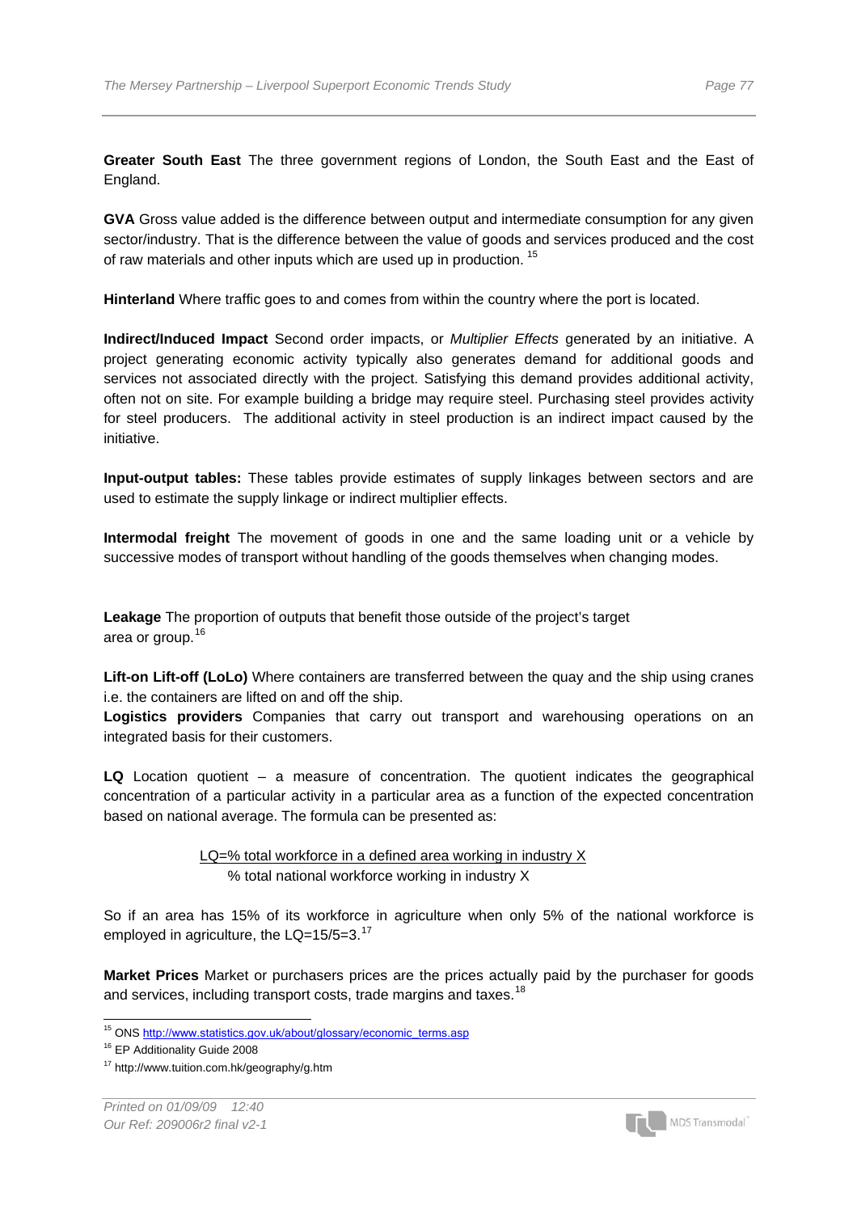**Greater South East** The three government regions of London, the South East and the East of England.

**GVA** Gross value added is the difference between output and intermediate consumption for any given sector/industry. That is the difference between the value of goods and services produced and the cost of raw materials and other inputs which are used up in production. [15]

**Hinterland** Where traffic goes to and comes from within the country where the port is located.

**Indirect/Induced Impact** Second order impacts, or *Multiplier Effects* generated by an initiative. A project generating economic activity typically also generates demand for additional goods and services not associated directly with the project. Satisfying this demand provides additional activity, often not on site. For example building a bridge may require steel. Purchasing steel provides activity for steel producers. The additional activity in steel production is an indirect impact caused by the initiative.

**Input-output tables:** These tables provide estimates of supply linkages between sectors and are used to estimate the supply linkage or indirect multiplier effects.

**Intermodal freight** The movement of goods in one and the same loading unit or a vehicle by successive modes of transport without handling of the goods themselves when changing modes.

**Leakage** The proportion of outputs that benefit those outside of the project's target area or group. [16]

**Lift-on Lift-off (LoLo)** Where containers are transferred between the quay and the ship using cranes i.e. the containers are lifted on and off the ship.

**Logistics providers** Companies that carry out transport and warehousing operations on an integrated basis for their customers.

**LQ** Location quotient – a measure of concentration. The quotient indicates the geographical concentration of a particular activity in a particular area as a function of the expected concentration based on national average. The formula can be presented as:

$$LQ = \frac{\text{\% total workforce in a defined area working in industry X}}{\text{\% total national workforce working in industry X}}$$

So if an area has 15% of its workforce in agriculture when only 5% of the national workforce is employed in agriculture, the LQ=15/5=3. [17]

**Market Prices** Market or purchasers prices are the prices actually paid by the purchaser for goods and services, including transport costs, trade margins and taxes. [18]

---

[15] ONS http://www.statistics.gov.uk/about/glossary/economic_terms.asp

[16] EP Additionality Guide 2008

[17] http://www.tuition.com.hk/geography/g.htm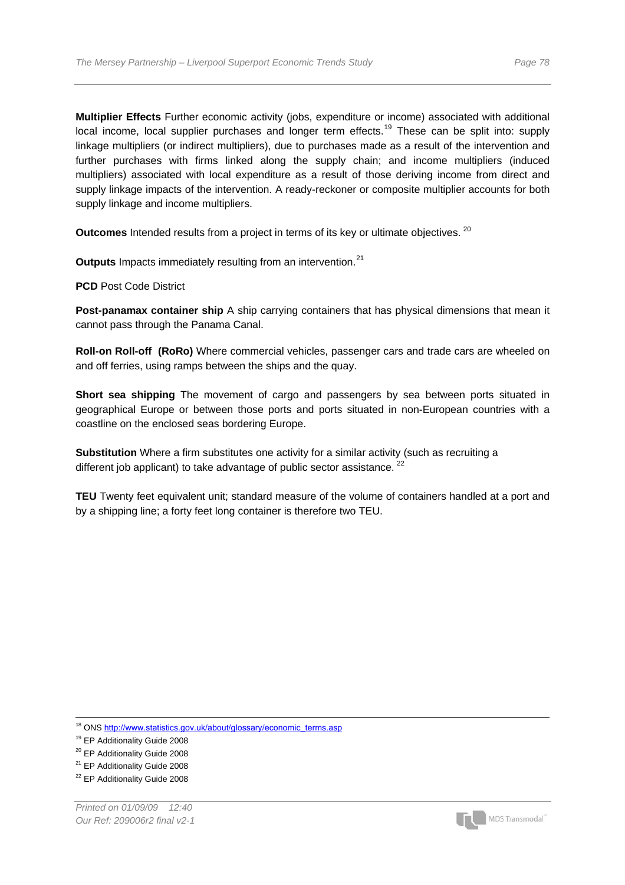**Multiplier Effects** Further economic activity (jobs, expenditure or income) associated with additional local income, local supplier purchases and longer term effects.[19] These can be split into: supply linkage multipliers (or indirect multipliers), due to purchases made as a result of the intervention and further purchases with firms linked along the supply chain; and income multipliers (induced multipliers) associated with local expenditure as a result of those deriving income from direct and supply linkage impacts of the intervention. A ready-reckoner or composite multiplier accounts for both supply linkage and income multipliers.

**Outcomes** Intended results from a project in terms of its key or ultimate objectives. [20]

**Outputs** Impacts immediately resulting from an intervention.[21]

**PCD** Post Code District

**Post-panamax container ship** A ship carrying containers that has physical dimensions that mean it cannot pass through the Panama Canal.

**Roll-on Roll-off (RoRo)** Where commercial vehicles, passenger cars and trade cars are wheeled on and off ferries, using ramps between the ships and the quay.

**Short sea shipping** The movement of cargo and passengers by sea between ports situated in geographical Europe or between those ports and ports situated in non-European countries with a coastline on the enclosed seas bordering Europe.

**Substitution** Where a firm substitutes one activity for a similar activity (such as recruiting a different job applicant) to take advantage of public sector assistance. [22]

**TEU** Twenty feet equivalent unit; standard measure of the volume of containers handled at a port and by a shipping line; a forty feet long container is therefore two TEU.

---

[18] ONS http://www.statistics.gov.uk/about/glossary/economic_terms.asp

[19] EP Additionality Guide 2008

[20] EP Additionality Guide 2008

[21] EP Additionality Guide 2008

[22] EP Additionality Guide 2008